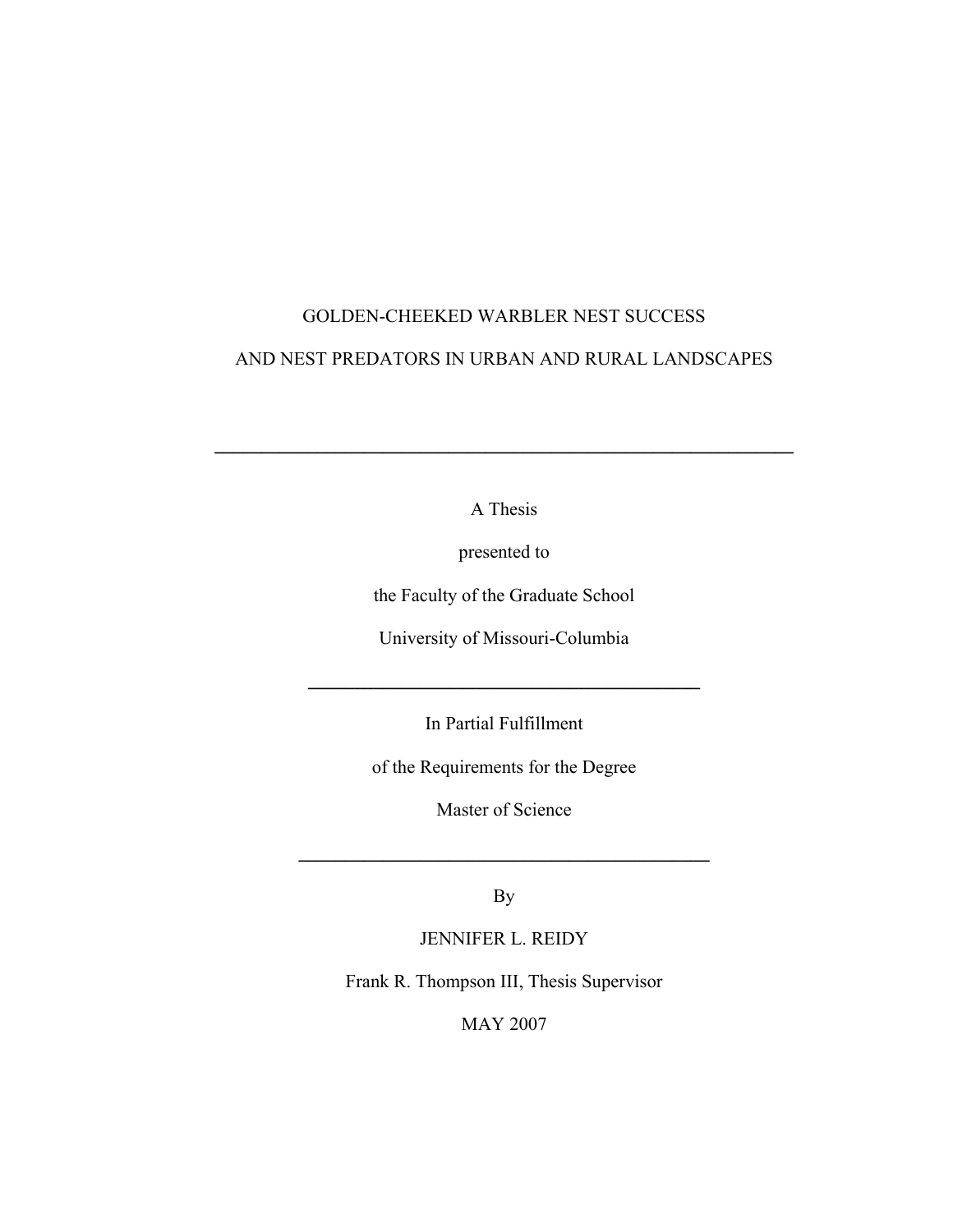# GOLDEN-CHEEKED WARBLER NEST SUCCESS AND NEST PREDATORS IN URBAN AND RURAL LANDSCAPES

---

A Thesis

presented to

the Faculty of the Graduate School

University of Missouri-Columbia

---

In Partial Fulfillment

of the Requirements for the Degree

Master of Science

---

By

JENNIFER L. REIDY

Frank R. Thompson III, Thesis Supervisor

MAY 2007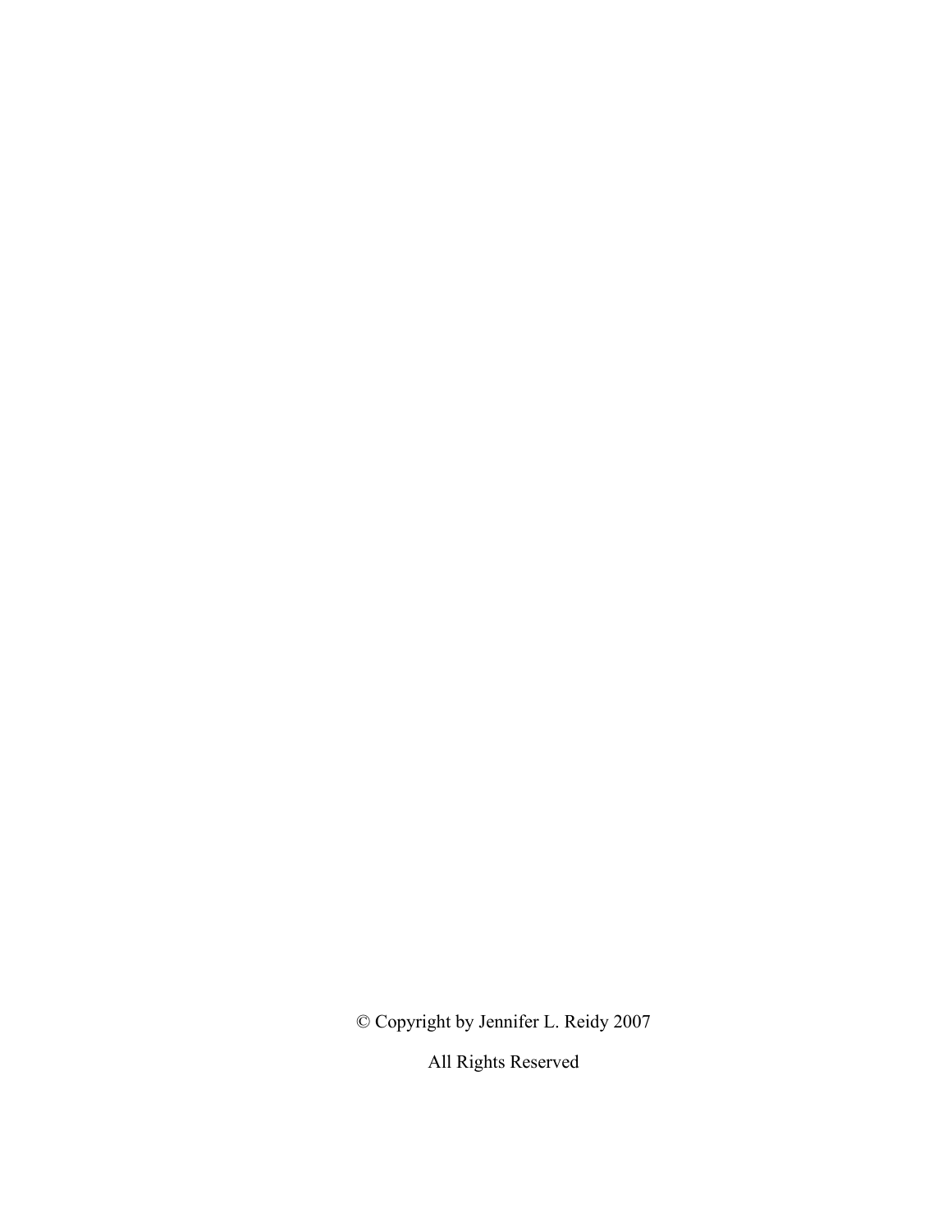© Copyright by Jennifer L. Reidy 2007

All Rights Reserved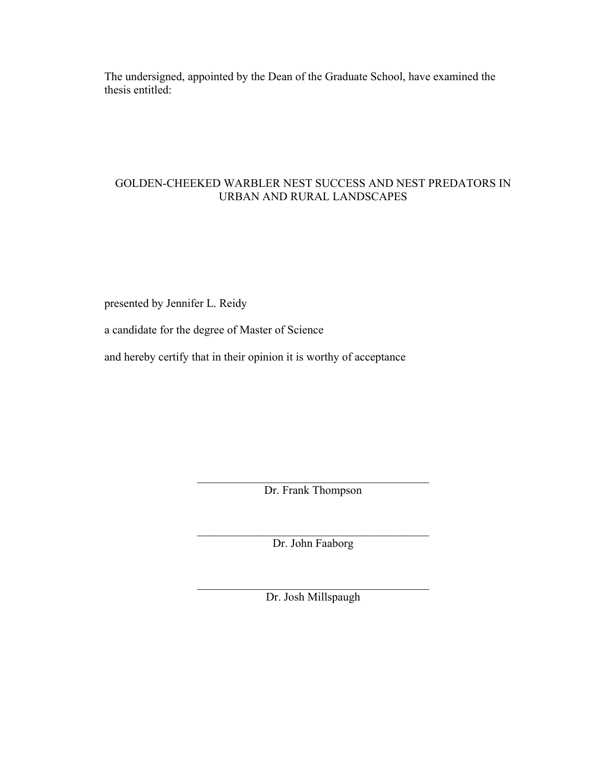The undersigned, appointed by the Dean of the Graduate School, have examined the thesis entitled:

GOLDEN-CHEEKED WARBLER NEST SUCCESS AND NEST PREDATORS IN URBAN AND RURAL LANDSCAPES

presented by Jennifer L. Reidy

a candidate for the degree of Master of Science

and hereby certify that in their opinion it is worthy of acceptance

\_\_\_\_\_\_\_\_\_\_\_\_\_\_\_\_\_\_\_\_\_\_\_\_\_\_\_\_\_\_\_\_\_\_\_\_\_\_\_\_
Dr. Frank Thompson

\_\_\_\_\_\_\_\_\_\_\_\_\_\_\_\_\_\_\_\_\_\_\_\_\_\_\_\_\_\_\_\_\_\_\_\_\_\_\_\_
Dr. John Faaborg

\_\_\_\_\_\_\_\_\_\_\_\_\_\_\_\_\_\_\_\_\_\_\_\_\_\_\_\_\_\_\_\_\_\_\_\_\_\_\_\_
Dr. Josh Millspaugh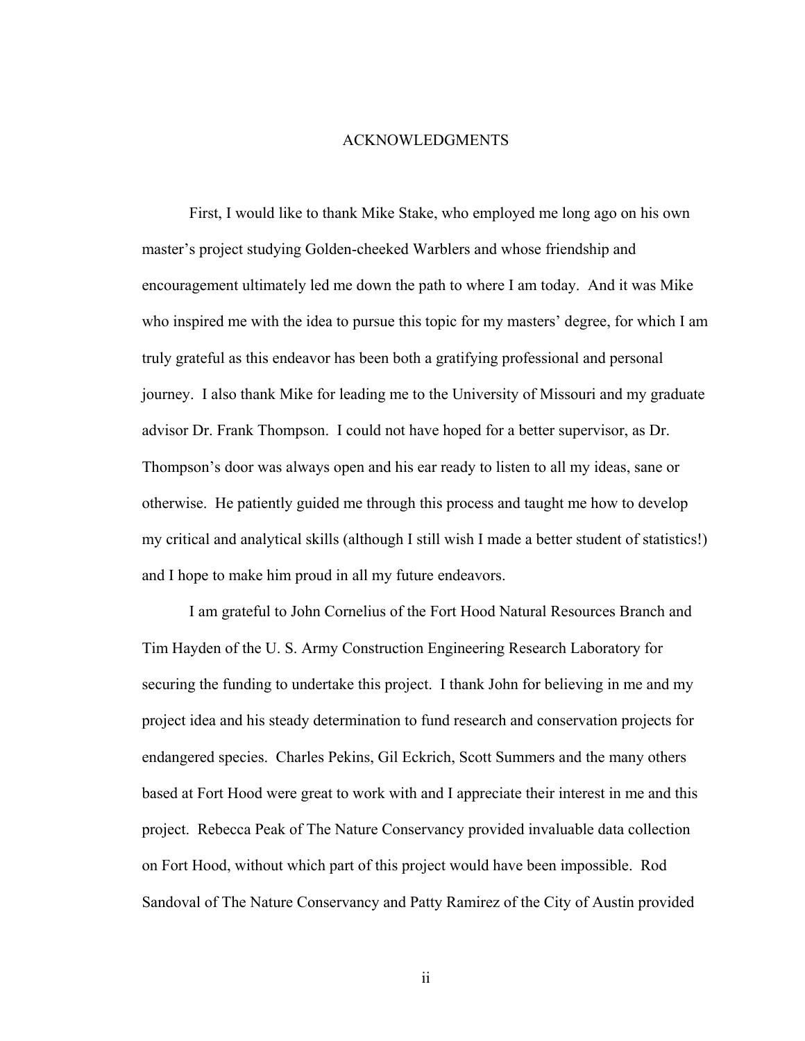# ACKNOWLEDGMENTS

First, I would like to thank Mike Stake, who employed me long ago on his own master's project studying Golden-cheeked Warblers and whose friendship and encouragement ultimately led me down the path to where I am today. And it was Mike who inspired me with the idea to pursue this topic for my masters' degree, for which I am truly grateful as this endeavor has been both a gratifying professional and personal journey. I also thank Mike for leading me to the University of Missouri and my graduate advisor Dr. Frank Thompson. I could not have hoped for a better supervisor, as Dr. Thompson's door was always open and his ear ready to listen to all my ideas, sane or otherwise. He patiently guided me through this process and taught me how to develop my critical and analytical skills (although I still wish I made a better student of statistics!) and I hope to make him proud in all my future endeavors.

I am grateful to John Cornelius of the Fort Hood Natural Resources Branch and Tim Hayden of the U. S. Army Construction Engineering Research Laboratory for securing the funding to undertake this project. I thank John for believing in me and my project idea and his steady determination to fund research and conservation projects for endangered species. Charles Pekins, Gil Eckrich, Scott Summers and the many others based at Fort Hood were great to work with and I appreciate their interest in me and this project. Rebecca Peak of The Nature Conservancy provided invaluable data collection on Fort Hood, without which part of this project would have been impossible. Rod Sandoval of The Nature Conservancy and Patty Ramirez of the City of Austin provided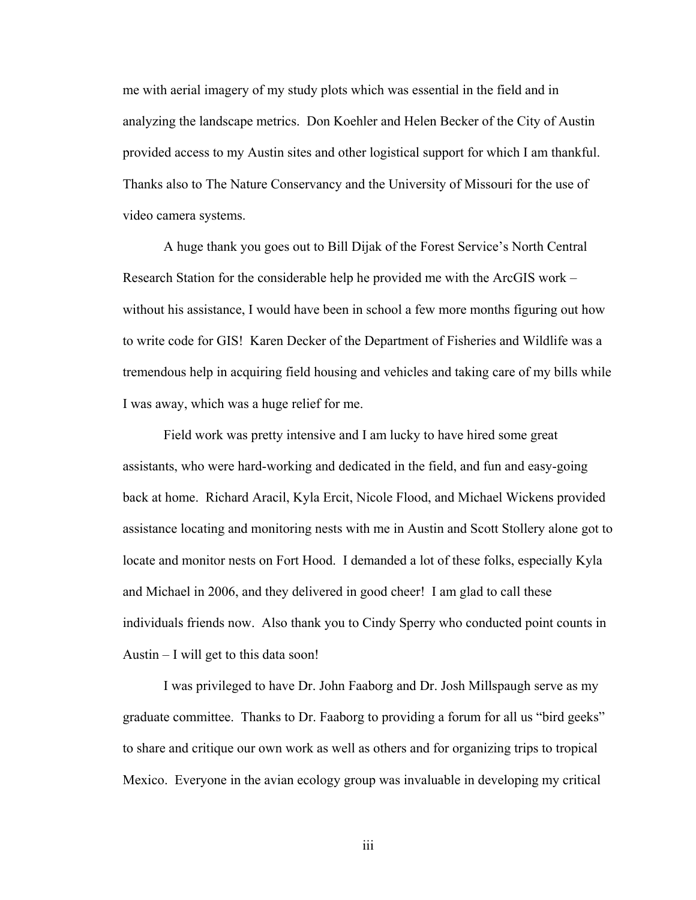me with aerial imagery of my study plots which was essential in the field and in analyzing the landscape metrics. Don Koehler and Helen Becker of the City of Austin provided access to my Austin sites and other logistical support for which I am thankful. Thanks also to The Nature Conservancy and the University of Missouri for the use of video camera systems.

A huge thank you goes out to Bill Dijak of the Forest Service's North Central Research Station for the considerable help he provided me with the ArcGIS work – without his assistance, I would have been in school a few more months figuring out how to write code for GIS! Karen Decker of the Department of Fisheries and Wildlife was a tremendous help in acquiring field housing and vehicles and taking care of my bills while I was away, which was a huge relief for me.

Field work was pretty intensive and I am lucky to have hired some great assistants, who were hard-working and dedicated in the field, and fun and easy-going back at home. Richard Aracil, Kyla Ercit, Nicole Flood, and Michael Wickens provided assistance locating and monitoring nests with me in Austin and Scott Stollery alone got to locate and monitor nests on Fort Hood. I demanded a lot of these folks, especially Kyla and Michael in 2006, and they delivered in good cheer! I am glad to call these individuals friends now. Also thank you to Cindy Sperry who conducted point counts in Austin – I will get to this data soon!

I was privileged to have Dr. John Faaborg and Dr. Josh Millspaugh serve as my graduate committee. Thanks to Dr. Faaborg to providing a forum for all us "bird geeks" to share and critique our own work as well as others and for organizing trips to tropical Mexico. Everyone in the avian ecology group was invaluable in developing my critical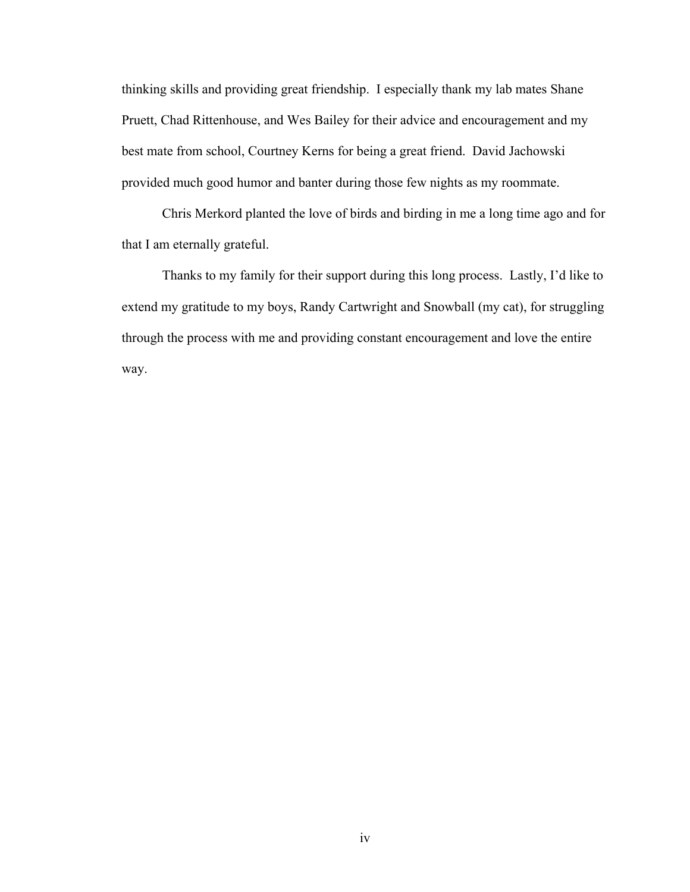thinking skills and providing great friendship. I especially thank my lab mates Shane Pruett, Chad Rittenhouse, and Wes Bailey for their advice and encouragement and my best mate from school, Courtney Kerns for being a great friend. David Jachowski provided much good humor and banter during those few nights as my roommate.

Chris Merkord planted the love of birds and birding in me a long time ago and for that I am eternally grateful.

Thanks to my family for their support during this long process. Lastly, I'd like to extend my gratitude to my boys, Randy Cartwright and Snowball (my cat), for struggling through the process with me and providing constant encouragement and love the entire way.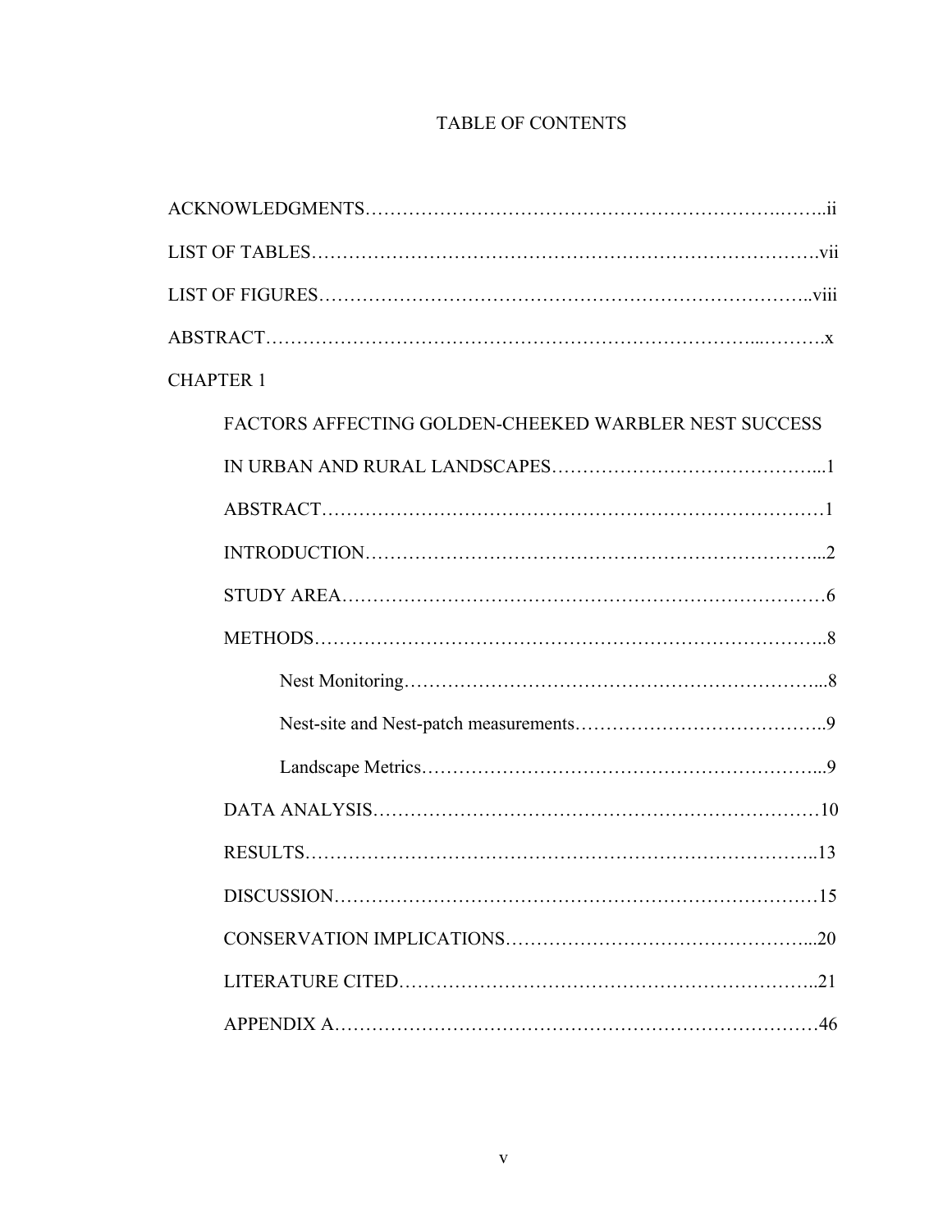# TABLE OF CONTENTS

ACKNOWLEDGMENTS……………………………………………………………….…..ii

LIST OF TABLES…………………………………………………………………….vii

LIST OF FIGURES……….……………….……………………………………….…..viii

ABSTRACT……………………………………………………………………...……….x

CHAPTER 1

FACTORS AFFECTING GOLDEN-CHEEKED WARBLER NEST SUCCESS IN URBAN AND RURAL LANDSCAPES……………………………………...1

ABSTRACT……………………………………………………………………1

INTRODUCTION……………………………………………………………...2

STUDY AREA…………………………………………………………………6

METHODS……………………………………………………………………..8

Nest Monitoring…………………………………………………………...8

Nest-site and Nest-patch measurements………………………………...9

Landscape Metrics………………………………………………………...9

DATA ANALYSIS……………………………………………………………10

RESULTS……………………………………………………………………..13

DISCUSSION…………………………………………………………………15

CONSERVATION IMPLICATIONS………………………………………...20

LITERATURE CITED………………………………………………………..21

APPENDIX A…………………………………………………………………46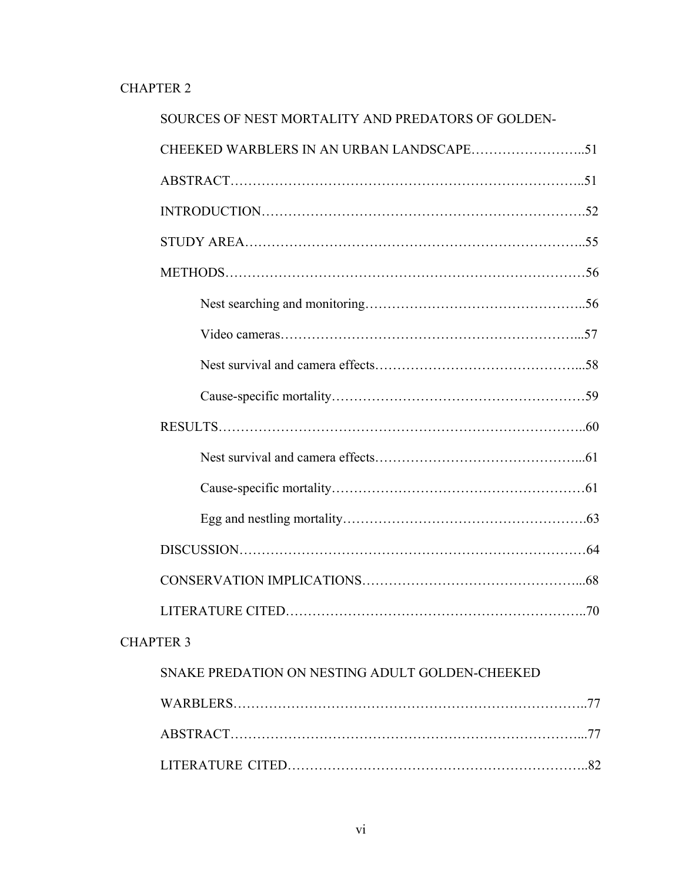CHAPTER 2

SOURCES OF NEST MORTALITY AND PREDATORS OF GOLDEN-CHEEKED WARBLERS IN AN URBAN LANDSCAPE……………………..51

ABSTRACT…………………………………………………………………..51

INTRODUCTION…………………………………………………………….52

STUDY AREA………………………………………………………………..55

METHODS……………………………………………………………………56

Nest searching and monitoring………………………………………..56

Video cameras………………………………………………………...57

Nest survival and camera effects……………………………………...58

Cause-specific mortality………………………………………………59

RESULTS……………………………………………………………………..60

Nest survival and camera effects……………………………………...61

Cause-specific mortality………………………………………………61

Egg and nestling mortality…………………………………………….63

DISCUSSION…………………………………………………………………64

CONSERVATION IMPLICATIONS………………………………………...68

LITERATURE CITED………………………………………………………..70

CHAPTER 3

SNAKE PREDATION ON NESTING ADULT GOLDEN-CHEEKED WARBLERS…………………………………………………………………..77

ABSTRACT…………………………………………………………………...77

LITERATURE CITED………………………………………………………..82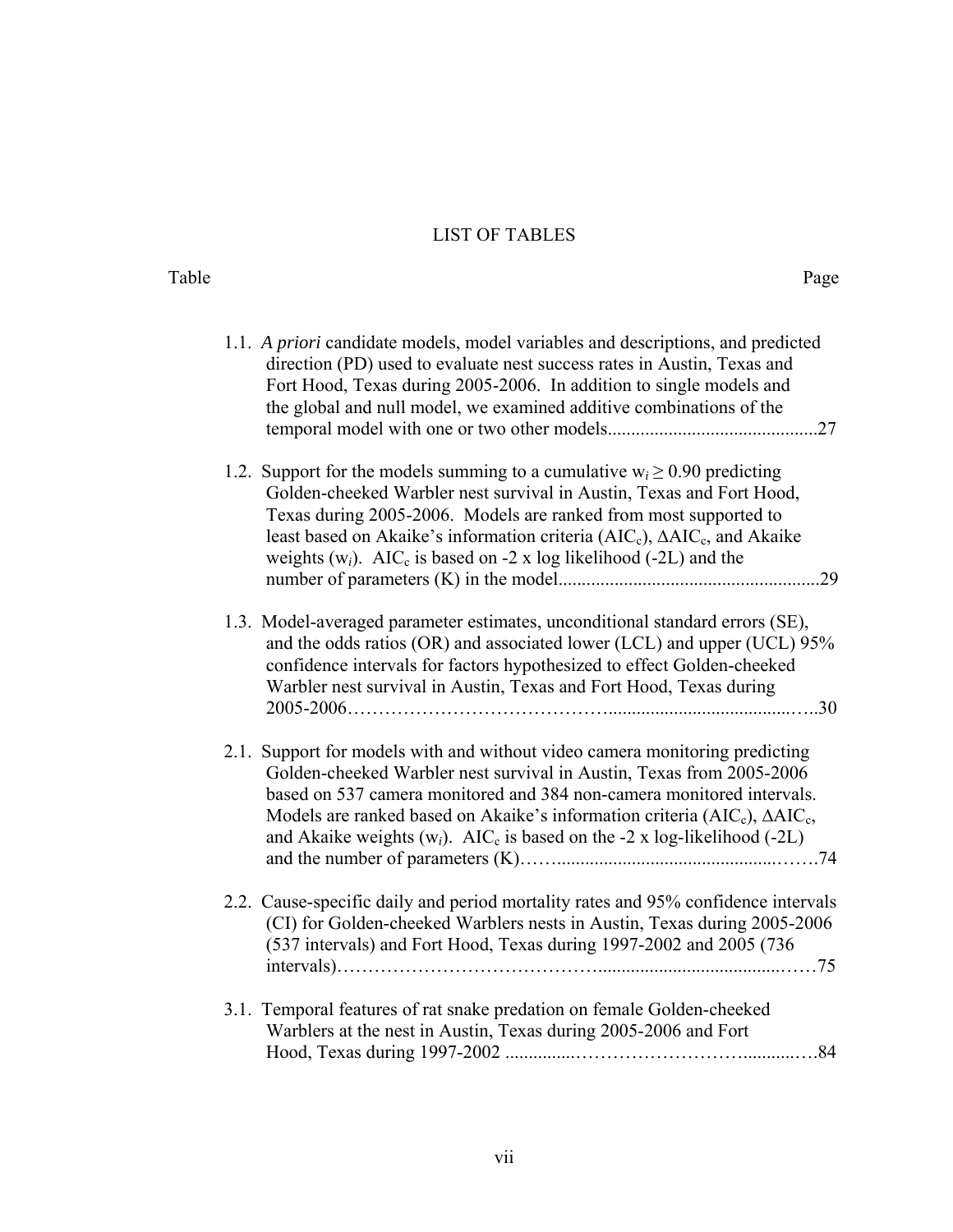# LIST OF TABLES

Table Page

1.1. *A priori* candidate models, model variables and descriptions, and predicted direction (PD) used to evaluate nest success rates in Austin, Texas and Fort Hood, Texas during 2005-2006. In addition to single models and the global and null model, we examined additive combinations of the temporal model with one or two other models............................................27

1.2. Support for the models summing to a cumulative $w_i \geq 0.90$ predicting Golden-cheeked Warbler nest survival in Austin, Texas and Fort Hood, Texas during 2005-2006. Models are ranked from most supported to least based on Akaike's information criteria ($AIC_c$), $\Delta AIC_c$, and Akaike weights ($w_i$). $AIC_c$ is based on -2 x log likelihood (-2L) and the number of parameters (K) in the model........................................................29

1.3. Model-averaged parameter estimates, unconditional standard errors (SE), and the odds ratios (OR) and associated lower (LCL) and upper (UCL) 95% confidence intervals for factors hypothesized to effect Golden-cheeked Warbler nest survival in Austin, Texas and Fort Hood, Texas during 2005-2006……………………………………..........................................…..30

2.1. Support for models with and without video camera monitoring predicting Golden-cheeked Warbler nest survival in Austin, Texas from 2005-2006 based on 537 camera monitored and 384 non-camera monitored intervals. Models are ranked based on Akaike's information criteria ($AIC_c$), $\Delta AIC_c$, and Akaike weights ($w_i$). $AIC_c$ is based on the -2 x log-likelihood (-2L) and the number of parameters (K)……...............................................…….74

2.2. Cause-specific daily and period mortality rates and 95% confidence intervals (CI) for Golden-cheeked Warblers nests in Austin, Texas during 2005-2006 (537 intervals) and Fort Hood, Texas during 1997-2002 and 2005 (736 intervals)……………………………………..........................................……75

3.1. Temporal features of rat snake predation on female Golden-cheeked Warblers at the nest in Austin, Texas during 2005-2006 and Fort Hood, Texas during 1997-2002 ...............……………………….........….84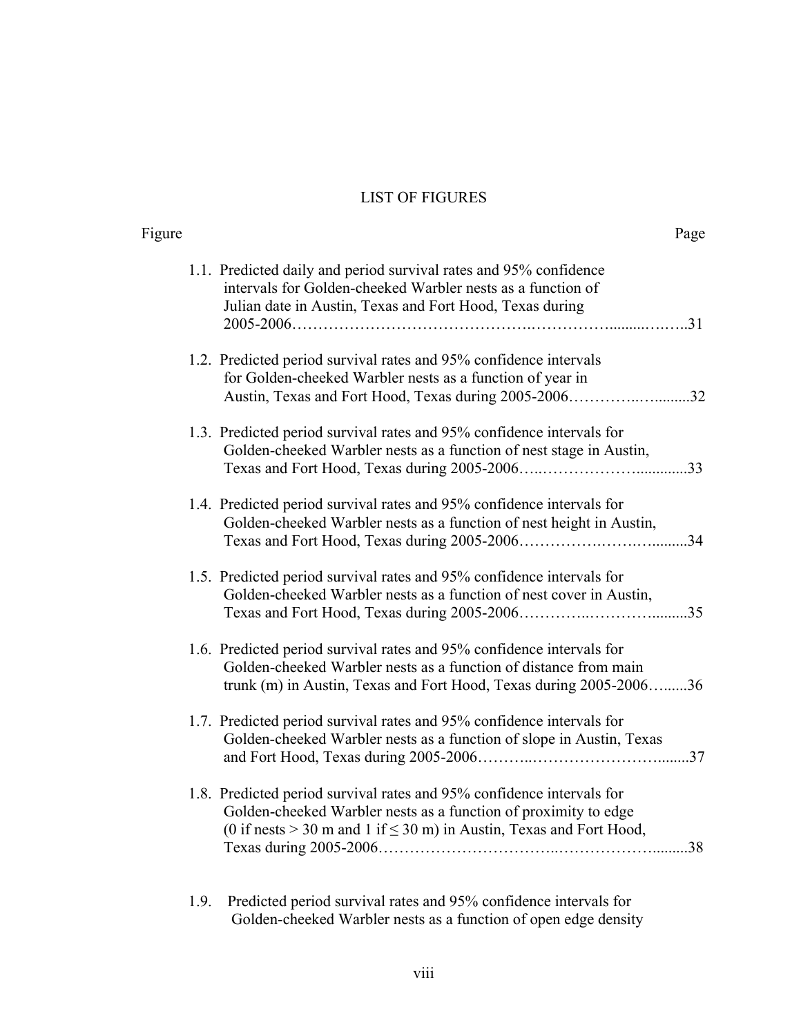# LIST OF FIGURES

| Figure | | Page |
|---|---|---|
| 1.1. | Predicted daily and period survival rates and 95% confidence intervals for Golden-cheeked Warbler nests as a function of Julian date in Austin, Texas and Fort Hood, Texas during 2005-2006 | 31 |
| 1.2. | Predicted period survival rates and 95% confidence intervals for Golden-cheeked Warbler nests as a function of year in Austin, Texas and Fort Hood, Texas during 2005-2006 | 32 |
| 1.3. | Predicted period survival rates and 95% confidence intervals for Golden-cheeked Warbler nests as a function of nest stage in Austin, Texas and Fort Hood, Texas during 2005-2006 | 33 |
| 1.4. | Predicted period survival rates and 95% confidence intervals for Golden-cheeked Warbler nests as a function of nest height in Austin, Texas and Fort Hood, Texas during 2005-2006 | 34 |
| 1.5. | Predicted period survival rates and 95% confidence intervals for Golden-cheeked Warbler nests as a function of nest cover in Austin, Texas and Fort Hood, Texas during 2005-2006 | 35 |
| 1.6. | Predicted period survival rates and 95% confidence intervals for Golden-cheeked Warbler nests as a function of distance from main trunk (m) in Austin, Texas and Fort Hood, Texas during 2005-2006 | 36 |
| 1.7. | Predicted period survival rates and 95% confidence intervals for Golden-cheeked Warbler nests as a function of slope in Austin, Texas and Fort Hood, Texas during 2005-2006 | 37 |
| 1.8. | Predicted period survival rates and 95% confidence intervals for Golden-cheeked Warbler nests as a function of proximity to edge (0 if nests > 30 m and 1 if ≤ 30 m) in Austin, Texas and Fort Hood, Texas during 2005-2006 | 38 |
| 1.9. | Predicted period survival rates and 95% confidence intervals for Golden-cheeked Warbler nests as a function of open edge density | |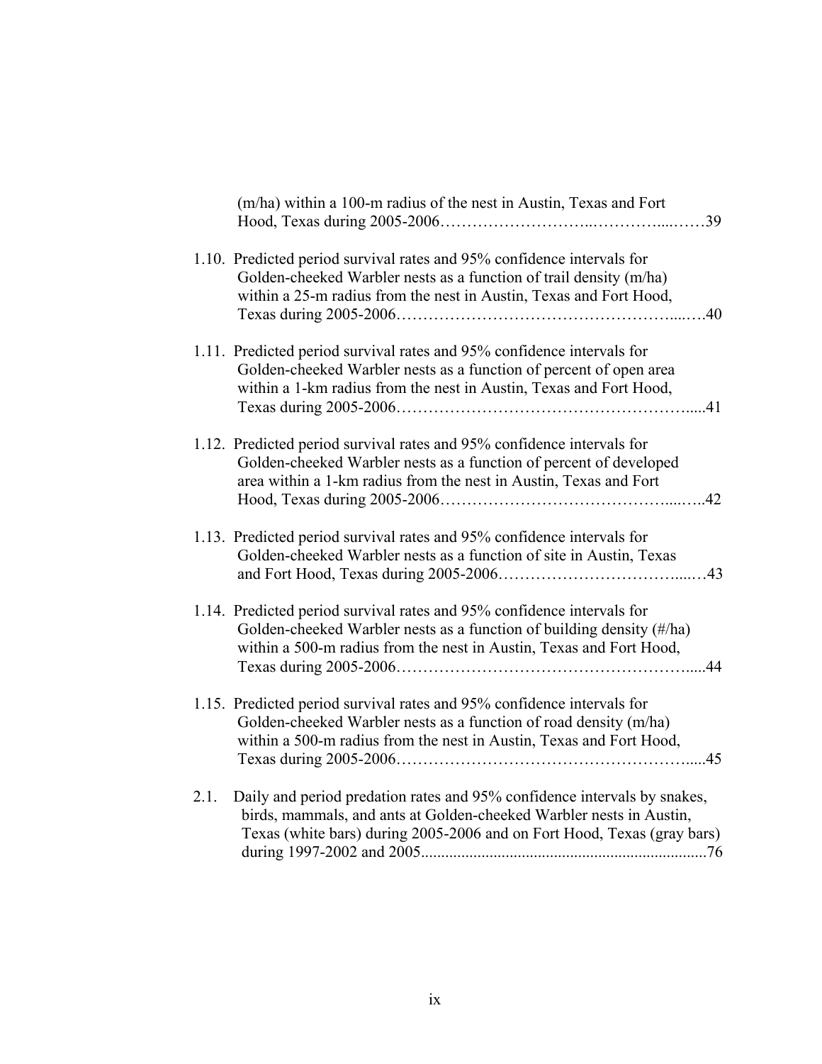(m/ha) within a 100-m radius of the nest in Austin, Texas and Fort Hood, Texas during 2005-2006……………………..…………....……39

1.10. Predicted period survival rates and 95% confidence intervals for Golden-cheeked Warbler nests as a function of trail density (m/ha) within a 25-m radius from the nest in Austin, Texas and Fort Hood, Texas during 2005-2006……………………………………………....….40

1.11. Predicted period survival rates and 95% confidence intervals for Golden-cheeked Warbler nests as a function of percent of open area within a 1-km radius from the nest in Austin, Texas and Fort Hood, Texas during 2005-2006…………………………………………….....41

1.12. Predicted period survival rates and 95% confidence intervals for Golden-cheeked Warbler nests as a function of percent of developed area within a 1-km radius from the nest in Austin, Texas and Fort Hood, Texas during 2005-2006…………………………………....…..42

1.13. Predicted period survival rates and 95% confidence intervals for Golden-cheeked Warbler nests as a function of site in Austin, Texas and Fort Hood, Texas during 2005-2006……………………………....…43

1.14. Predicted period survival rates and 95% confidence intervals for Golden-cheeked Warbler nests as a function of building density (#/ha) within a 500-m radius from the nest in Austin, Texas and Fort Hood, Texas during 2005-2006…………………………………………….....44

1.15. Predicted period survival rates and 95% confidence intervals for Golden-cheeked Warbler nests as a function of road density (m/ha) within a 500-m radius from the nest in Austin, Texas and Fort Hood, Texas during 2005-2006…………………………………………….....45

2.1. Daily and period predation rates and 95% confidence intervals by snakes, birds, mammals, and ants at Golden-cheeked Warbler nests in Austin, Texas (white bars) during 2005-2006 and on Fort Hood, Texas (gray bars) during 1997-2002 and 2005.....................................................................76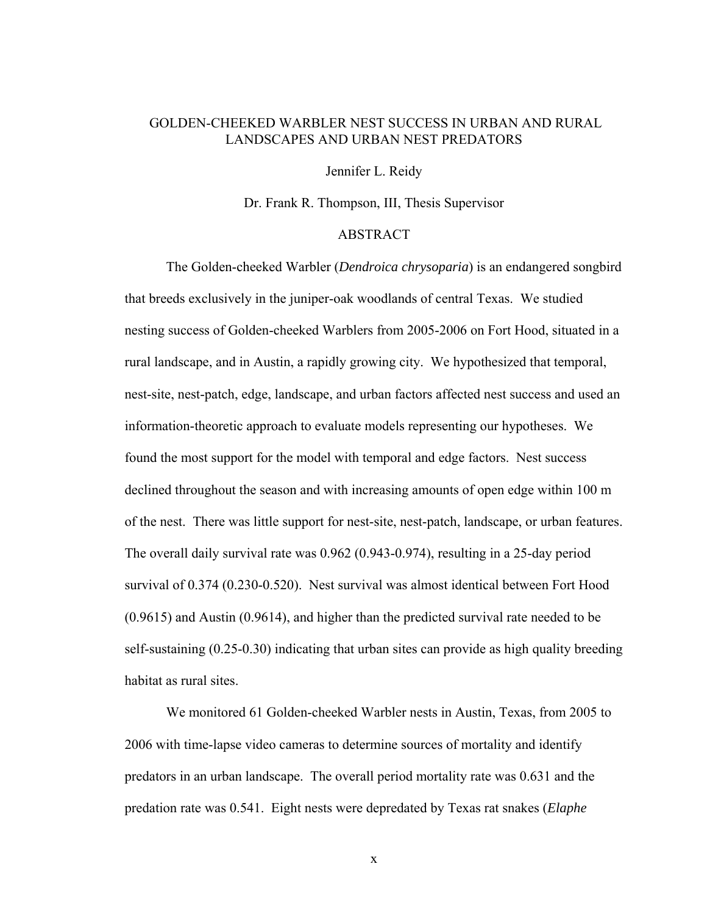# GOLDEN-CHEEKED WARBLER NEST SUCCESS IN URBAN AND RURAL LANDSCAPES AND URBAN NEST PREDATORS

Jennifer L. Reidy

Dr. Frank R. Thompson, III, Thesis Supervisor

## ABSTRACT

The Golden-cheeked Warbler (*Dendroica chrysoparia*) is an endangered songbird that breeds exclusively in the juniper-oak woodlands of central Texas. We studied nesting success of Golden-cheeked Warblers from 2005-2006 on Fort Hood, situated in a rural landscape, and in Austin, a rapidly growing city. We hypothesized that temporal, nest-site, nest-patch, edge, landscape, and urban factors affected nest success and used an information-theoretic approach to evaluate models representing our hypotheses. We found the most support for the model with temporal and edge factors. Nest success declined throughout the season and with increasing amounts of open edge within 100 m of the nest. There was little support for nest-site, nest-patch, landscape, or urban features. The overall daily survival rate was 0.962 (0.943-0.974), resulting in a 25-day period survival of 0.374 (0.230-0.520). Nest survival was almost identical between Fort Hood (0.9615) and Austin (0.9614), and higher than the predicted survival rate needed to be self-sustaining (0.25-0.30) indicating that urban sites can provide as high quality breeding habitat as rural sites.

We monitored 61 Golden-cheeked Warbler nests in Austin, Texas, from 2005 to 2006 with time-lapse video cameras to determine sources of mortality and identify predators in an urban landscape. The overall period mortality rate was 0.631 and the predation rate was 0.541. Eight nests were depredated by Texas rat snakes (*Elaphe*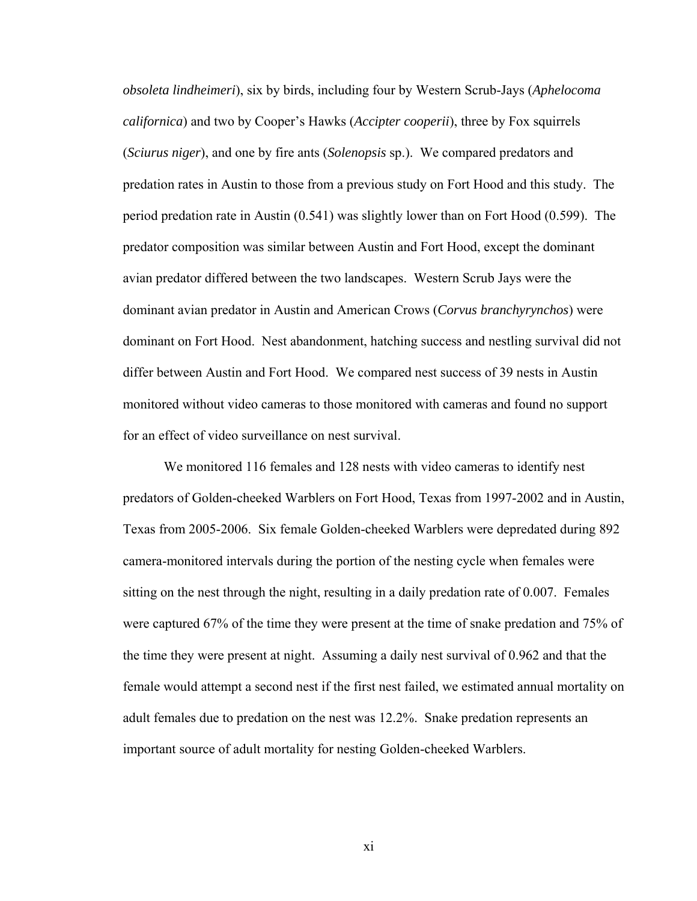*obsoleta lindheimeri*), six by birds, including four by Western Scrub-Jays (*Aphelocoma californica*) and two by Cooper's Hawks (*Accipter cooperii*), three by Fox squirrels (*Sciurus niger*), and one by fire ants (*Solenopsis* sp.). We compared predators and predation rates in Austin to those from a previous study on Fort Hood and this study. The period predation rate in Austin (0.541) was slightly lower than on Fort Hood (0.599). The predator composition was similar between Austin and Fort Hood, except the dominant avian predator differed between the two landscapes. Western Scrub Jays were the dominant avian predator in Austin and American Crows (*Corvus branchyrynchos*) were dominant on Fort Hood. Nest abandonment, hatching success and nestling survival did not differ between Austin and Fort Hood. We compared nest success of 39 nests in Austin monitored without video cameras to those monitored with cameras and found no support for an effect of video surveillance on nest survival.

We monitored 116 females and 128 nests with video cameras to identify nest predators of Golden-cheeked Warblers on Fort Hood, Texas from 1997-2002 and in Austin, Texas from 2005-2006. Six female Golden-cheeked Warblers were depredated during 892 camera-monitored intervals during the portion of the nesting cycle when females were sitting on the nest through the night, resulting in a daily predation rate of 0.007. Females were captured 67% of the time they were present at the time of snake predation and 75% of the time they were present at night. Assuming a daily nest survival of 0.962 and that the female would attempt a second nest if the first nest failed, we estimated annual mortality on adult females due to predation on the nest was 12.2%. Snake predation represents an important source of adult mortality for nesting Golden-cheeked Warblers.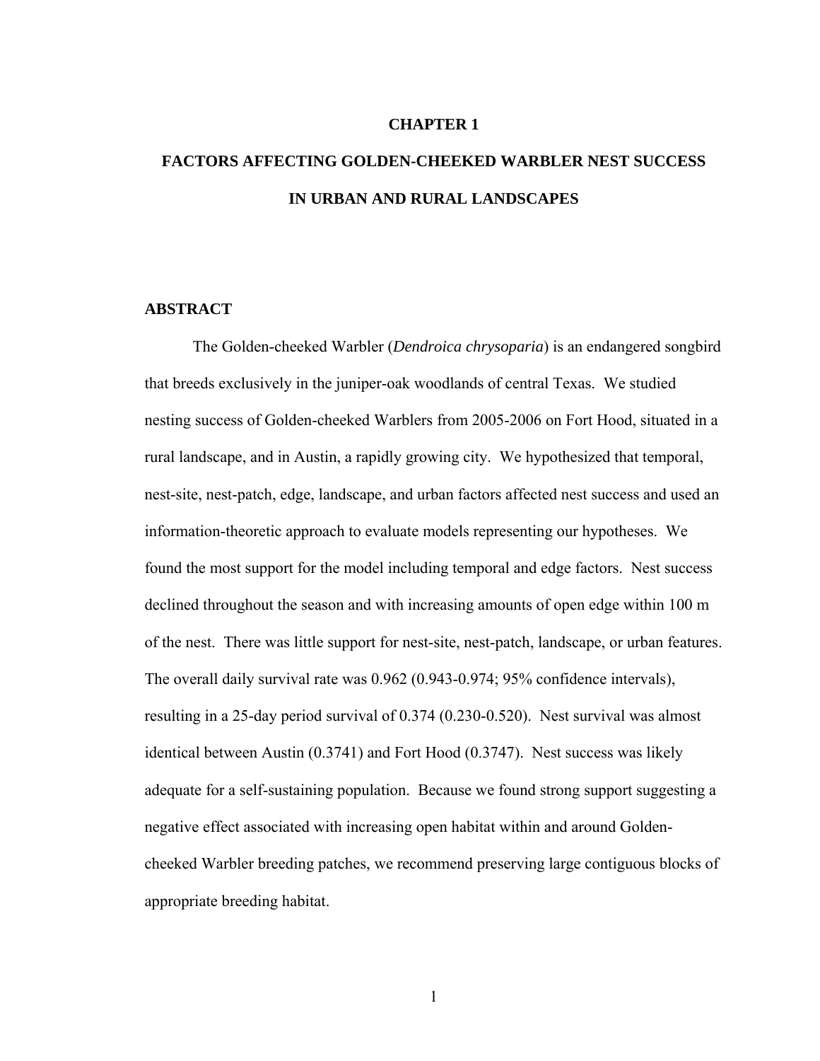# CHAPTER 1

# FACTORS AFFECTING GOLDEN-CHEEKED WARBLER NEST SUCCESS IN URBAN AND RURAL LANDSCAPES

## ABSTRACT

The Golden-cheeked Warbler (*Dendroica chrysoparia*) is an endangered songbird that breeds exclusively in the juniper-oak woodlands of central Texas. We studied nesting success of Golden-cheeked Warblers from 2005-2006 on Fort Hood, situated in a rural landscape, and in Austin, a rapidly growing city. We hypothesized that temporal, nest-site, nest-patch, edge, landscape, and urban factors affected nest success and used an information-theoretic approach to evaluate models representing our hypotheses. We found the most support for the model including temporal and edge factors. Nest success declined throughout the season and with increasing amounts of open edge within 100 m of the nest. There was little support for nest-site, nest-patch, landscape, or urban features. The overall daily survival rate was 0.962 (0.943-0.974; 95% confidence intervals), resulting in a 25-day period survival of 0.374 (0.230-0.520). Nest survival was almost identical between Austin (0.3741) and Fort Hood (0.3747). Nest success was likely adequate for a self-sustaining population. Because we found strong support suggesting a negative effect associated with increasing open habitat within and around Golden-cheeked Warbler breeding patches, we recommend preserving large contiguous blocks of appropriate breeding habitat.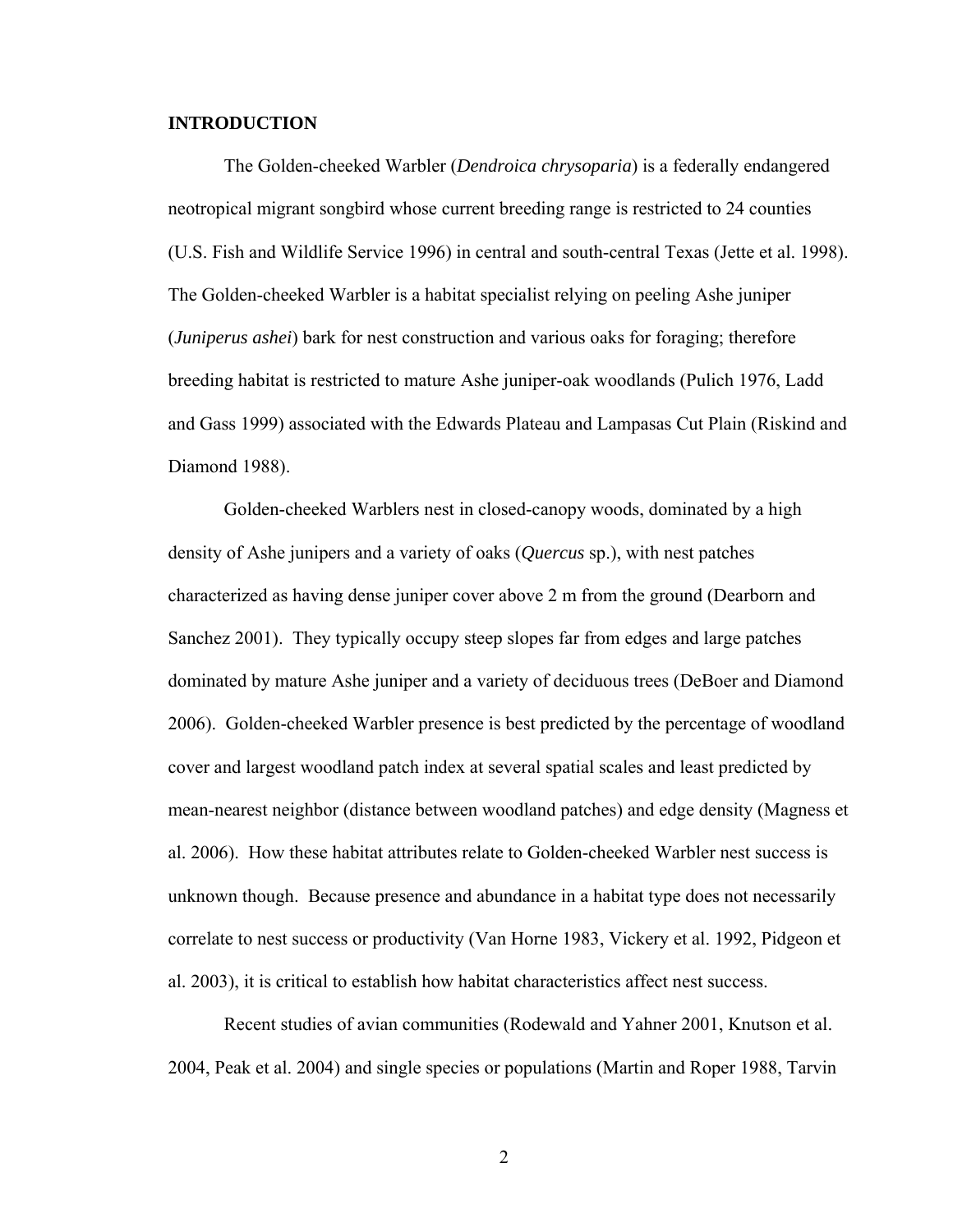## INTRODUCTION

The Golden-cheeked Warbler (*Dendroica chrysoparia*) is a federally endangered neotropical migrant songbird whose current breeding range is restricted to 24 counties (U.S. Fish and Wildlife Service 1996) in central and south-central Texas (Jette et al. 1998). The Golden-cheeked Warbler is a habitat specialist relying on peeling Ashe juniper (*Juniperus ashei*) bark for nest construction and various oaks for foraging; therefore breeding habitat is restricted to mature Ashe juniper-oak woodlands (Pulich 1976, Ladd and Gass 1999) associated with the Edwards Plateau and Lampasas Cut Plain (Riskind and Diamond 1988).

Golden-cheeked Warblers nest in closed-canopy woods, dominated by a high density of Ashe junipers and a variety of oaks (*Quercus* sp.), with nest patches characterized as having dense juniper cover above 2 m from the ground (Dearborn and Sanchez 2001). They typically occupy steep slopes far from edges and large patches dominated by mature Ashe juniper and a variety of deciduous trees (DeBoer and Diamond 2006). Golden-cheeked Warbler presence is best predicted by the percentage of woodland cover and largest woodland patch index at several spatial scales and least predicted by mean-nearest neighbor (distance between woodland patches) and edge density (Magness et al. 2006). How these habitat attributes relate to Golden-cheeked Warbler nest success is unknown though. Because presence and abundance in a habitat type does not necessarily correlate to nest success or productivity (Van Horne 1983, Vickery et al. 1992, Pidgeon et al. 2003), it is critical to establish how habitat characteristics affect nest success.

Recent studies of avian communities (Rodewald and Yahner 2001, Knutson et al. 2004, Peak et al. 2004) and single species or populations (Martin and Roper 1988, Tarvin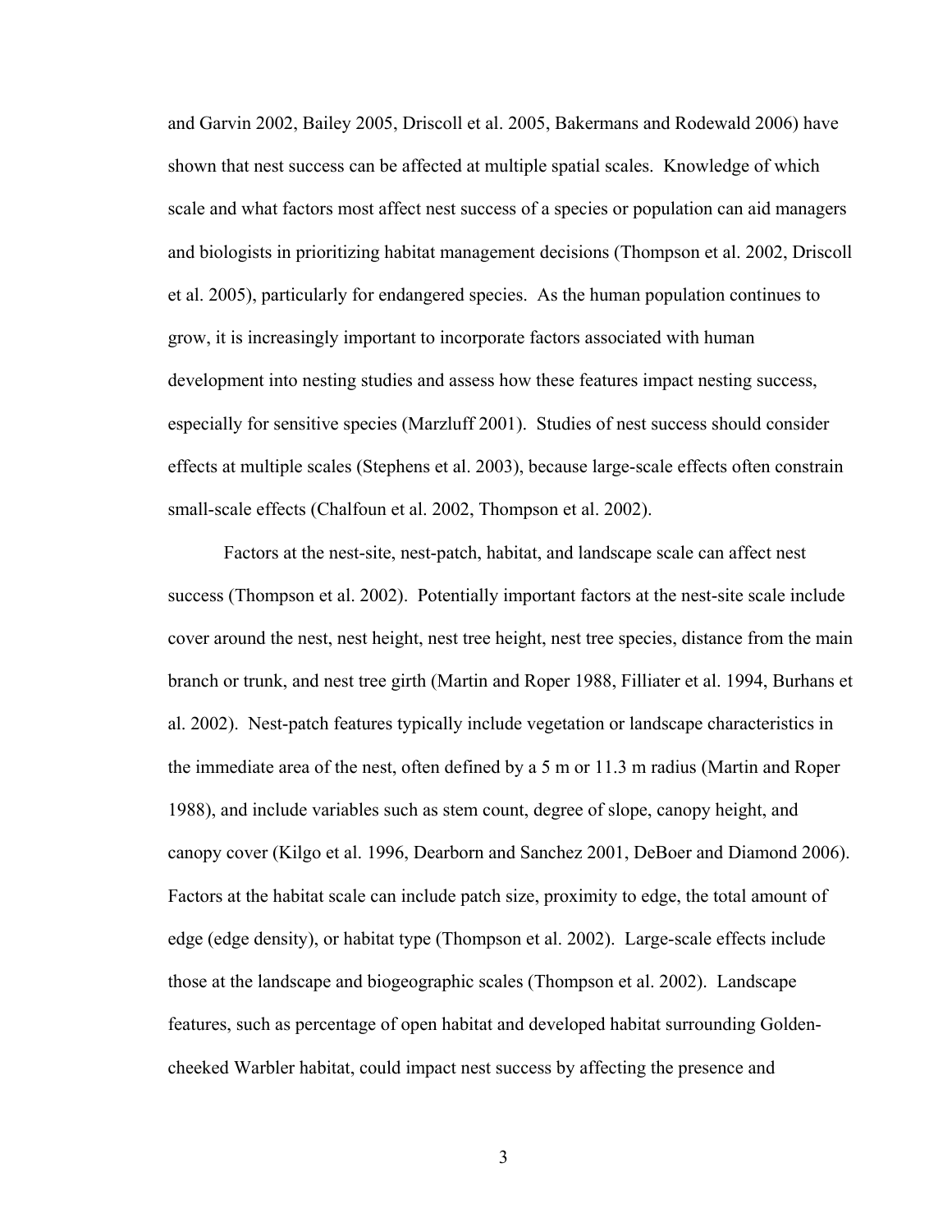and Garvin 2002, Bailey 2005, Driscoll et al. 2005, Bakermans and Rodewald 2006) have shown that nest success can be affected at multiple spatial scales. Knowledge of which scale and what factors most affect nest success of a species or population can aid managers and biologists in prioritizing habitat management decisions (Thompson et al. 2002, Driscoll et al. 2005), particularly for endangered species. As the human population continues to grow, it is increasingly important to incorporate factors associated with human development into nesting studies and assess how these features impact nesting success, especially for sensitive species (Marzluff 2001). Studies of nest success should consider effects at multiple scales (Stephens et al. 2003), because large-scale effects often constrain small-scale effects (Chalfoun et al. 2002, Thompson et al. 2002).

Factors at the nest-site, nest-patch, habitat, and landscape scale can affect nest success (Thompson et al. 2002). Potentially important factors at the nest-site scale include cover around the nest, nest height, nest tree height, nest tree species, distance from the main branch or trunk, and nest tree girth (Martin and Roper 1988, Filliater et al. 1994, Burhans et al. 2002). Nest-patch features typically include vegetation or landscape characteristics in the immediate area of the nest, often defined by a 5 m or 11.3 m radius (Martin and Roper 1988), and include variables such as stem count, degree of slope, canopy height, and canopy cover (Kilgo et al. 1996, Dearborn and Sanchez 2001, DeBoer and Diamond 2006). Factors at the habitat scale can include patch size, proximity to edge, the total amount of edge (edge density), or habitat type (Thompson et al. 2002). Large-scale effects include those at the landscape and biogeographic scales (Thompson et al. 2002). Landscape features, such as percentage of open habitat and developed habitat surrounding Golden-cheeked Warbler habitat, could impact nest success by affecting the presence and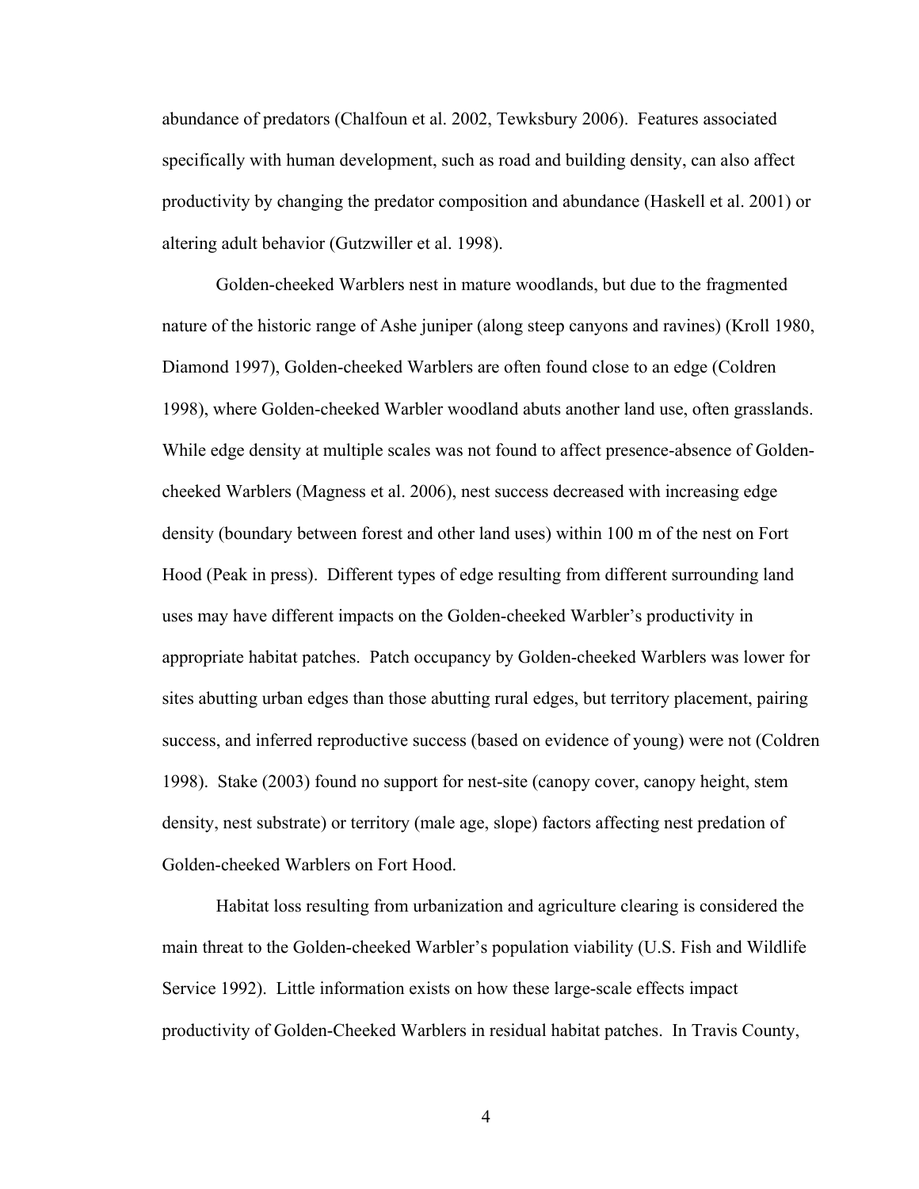abundance of predators (Chalfoun et al. 2002, Tewksbury 2006). Features associated specifically with human development, such as road and building density, can also affect productivity by changing the predator composition and abundance (Haskell et al. 2001) or altering adult behavior (Gutzwiller et al. 1998).

Golden-cheeked Warblers nest in mature woodlands, but due to the fragmented nature of the historic range of Ashe juniper (along steep canyons and ravines) (Kroll 1980, Diamond 1997), Golden-cheeked Warblers are often found close to an edge (Coldren 1998), where Golden-cheeked Warbler woodland abuts another land use, often grasslands. While edge density at multiple scales was not found to affect presence-absence of Golden-cheeked Warblers (Magness et al. 2006), nest success decreased with increasing edge density (boundary between forest and other land uses) within 100 m of the nest on Fort Hood (Peak in press). Different types of edge resulting from different surrounding land uses may have different impacts on the Golden-cheeked Warbler's productivity in appropriate habitat patches. Patch occupancy by Golden-cheeked Warblers was lower for sites abutting urban edges than those abutting rural edges, but territory placement, pairing success, and inferred reproductive success (based on evidence of young) were not (Coldren 1998). Stake (2003) found no support for nest-site (canopy cover, canopy height, stem density, nest substrate) or territory (male age, slope) factors affecting nest predation of Golden-cheeked Warblers on Fort Hood.

Habitat loss resulting from urbanization and agriculture clearing is considered the main threat to the Golden-cheeked Warbler's population viability (U.S. Fish and Wildlife Service 1992). Little information exists on how these large-scale effects impact productivity of Golden-Cheeked Warblers in residual habitat patches. In Travis County,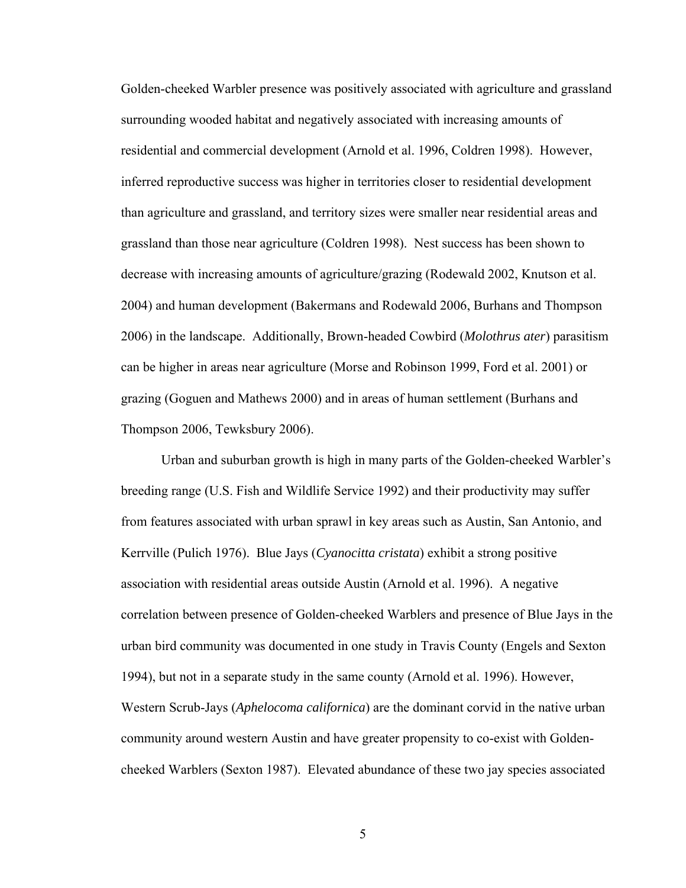Golden-cheeked Warbler presence was positively associated with agriculture and grassland surrounding wooded habitat and negatively associated with increasing amounts of residential and commercial development (Arnold et al. 1996, Coldren 1998). However, inferred reproductive success was higher in territories closer to residential development than agriculture and grassland, and territory sizes were smaller near residential areas and grassland than those near agriculture (Coldren 1998). Nest success has been shown to decrease with increasing amounts of agriculture/grazing (Rodewald 2002, Knutson et al. 2004) and human development (Bakermans and Rodewald 2006, Burhans and Thompson 2006) in the landscape. Additionally, Brown-headed Cowbird (*Molothrus ater*) parasitism can be higher in areas near agriculture (Morse and Robinson 1999, Ford et al. 2001) or grazing (Goguen and Mathews 2000) and in areas of human settlement (Burhans and Thompson 2006, Tewksbury 2006).

Urban and suburban growth is high in many parts of the Golden-cheeked Warbler's breeding range (U.S. Fish and Wildlife Service 1992) and their productivity may suffer from features associated with urban sprawl in key areas such as Austin, San Antonio, and Kerrville (Pulich 1976). Blue Jays (*Cyanocitta cristata*) exhibit a strong positive association with residential areas outside Austin (Arnold et al. 1996). A negative correlation between presence of Golden-cheeked Warblers and presence of Blue Jays in the urban bird community was documented in one study in Travis County (Engels and Sexton 1994), but not in a separate study in the same county (Arnold et al. 1996). However, Western Scrub-Jays (*Aphelocoma californica*) are the dominant corvid in the native urban community around western Austin and have greater propensity to co-exist with Golden-cheeked Warblers (Sexton 1987). Elevated abundance of these two jay species associated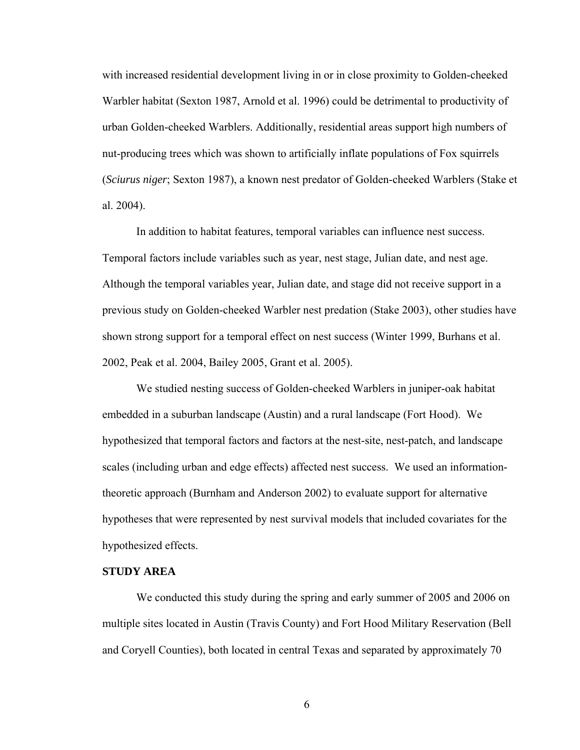with increased residential development living in or in close proximity to Golden-cheeked Warbler habitat (Sexton 1987, Arnold et al. 1996) could be detrimental to productivity of urban Golden-cheeked Warblers. Additionally, residential areas support high numbers of nut-producing trees which was shown to artificially inflate populations of Fox squirrels (*Sciurus niger*; Sexton 1987), a known nest predator of Golden-cheeked Warblers (Stake et al. 2004).

In addition to habitat features, temporal variables can influence nest success. Temporal factors include variables such as year, nest stage, Julian date, and nest age. Although the temporal variables year, Julian date, and stage did not receive support in a previous study on Golden-cheeked Warbler nest predation (Stake 2003), other studies have shown strong support for a temporal effect on nest success (Winter 1999, Burhans et al. 2002, Peak et al. 2004, Bailey 2005, Grant et al. 2005).

We studied nesting success of Golden-cheeked Warblers in juniper-oak habitat embedded in a suburban landscape (Austin) and a rural landscape (Fort Hood). We hypothesized that temporal factors and factors at the nest-site, nest-patch, and landscape scales (including urban and edge effects) affected nest success. We used an information-theoretic approach (Burnham and Anderson 2002) to evaluate support for alternative hypotheses that were represented by nest survival models that included covariates for the hypothesized effects.

**STUDY AREA**

We conducted this study during the spring and early summer of 2005 and 2006 on multiple sites located in Austin (Travis County) and Fort Hood Military Reservation (Bell and Coryell Counties), both located in central Texas and separated by approximately 70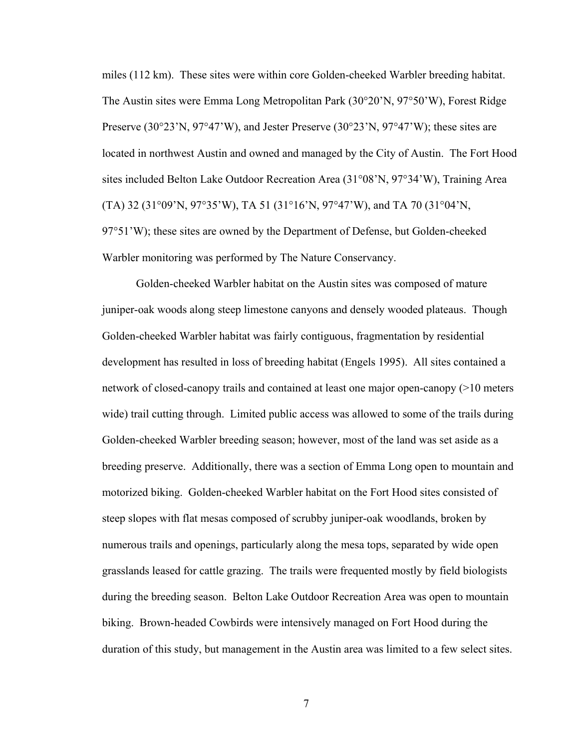miles (112 km). These sites were within core Golden-cheeked Warbler breeding habitat. The Austin sites were Emma Long Metropolitan Park (30°20'N, 97°50'W), Forest Ridge Preserve (30°23'N, 97°47'W), and Jester Preserve (30°23'N, 97°47'W); these sites are located in northwest Austin and owned and managed by the City of Austin. The Fort Hood sites included Belton Lake Outdoor Recreation Area (31°08'N, 97°34'W), Training Area (TA) 32 (31°09'N, 97°35'W), TA 51 (31°16'N, 97°47'W), and TA 70 (31°04'N, 97°51'W); these sites are owned by the Department of Defense, but Golden-cheeked Warbler monitoring was performed by The Nature Conservancy.

Golden-cheeked Warbler habitat on the Austin sites was composed of mature juniper-oak woods along steep limestone canyons and densely wooded plateaus. Though Golden-cheeked Warbler habitat was fairly contiguous, fragmentation by residential development has resulted in loss of breeding habitat (Engels 1995). All sites contained a network of closed-canopy trails and contained at least one major open-canopy (>10 meters wide) trail cutting through. Limited public access was allowed to some of the trails during Golden-cheeked Warbler breeding season; however, most of the land was set aside as a breeding preserve. Additionally, there was a section of Emma Long open to mountain and motorized biking. Golden-cheeked Warbler habitat on the Fort Hood sites consisted of steep slopes with flat mesas composed of scrubby juniper-oak woodlands, broken by numerous trails and openings, particularly along the mesa tops, separated by wide open grasslands leased for cattle grazing. The trails were frequented mostly by field biologists during the breeding season. Belton Lake Outdoor Recreation Area was open to mountain biking. Brown-headed Cowbirds were intensively managed on Fort Hood during the duration of this study, but management in the Austin area was limited to a few select sites.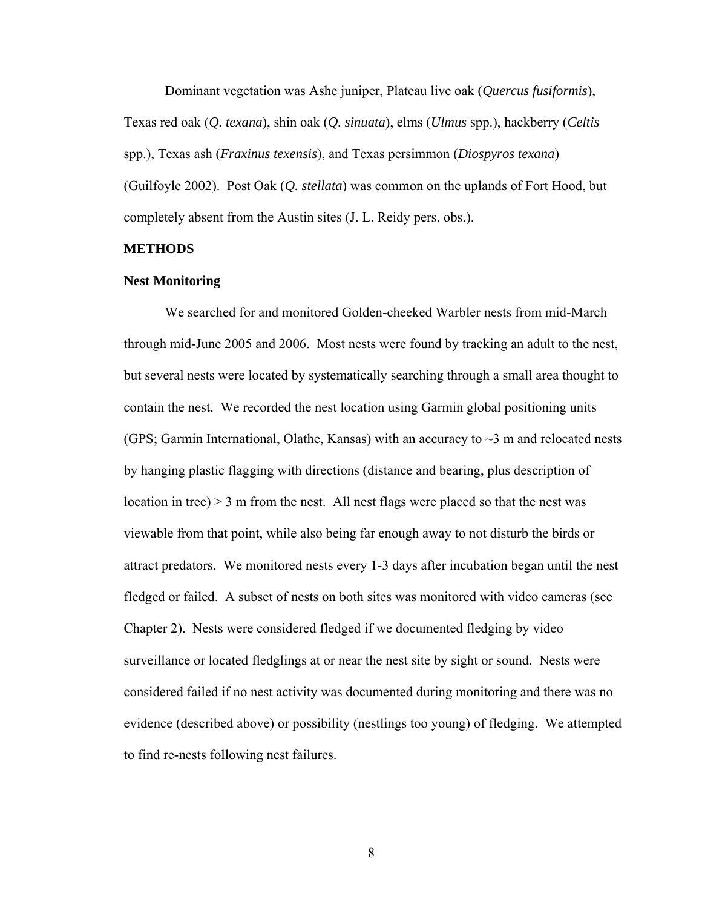Dominant vegetation was Ashe juniper, Plateau live oak (*Quercus fusiformis*), Texas red oak (*Q. texana*), shin oak (*Q. sinuata*), elms (*Ulmus* spp.), hackberry (*Celtis* spp.), Texas ash (*Fraxinus texensis*), and Texas persimmon (*Diospyros texana*) (Guilfoyle 2002). Post Oak (*Q. stellata*) was common on the uplands of Fort Hood, but completely absent from the Austin sites (J. L. Reidy pers. obs.).

## METHODS

### Nest Monitoring

We searched for and monitored Golden-cheeked Warbler nests from mid-March through mid-June 2005 and 2006. Most nests were found by tracking an adult to the nest, but several nests were located by systematically searching through a small area thought to contain the nest. We recorded the nest location using Garmin global positioning units (GPS; Garmin International, Olathe, Kansas) with an accuracy to ~3 m and relocated nests by hanging plastic flagging with directions (distance and bearing, plus description of location in tree) > 3 m from the nest. All nest flags were placed so that the nest was viewable from that point, while also being far enough away to not disturb the birds or attract predators. We monitored nests every 1-3 days after incubation began until the nest fledged or failed. A subset of nests on both sites was monitored with video cameras (see Chapter 2). Nests were considered fledged if we documented fledging by video surveillance or located fledglings at or near the nest site by sight or sound. Nests were considered failed if no nest activity was documented during monitoring and there was no evidence (described above) or possibility (nestlings too young) of fledging. We attempted to find re-nests following nest failures.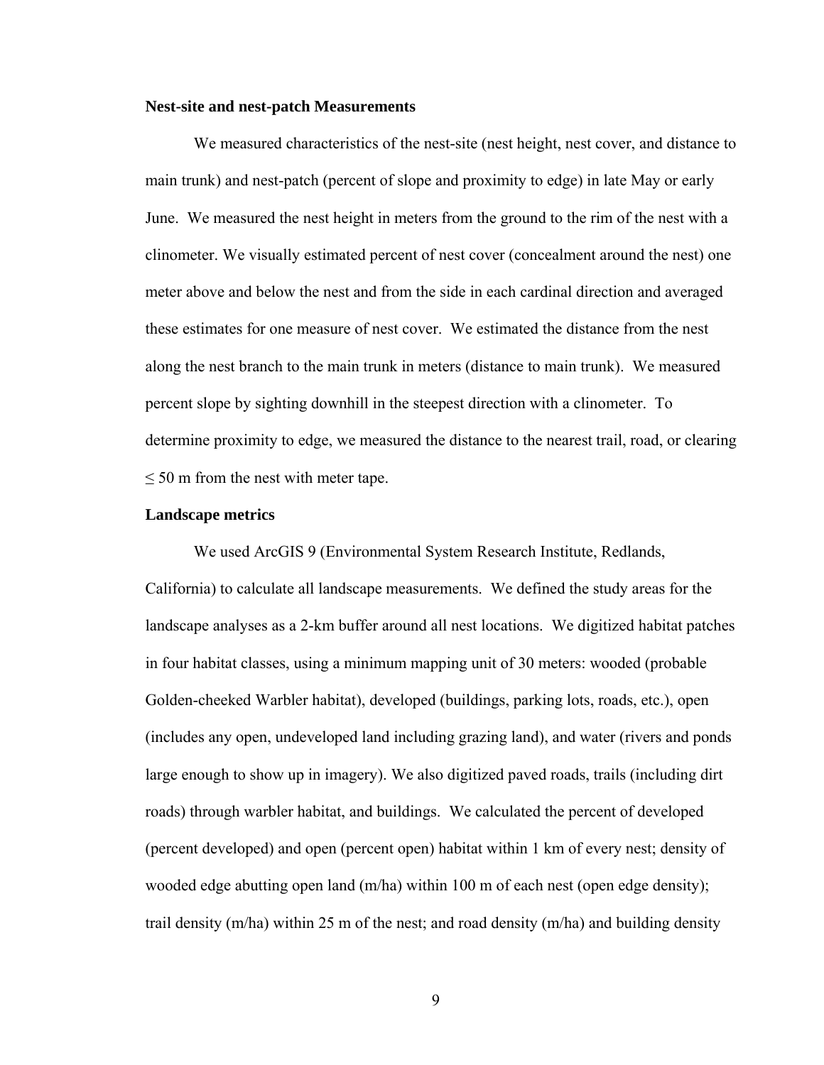**Nest-site and nest-patch Measurements**

We measured characteristics of the nest-site (nest height, nest cover, and distance to main trunk) and nest-patch (percent of slope and proximity to edge) in late May or early June. We measured the nest height in meters from the ground to the rim of the nest with a clinometer. We visually estimated percent of nest cover (concealment around the nest) one meter above and below the nest and from the side in each cardinal direction and averaged these estimates for one measure of nest cover. We estimated the distance from the nest along the nest branch to the main trunk in meters (distance to main trunk). We measured percent slope by sighting downhill in the steepest direction with a clinometer. To determine proximity to edge, we measured the distance to the nearest trail, road, or clearing ≤ 50 m from the nest with meter tape.

**Landscape metrics**

We used ArcGIS 9 (Environmental System Research Institute, Redlands, California) to calculate all landscape measurements. We defined the study areas for the landscape analyses as a 2-km buffer around all nest locations. We digitized habitat patches in four habitat classes, using a minimum mapping unit of 30 meters: wooded (probable Golden-cheeked Warbler habitat), developed (buildings, parking lots, roads, etc.), open (includes any open, undeveloped land including grazing land), and water (rivers and ponds large enough to show up in imagery). We also digitized paved roads, trails (including dirt roads) through warbler habitat, and buildings. We calculated the percent of developed (percent developed) and open (percent open) habitat within 1 km of every nest; density of wooded edge abutting open land (m/ha) within 100 m of each nest (open edge density); trail density (m/ha) within 25 m of the nest; and road density (m/ha) and building density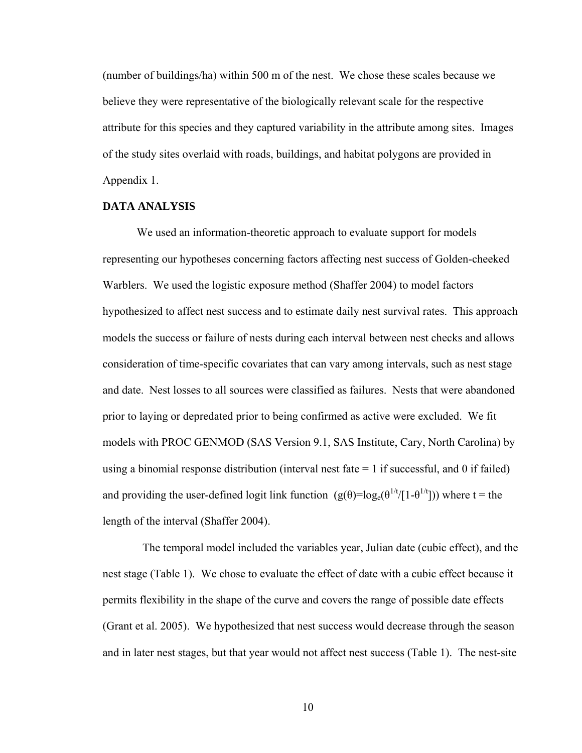(number of buildings/ha) within 500 m of the nest. We chose these scales because we believe they were representative of the biologically relevant scale for the respective attribute for this species and they captured variability in the attribute among sites. Images of the study sites overlaid with roads, buildings, and habitat polygons are provided in Appendix 1.

**DATA ANALYSIS**

We used an information-theoretic approach to evaluate support for models representing our hypotheses concerning factors affecting nest success of Golden-cheeked Warblers. We used the logistic exposure method (Shaffer 2004) to model factors hypothesized to affect nest success and to estimate daily nest survival rates. This approach models the success or failure of nests during each interval between nest checks and allows consideration of time-specific covariates that can vary among intervals, such as nest stage and date. Nest losses to all sources were classified as failures. Nests that were abandoned prior to laying or depredated prior to being confirmed as active were excluded. We fit models with PROC GENMOD (SAS Version 9.1, SAS Institute, Cary, North Carolina) by using a binomial response distribution (interval nest fate = 1 if successful, and 0 if failed) and providing the user-defined logit link function ($g(\theta)=\log_e(\theta^{1/t}/[1-\theta^{1/t}])$) where t = the length of the interval (Shaffer 2004).

The temporal model included the variables year, Julian date (cubic effect), and the nest stage (Table 1). We chose to evaluate the effect of date with a cubic effect because it permits flexibility in the shape of the curve and covers the range of possible date effects (Grant et al. 2005). We hypothesized that nest success would decrease through the season and in later nest stages, but that year would not affect nest success (Table 1). The nest-site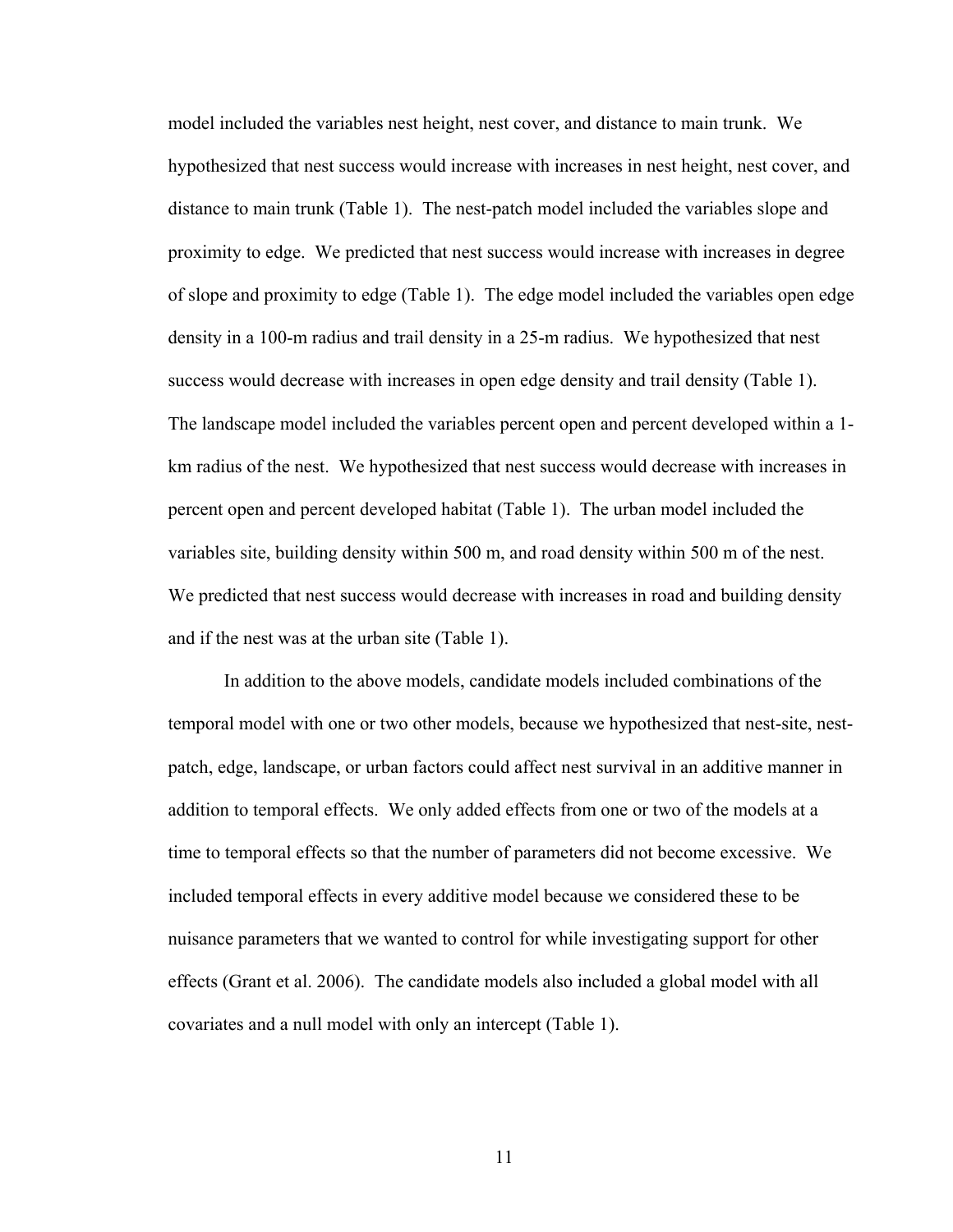model included the variables nest height, nest cover, and distance to main trunk. We hypothesized that nest success would increase with increases in nest height, nest cover, and distance to main trunk (Table 1). The nest-patch model included the variables slope and proximity to edge. We predicted that nest success would increase with increases in degree of slope and proximity to edge (Table 1). The edge model included the variables open edge density in a 100-m radius and trail density in a 25-m radius. We hypothesized that nest success would decrease with increases in open edge density and trail density (Table 1). The landscape model included the variables percent open and percent developed within a 1-km radius of the nest. We hypothesized that nest success would decrease with increases in percent open and percent developed habitat (Table 1). The urban model included the variables site, building density within 500 m, and road density within 500 m of the nest. We predicted that nest success would decrease with increases in road and building density and if the nest was at the urban site (Table 1).

In addition to the above models, candidate models included combinations of the temporal model with one or two other models, because we hypothesized that nest-site, nest-patch, edge, landscape, or urban factors could affect nest survival in an additive manner in addition to temporal effects. We only added effects from one or two of the models at a time to temporal effects so that the number of parameters did not become excessive. We included temporal effects in every additive model because we considered these to be nuisance parameters that we wanted to control for while investigating support for other effects (Grant et al. 2006). The candidate models also included a global model with all covariates and a null model with only an intercept (Table 1).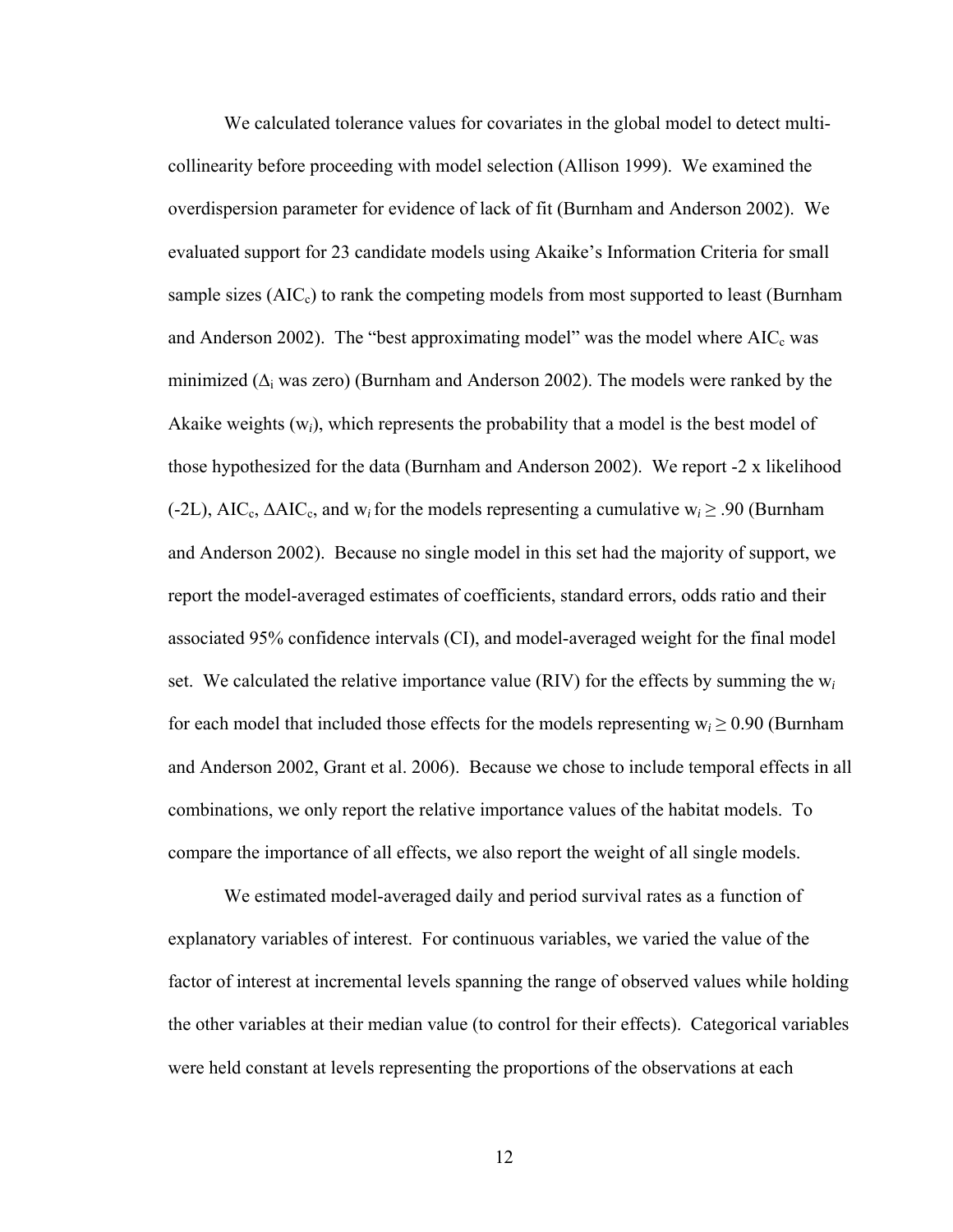We calculated tolerance values for covariates in the global model to detect multicollinearity before proceeding with model selection (Allison 1999). We examined the overdispersion parameter for evidence of lack of fit (Burnham and Anderson 2002). We evaluated support for 23 candidate models using Akaike's Information Criteria for small sample sizes ($AIC_c$) to rank the competing models from most supported to least (Burnham and Anderson 2002). The "best approximating model" was the model where $AIC_c$ was minimized ($\Delta_i$ was zero) (Burnham and Anderson 2002). The models were ranked by the Akaike weights ($w_i$), which represents the probability that a model is the best model of those hypothesized for the data (Burnham and Anderson 2002). We report -2 x likelihood (-2L), $AIC_c$, $\Delta AIC_c$, and $w_i$ for the models representing a cumulative $w_i \geq .90$ (Burnham and Anderson 2002). Because no single model in this set had the majority of support, we report the model-averaged estimates of coefficients, standard errors, odds ratio and their associated 95% confidence intervals (CI), and model-averaged weight for the final model set. We calculated the relative importance value (RIV) for the effects by summing the $w_i$ for each model that included those effects for the models representing $w_i \geq 0.90$ (Burnham and Anderson 2002, Grant et al. 2006). Because we chose to include temporal effects in all combinations, we only report the relative importance values of the habitat models. To compare the importance of all effects, we also report the weight of all single models.

We estimated model-averaged daily and period survival rates as a function of explanatory variables of interest. For continuous variables, we varied the value of the factor of interest at incremental levels spanning the range of observed values while holding the other variables at their median value (to control for their effects). Categorical variables were held constant at levels representing the proportions of the observations at each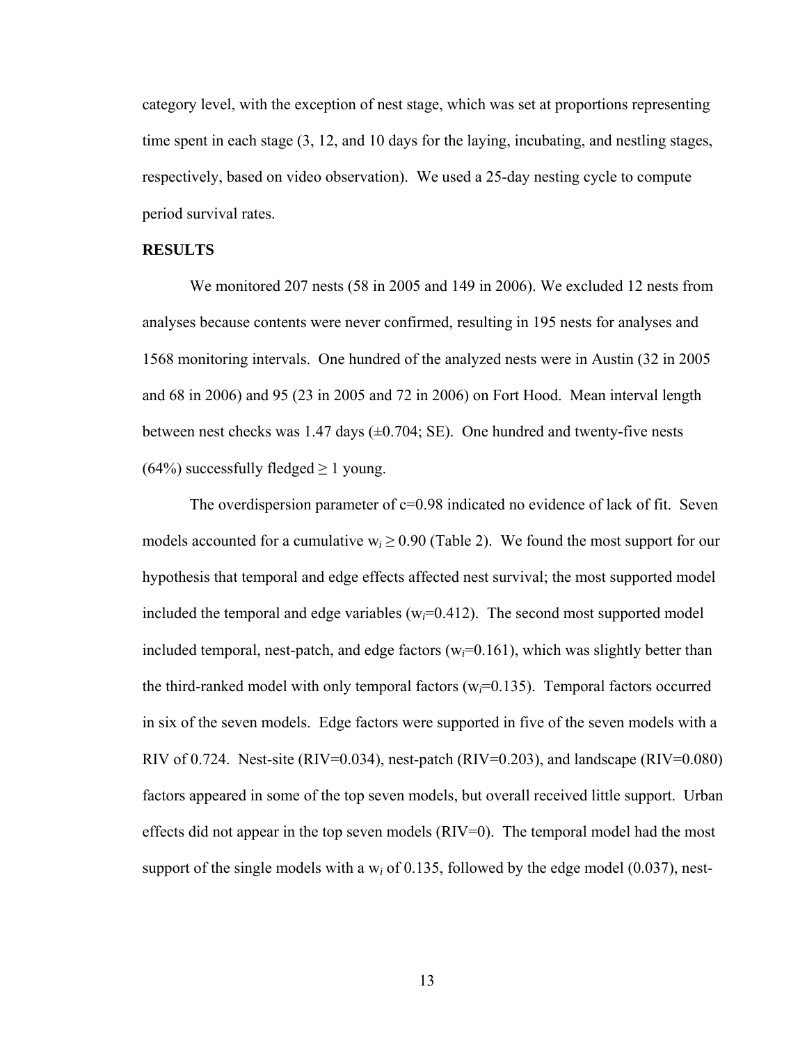category level, with the exception of nest stage, which was set at proportions representing time spent in each stage (3, 12, and 10 days for the laying, incubating, and nestling stages, respectively, based on video observation). We used a 25-day nesting cycle to compute period survival rates.

## RESULTS

We monitored 207 nests (58 in 2005 and 149 in 2006). We excluded 12 nests from analyses because contents were never confirmed, resulting in 195 nests for analyses and 1568 monitoring intervals. One hundred of the analyzed nests were in Austin (32 in 2005 and 68 in 2006) and 95 (23 in 2005 and 72 in 2006) on Fort Hood. Mean interval length between nest checks was 1.47 days (±0.704; SE). One hundred and twenty-five nests (64%) successfully fledged ≥ 1 young.

The overdispersion parameter of $c$=0.98 indicated no evidence of lack of fit. Seven models accounted for a cumulative $w_i \geq 0.90$ (Table 2). We found the most support for our hypothesis that temporal and edge effects affected nest survival; the most supported model included the temporal and edge variables ($w_i$=0.412). The second most supported model included temporal, nest-patch, and edge factors ($w_i$=0.161), which was slightly better than the third-ranked model with only temporal factors ($w_i$=0.135). Temporal factors occurred in six of the seven models. Edge factors were supported in five of the seven models with a RIV of 0.724. Nest-site (RIV=0.034), nest-patch (RIV=0.203), and landscape (RIV=0.080) factors appeared in some of the top seven models, but overall received little support. Urban effects did not appear in the top seven models (RIV=0). The temporal model had the most support of the single models with a $w_i$ of 0.135, followed by the edge model (0.037), nest-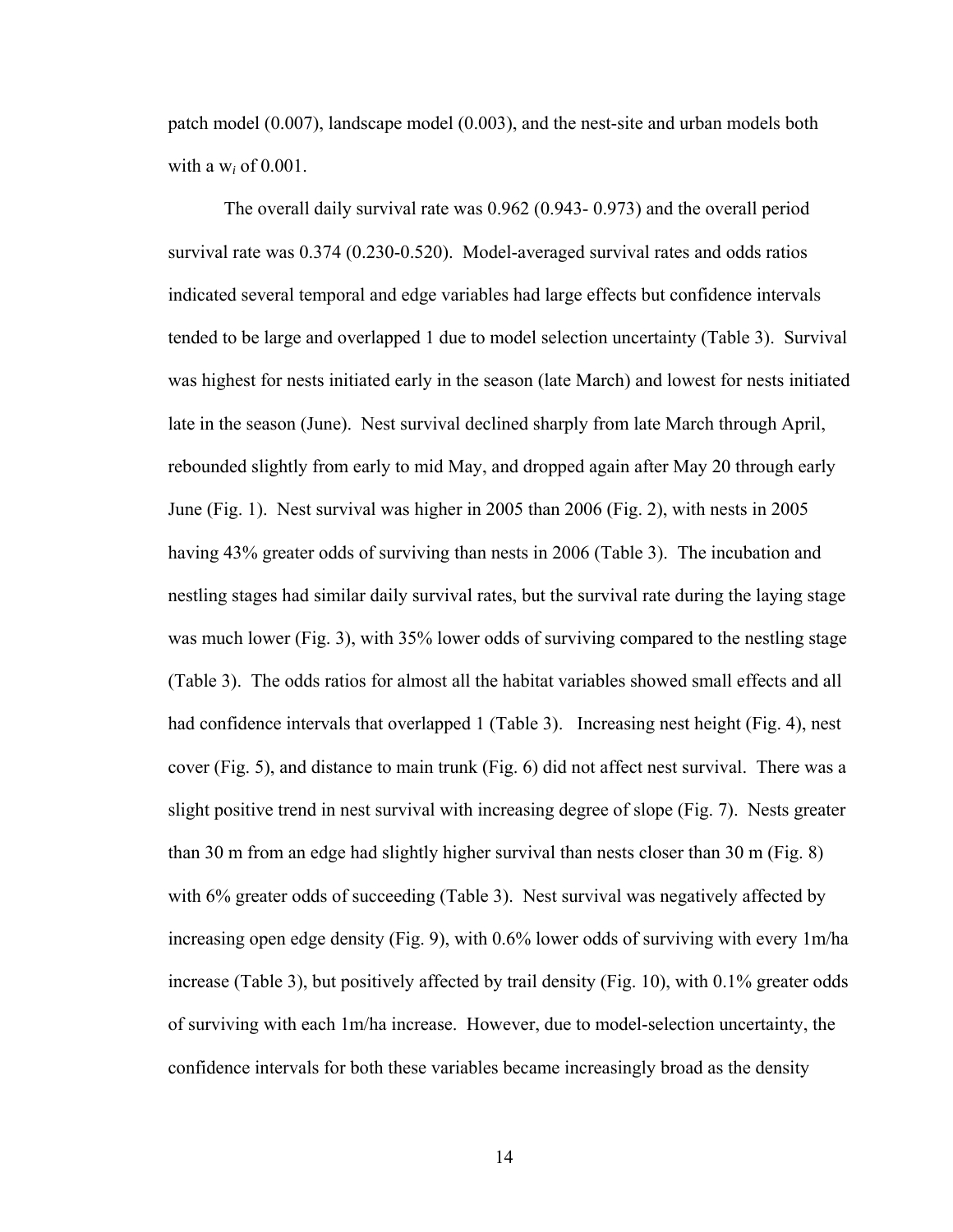patch model (0.007), landscape model (0.003), and the nest-site and urban models both with a $w_i$ of 0.001.

The overall daily survival rate was 0.962 (0.943- 0.973) and the overall period survival rate was 0.374 (0.230-0.520). Model-averaged survival rates and odds ratios indicated several temporal and edge variables had large effects but confidence intervals tended to be large and overlapped 1 due to model selection uncertainty (Table 3). Survival was highest for nests initiated early in the season (late March) and lowest for nests initiated late in the season (June). Nest survival declined sharply from late March through April, rebounded slightly from early to mid May, and dropped again after May 20 through early June (Fig. 1). Nest survival was higher in 2005 than 2006 (Fig. 2), with nests in 2005 having 43% greater odds of surviving than nests in 2006 (Table 3). The incubation and nestling stages had similar daily survival rates, but the survival rate during the laying stage was much lower (Fig. 3), with 35% lower odds of surviving compared to the nestling stage (Table 3). The odds ratios for almost all the habitat variables showed small effects and all had confidence intervals that overlapped 1 (Table 3). Increasing nest height (Fig. 4), nest cover (Fig. 5), and distance to main trunk (Fig. 6) did not affect nest survival. There was a slight positive trend in nest survival with increasing degree of slope (Fig. 7). Nests greater than 30 m from an edge had slightly higher survival than nests closer than 30 m (Fig. 8) with 6% greater odds of succeeding (Table 3). Nest survival was negatively affected by increasing open edge density (Fig. 9), with 0.6% lower odds of surviving with every 1m/ha increase (Table 3), but positively affected by trail density (Fig. 10), with 0.1% greater odds of surviving with each 1m/ha increase. However, due to model-selection uncertainty, the confidence intervals for both these variables became increasingly broad as the density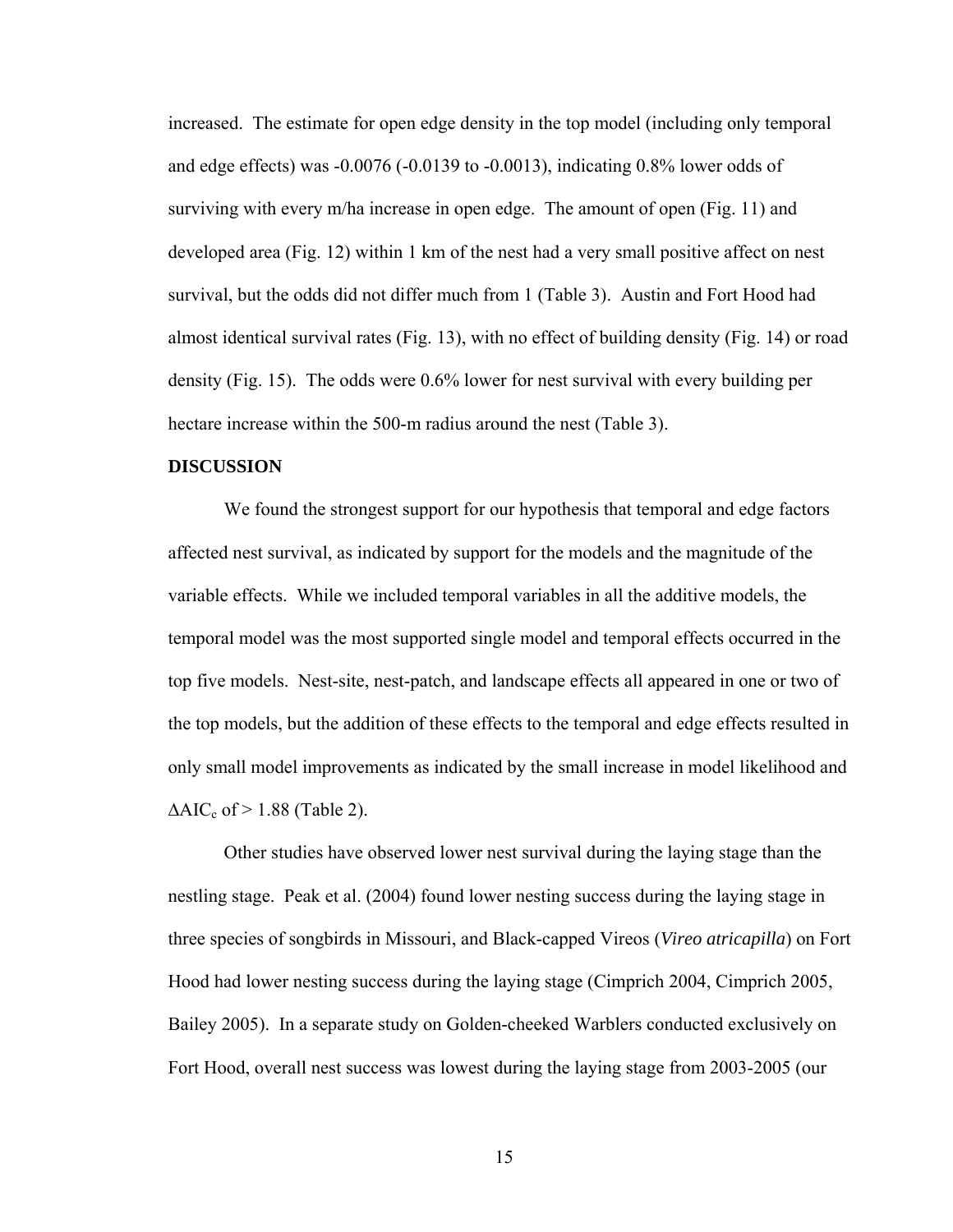increased. The estimate for open edge density in the top model (including only temporal and edge effects) was -0.0076 (-0.0139 to -0.0013), indicating 0.8% lower odds of surviving with every m/ha increase in open edge. The amount of open (Fig. 11) and developed area (Fig. 12) within 1 km of the nest had a very small positive affect on nest survival, but the odds did not differ much from 1 (Table 3). Austin and Fort Hood had almost identical survival rates (Fig. 13), with no effect of building density (Fig. 14) or road density (Fig. 15). The odds were 0.6% lower for nest survival with every building per hectare increase within the 500-m radius around the nest (Table 3).

**DISCUSSION**

We found the strongest support for our hypothesis that temporal and edge factors affected nest survival, as indicated by support for the models and the magnitude of the variable effects. While we included temporal variables in all the additive models, the temporal model was the most supported single model and temporal effects occurred in the top five models. Nest-site, nest-patch, and landscape effects all appeared in one or two of the top models, but the addition of these effects to the temporal and edge effects resulted in only small model improvements as indicated by the small increase in model likelihood and $\Delta AIC_c$ of > 1.88 (Table 2).

Other studies have observed lower nest survival during the laying stage than the nestling stage. Peak et al. (2004) found lower nesting success during the laying stage in three species of songbirds in Missouri, and Black-capped Vireos (*Vireo atricapilla*) on Fort Hood had lower nesting success during the laying stage (Cimprich 2004, Cimprich 2005, Bailey 2005). In a separate study on Golden-cheeked Warblers conducted exclusively on Fort Hood, overall nest success was lowest during the laying stage from 2003-2005 (our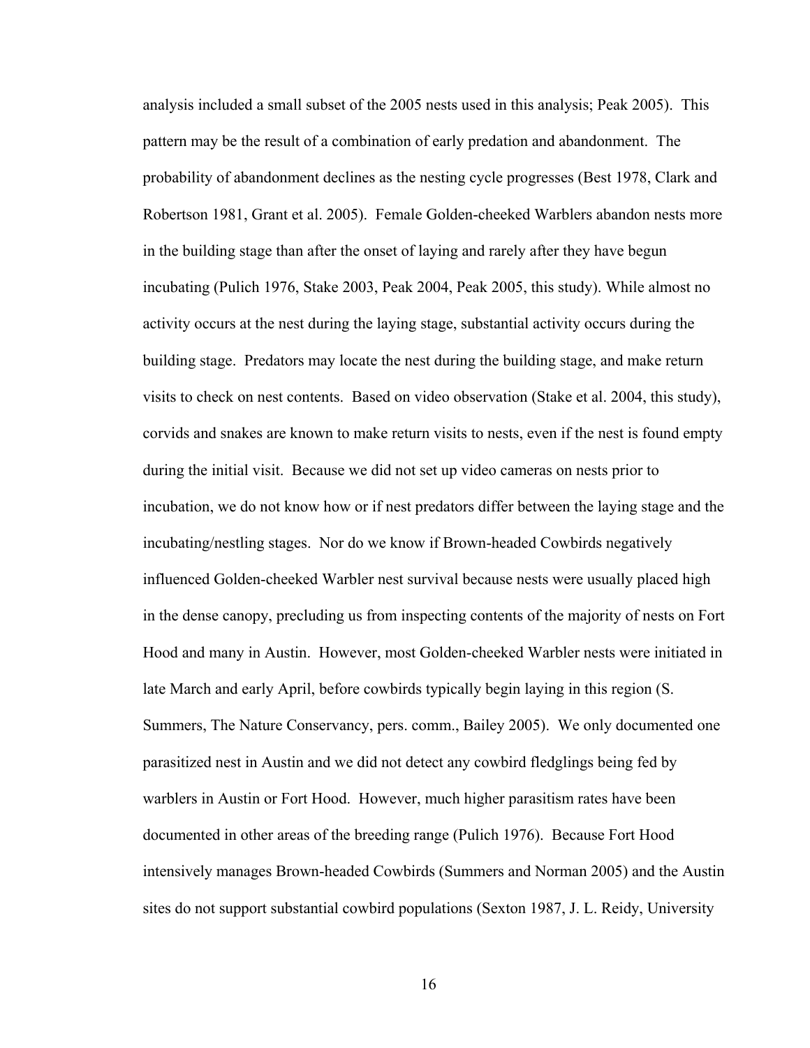analysis included a small subset of the 2005 nests used in this analysis; Peak 2005). This pattern may be the result of a combination of early predation and abandonment. The probability of abandonment declines as the nesting cycle progresses (Best 1978, Clark and Robertson 1981, Grant et al. 2005). Female Golden-cheeked Warblers abandon nests more in the building stage than after the onset of laying and rarely after they have begun incubating (Pulich 1976, Stake 2003, Peak 2004, Peak 2005, this study). While almost no activity occurs at the nest during the laying stage, substantial activity occurs during the building stage. Predators may locate the nest during the building stage, and make return visits to check on nest contents. Based on video observation (Stake et al. 2004, this study), corvids and snakes are known to make return visits to nests, even if the nest is found empty during the initial visit. Because we did not set up video cameras on nests prior to incubation, we do not know how or if nest predators differ between the laying stage and the incubating/nestling stages. Nor do we know if Brown-headed Cowbirds negatively influenced Golden-cheeked Warbler nest survival because nests were usually placed high in the dense canopy, precluding us from inspecting contents of the majority of nests on Fort Hood and many in Austin. However, most Golden-cheeked Warbler nests were initiated in late March and early April, before cowbirds typically begin laying in this region (S. Summers, The Nature Conservancy, pers. comm., Bailey 2005). We only documented one parasitized nest in Austin and we did not detect any cowbird fledglings being fed by warblers in Austin or Fort Hood. However, much higher parasitism rates have been documented in other areas of the breeding range (Pulich 1976). Because Fort Hood intensively manages Brown-headed Cowbirds (Summers and Norman 2005) and the Austin sites do not support substantial cowbird populations (Sexton 1987, J. L. Reidy, University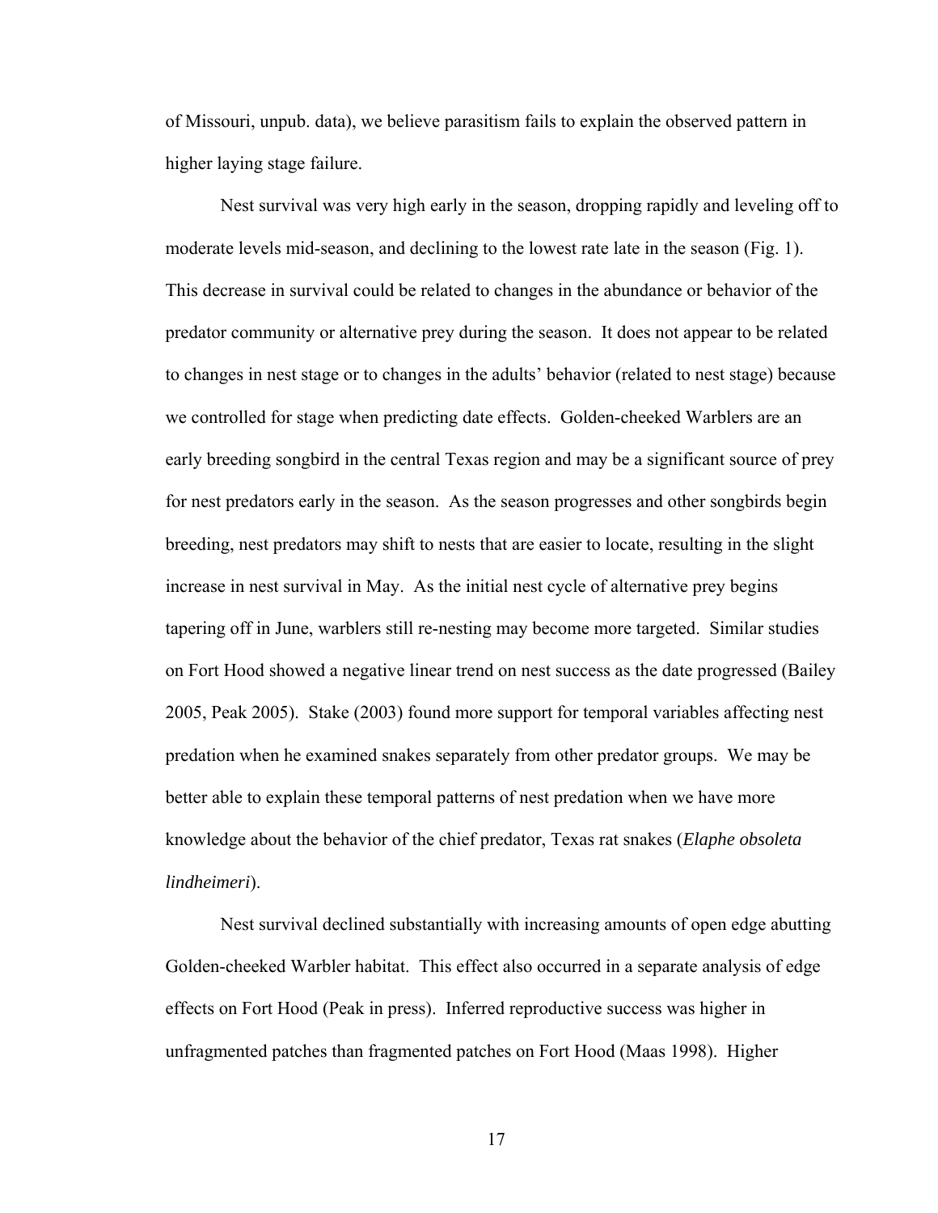of Missouri, unpub. data), we believe parasitism fails to explain the observed pattern in higher laying stage failure.

Nest survival was very high early in the season, dropping rapidly and leveling off to moderate levels mid-season, and declining to the lowest rate late in the season (Fig. 1). This decrease in survival could be related to changes in the abundance or behavior of the predator community or alternative prey during the season. It does not appear to be related to changes in nest stage or to changes in the adults' behavior (related to nest stage) because we controlled for stage when predicting date effects. Golden-cheeked Warblers are an early breeding songbird in the central Texas region and may be a significant source of prey for nest predators early in the season. As the season progresses and other songbirds begin breeding, nest predators may shift to nests that are easier to locate, resulting in the slight increase in nest survival in May. As the initial nest cycle of alternative prey begins tapering off in June, warblers still re-nesting may become more targeted. Similar studies on Fort Hood showed a negative linear trend on nest success as the date progressed (Bailey 2005, Peak 2005). Stake (2003) found more support for temporal variables affecting nest predation when he examined snakes separately from other predator groups. We may be better able to explain these temporal patterns of nest predation when we have more knowledge about the behavior of the chief predator, Texas rat snakes (*Elaphe obsoleta lindheimeri*).

Nest survival declined substantially with increasing amounts of open edge abutting Golden-cheeked Warbler habitat. This effect also occurred in a separate analysis of edge effects on Fort Hood (Peak in press). Inferred reproductive success was higher in unfragmented patches than fragmented patches on Fort Hood (Maas 1998). Higher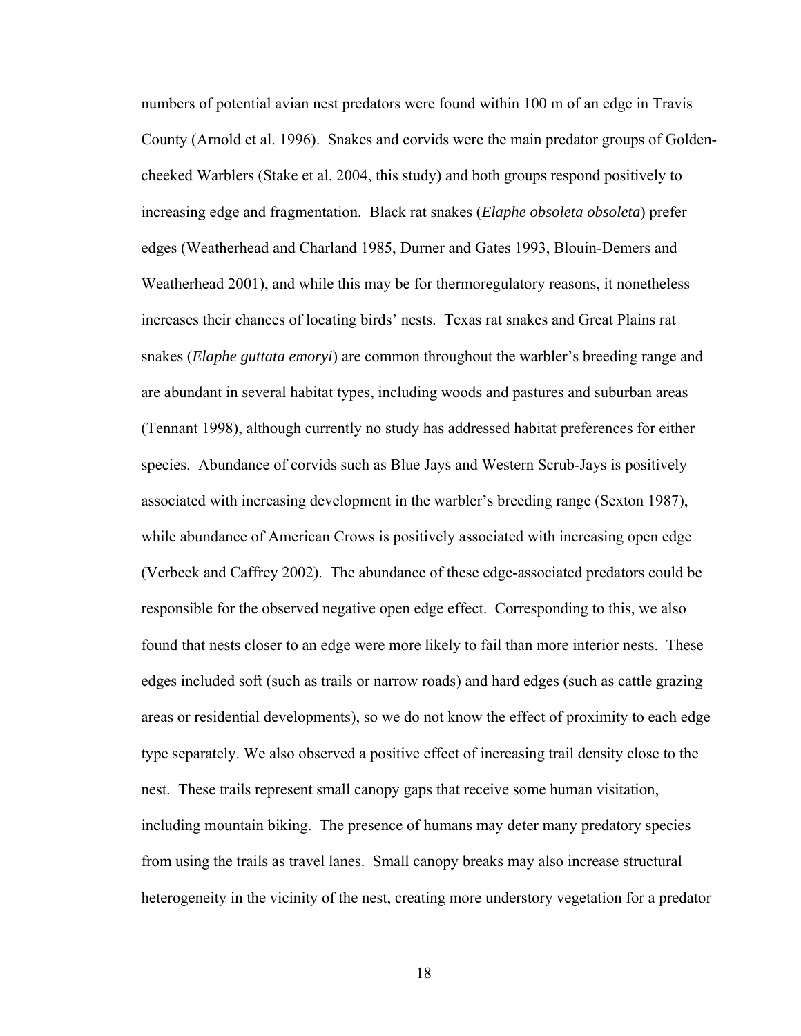numbers of potential avian nest predators were found within 100 m of an edge in Travis County (Arnold et al. 1996). Snakes and corvids were the main predator groups of Golden-cheeked Warblers (Stake et al. 2004, this study) and both groups respond positively to increasing edge and fragmentation. Black rat snakes (*Elaphe obsoleta obsoleta*) prefer edges (Weatherhead and Charland 1985, Durner and Gates 1993, Blouin-Demers and Weatherhead 2001), and while this may be for thermoregulatory reasons, it nonetheless increases their chances of locating birds' nests. Texas rat snakes and Great Plains rat snakes (*Elaphe guttata emoryi*) are common throughout the warbler's breeding range and are abundant in several habitat types, including woods and pastures and suburban areas (Tennant 1998), although currently no study has addressed habitat preferences for either species. Abundance of corvids such as Blue Jays and Western Scrub-Jays is positively associated with increasing development in the warbler's breeding range (Sexton 1987), while abundance of American Crows is positively associated with increasing open edge (Verbeek and Caffrey 2002). The abundance of these edge-associated predators could be responsible for the observed negative open edge effect. Corresponding to this, we also found that nests closer to an edge were more likely to fail than more interior nests. These edges included soft (such as trails or narrow roads) and hard edges (such as cattle grazing areas or residential developments), so we do not know the effect of proximity to each edge type separately. We also observed a positive effect of increasing trail density close to the nest. These trails represent small canopy gaps that receive some human visitation, including mountain biking. The presence of humans may deter many predatory species from using the trails as travel lanes. Small canopy breaks may also increase structural heterogeneity in the vicinity of the nest, creating more understory vegetation for a predator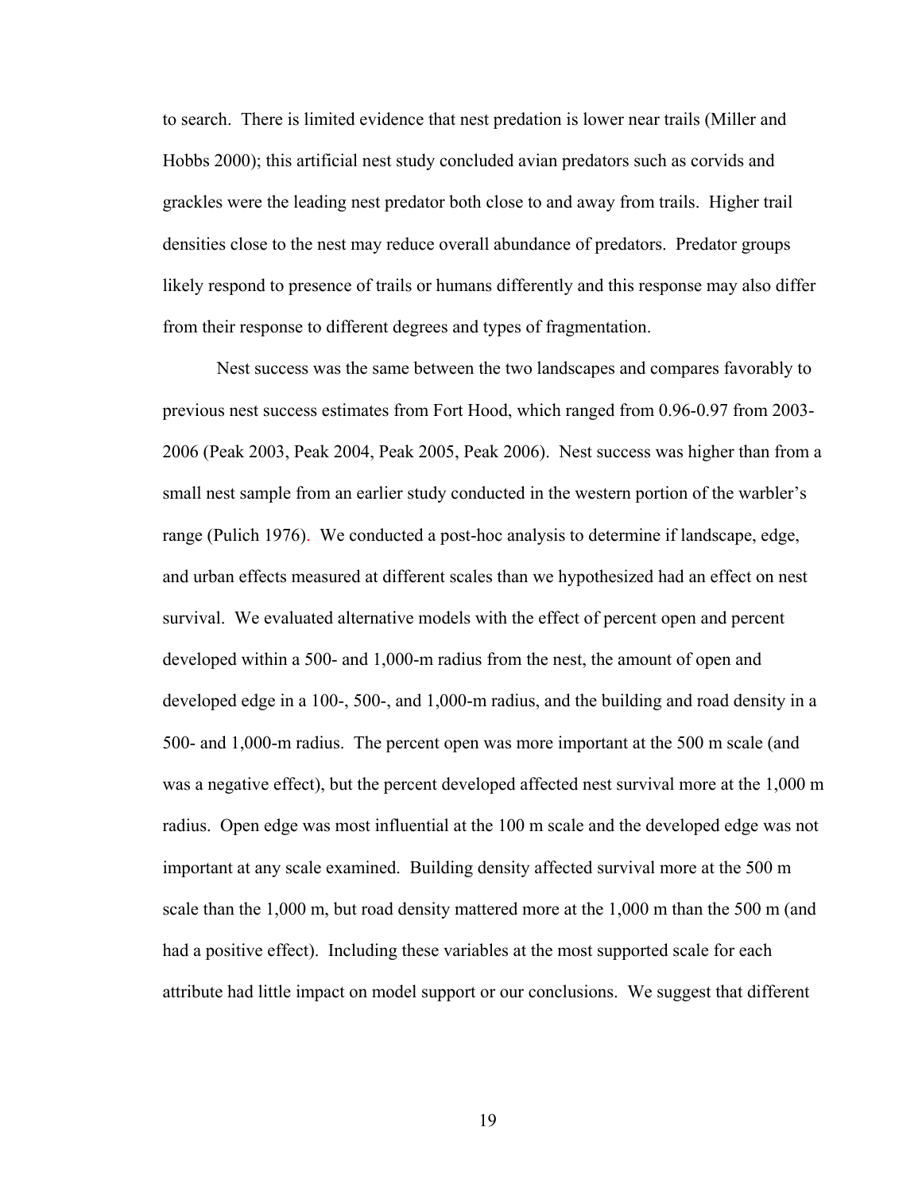to search. There is limited evidence that nest predation is lower near trails (Miller and Hobbs 2000); this artificial nest study concluded avian predators such as corvids and grackles were the leading nest predator both close to and away from trails. Higher trail densities close to the nest may reduce overall abundance of predators. Predator groups likely respond to presence of trails or humans differently and this response may also differ from their response to different degrees and types of fragmentation.

Nest success was the same between the two landscapes and compares favorably to previous nest success estimates from Fort Hood, which ranged from 0.96-0.97 from 2003-2006 (Peak 2003, Peak 2004, Peak 2005, Peak 2006). Nest success was higher than from a small nest sample from an earlier study conducted in the western portion of the warbler's range (Pulich 1976). We conducted a post-hoc analysis to determine if landscape, edge, and urban effects measured at different scales than we hypothesized had an effect on nest survival. We evaluated alternative models with the effect of percent open and percent developed within a 500- and 1,000-m radius from the nest, the amount of open and developed edge in a 100-, 500-, and 1,000-m radius, and the building and road density in a 500- and 1,000-m radius. The percent open was more important at the 500 m scale (and was a negative effect), but the percent developed affected nest survival more at the 1,000 m radius. Open edge was most influential at the 100 m scale and the developed edge was not important at any scale examined. Building density affected survival more at the 500 m scale than the 1,000 m, but road density mattered more at the 1,000 m than the 500 m (and had a positive effect). Including these variables at the most supported scale for each attribute had little impact on model support or our conclusions. We suggest that different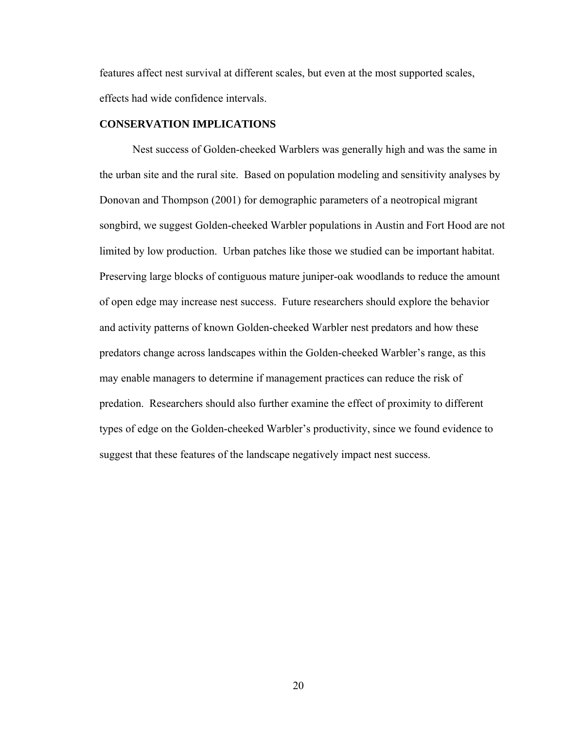features affect nest survival at different scales, but even at the most supported scales, effects had wide confidence intervals.

## CONSERVATION IMPLICATIONS

Nest success of Golden-cheeked Warblers was generally high and was the same in the urban site and the rural site. Based on population modeling and sensitivity analyses by Donovan and Thompson (2001) for demographic parameters of a neotropical migrant songbird, we suggest Golden-cheeked Warbler populations in Austin and Fort Hood are not limited by low production. Urban patches like those we studied can be important habitat. Preserving large blocks of contiguous mature juniper-oak woodlands to reduce the amount of open edge may increase nest success. Future researchers should explore the behavior and activity patterns of known Golden-cheeked Warbler nest predators and how these predators change across landscapes within the Golden-cheeked Warbler's range, as this may enable managers to determine if management practices can reduce the risk of predation. Researchers should also further examine the effect of proximity to different types of edge on the Golden-cheeked Warbler's productivity, since we found evidence to suggest that these features of the landscape negatively impact nest success.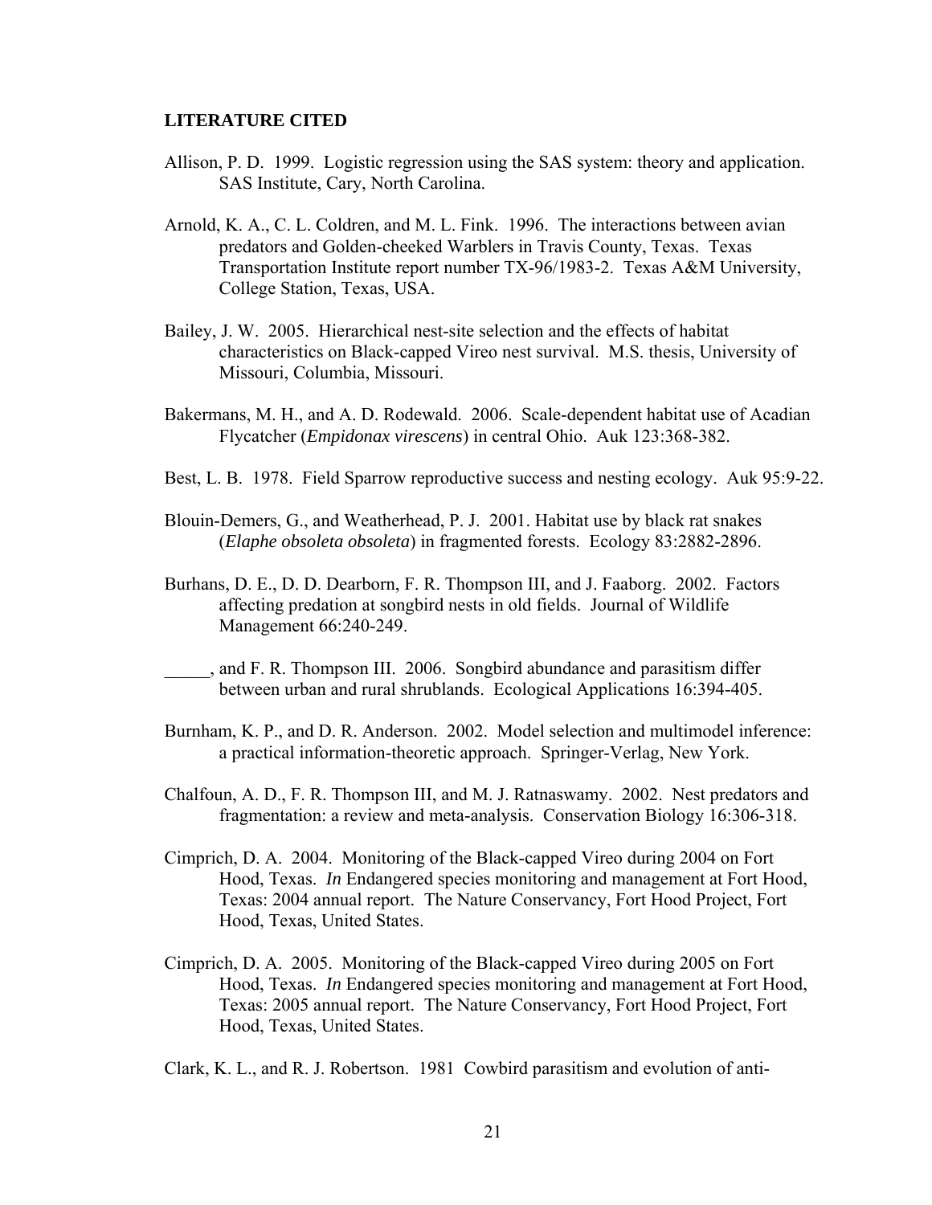**LITERATURE CITED**

Allison, P. D. 1999. Logistic regression using the SAS system: theory and application. SAS Institute, Cary, North Carolina.

Arnold, K. A., C. L. Coldren, and M. L. Fink. 1996. The interactions between avian predators and Golden-cheeked Warblers in Travis County, Texas. Texas Transportation Institute report number TX-96/1983-2. Texas A&M University, College Station, Texas, USA.

Bailey, J. W. 2005. Hierarchical nest-site selection and the effects of habitat characteristics on Black-capped Vireo nest survival. M.S. thesis, University of Missouri, Columbia, Missouri.

Bakermans, M. H., and A. D. Rodewald. 2006. Scale-dependent habitat use of Acadian Flycatcher (*Empidonax virescens*) in central Ohio. Auk 123:368-382.

Best, L. B. 1978. Field Sparrow reproductive success and nesting ecology. Auk 95:9-22.

Blouin-Demers, G., and Weatherhead, P. J. 2001. Habitat use by black rat snakes (*Elaphe obsoleta obsoleta*) in fragmented forests. Ecology 83:2882-2896.

Burhans, D. E., D. D. Dearborn, F. R. Thompson III, and J. Faaborg. 2002. Factors affecting predation at songbird nests in old fields. Journal of Wildlife Management 66:240-249.

_____, and F. R. Thompson III. 2006. Songbird abundance and parasitism differ between urban and rural shrublands. Ecological Applications 16:394-405.

Burnham, K. P., and D. R. Anderson. 2002. Model selection and multimodel inference: a practical information-theoretic approach. Springer-Verlag, New York.

Chalfoun, A. D., F. R. Thompson III, and M. J. Ratnaswamy. 2002. Nest predators and fragmentation: a review and meta-analysis. Conservation Biology 16:306-318.

Cimprich, D. A. 2004. Monitoring of the Black-capped Vireo during 2004 on Fort Hood, Texas. *In* Endangered species monitoring and management at Fort Hood, Texas: 2004 annual report. The Nature Conservancy, Fort Hood Project, Fort Hood, Texas, United States.

Cimprich, D. A. 2005. Monitoring of the Black-capped Vireo during 2005 on Fort Hood, Texas. *In* Endangered species monitoring and management at Fort Hood, Texas: 2005 annual report. The Nature Conservancy, Fort Hood Project, Fort Hood, Texas, United States.

Clark, K. L., and R. J. Robertson. 1981 Cowbird parasitism and evolution of anti-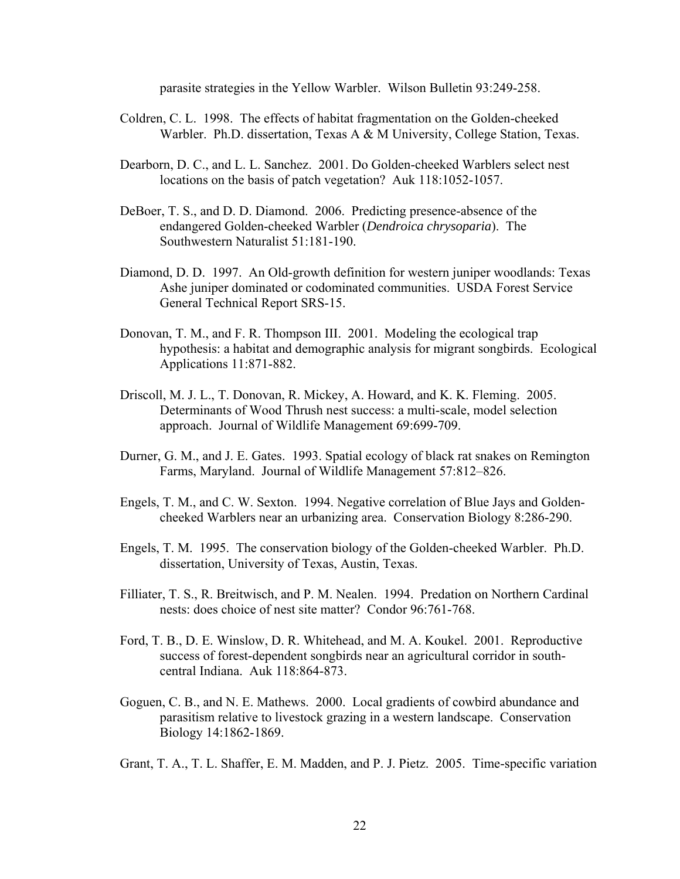parasite strategies in the Yellow Warbler. Wilson Bulletin 93:249-258.

Coldren, C. L. 1998. The effects of habitat fragmentation on the Golden-cheeked Warbler. Ph.D. dissertation, Texas A & M University, College Station, Texas.

Dearborn, D. C., and L. L. Sanchez. 2001. Do Golden-cheeked Warblers select nest locations on the basis of patch vegetation? Auk 118:1052-1057.

DeBoer, T. S., and D. D. Diamond. 2006. Predicting presence-absence of the endangered Golden-cheeked Warbler (*Dendroica chrysoparia*). The Southwestern Naturalist 51:181-190.

Diamond, D. D. 1997. An Old-growth definition for western juniper woodlands: Texas Ashe juniper dominated or codominated communities. USDA Forest Service General Technical Report SRS-15.

Donovan, T. M., and F. R. Thompson III. 2001. Modeling the ecological trap hypothesis: a habitat and demographic analysis for migrant songbirds. Ecological Applications 11:871-882.

Driscoll, M. J. L., T. Donovan, R. Mickey, A. Howard, and K. K. Fleming. 2005. Determinants of Wood Thrush nest success: a multi-scale, model selection approach. Journal of Wildlife Management 69:699-709.

Durner, G. M., and J. E. Gates. 1993. Spatial ecology of black rat snakes on Remington Farms, Maryland. Journal of Wildlife Management 57:812–826.

Engels, T. M., and C. W. Sexton. 1994. Negative correlation of Blue Jays and Golden-cheeked Warblers near an urbanizing area. Conservation Biology 8:286-290.

Engels, T. M. 1995. The conservation biology of the Golden-cheeked Warbler. Ph.D. dissertation, University of Texas, Austin, Texas.

Filliater, T. S., R. Breitwisch, and P. M. Nealen. 1994. Predation on Northern Cardinal nests: does choice of nest site matter? Condor 96:761-768.

Ford, T. B., D. E. Winslow, D. R. Whitehead, and M. A. Koukel. 2001. Reproductive success of forest-dependent songbirds near an agricultural corridor in south-central Indiana. Auk 118:864-873.

Goguen, C. B., and N. E. Mathews. 2000. Local gradients of cowbird abundance and parasitism relative to livestock grazing in a western landscape. Conservation Biology 14:1862-1869.

Grant, T. A., T. L. Shaffer, E. M. Madden, and P. J. Pietz. 2005. Time-specific variation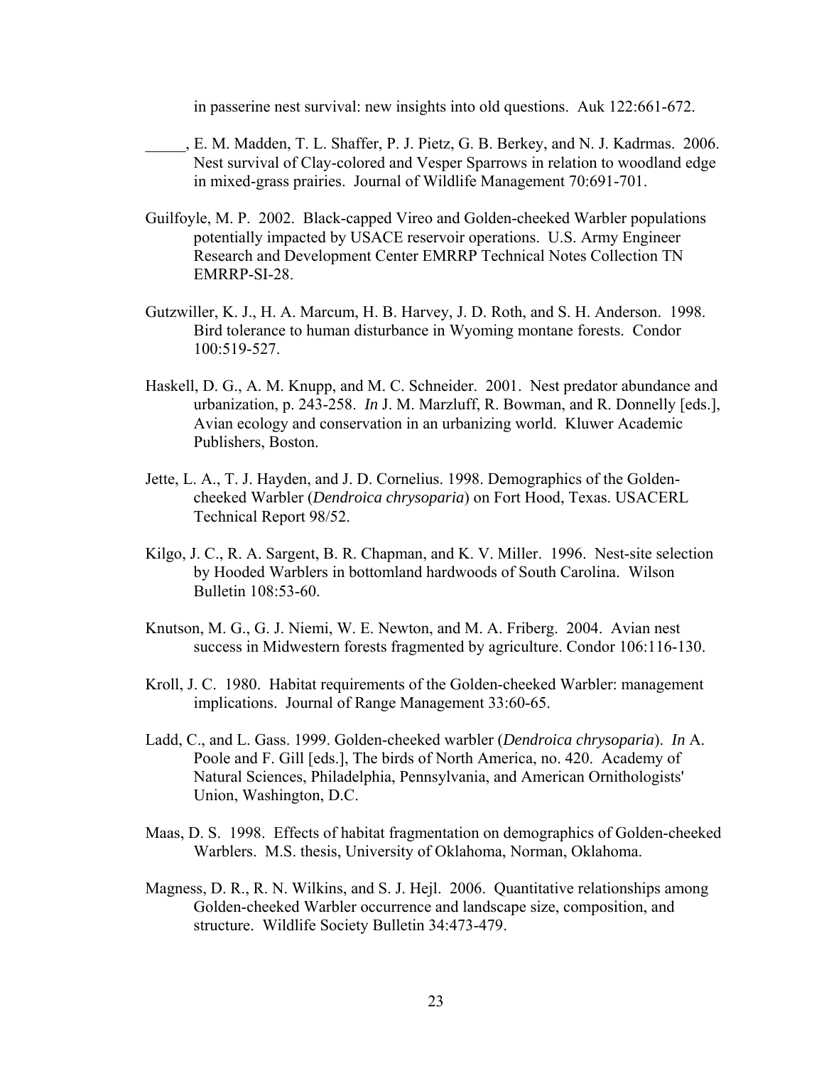in passerine nest survival: new insights into old questions. Auk 122:661-672.

_____, E. M. Madden, T. L. Shaffer, P. J. Pietz, G. B. Berkey, and N. J. Kadrmas. 2006. Nest survival of Clay-colored and Vesper Sparrows in relation to woodland edge in mixed-grass prairies. Journal of Wildlife Management 70:691-701.

Guilfoyle, M. P. 2002. Black-capped Vireo and Golden-cheeked Warbler populations potentially impacted by USACE reservoir operations. U.S. Army Engineer Research and Development Center EMRRP Technical Notes Collection TN EMRRP-SI-28.

Gutzwiller, K. J., H. A. Marcum, H. B. Harvey, J. D. Roth, and S. H. Anderson. 1998. Bird tolerance to human disturbance in Wyoming montane forests. Condor 100:519-527.

Haskell, D. G., A. M. Knupp, and M. C. Schneider. 2001. Nest predator abundance and urbanization, p. 243-258. *In* J. M. Marzluff, R. Bowman, and R. Donnelly [eds.], Avian ecology and conservation in an urbanizing world. Kluwer Academic Publishers, Boston.

Jette, L. A., T. J. Hayden, and J. D. Cornelius. 1998. Demographics of the Golden-cheeked Warbler (*Dendroica chrysoparia*) on Fort Hood, Texas. USACERL Technical Report 98/52.

Kilgo, J. C., R. A. Sargent, B. R. Chapman, and K. V. Miller. 1996. Nest-site selection by Hooded Warblers in bottomland hardwoods of South Carolina. Wilson Bulletin 108:53-60.

Knutson, M. G., G. J. Niemi, W. E. Newton, and M. A. Friberg. 2004. Avian nest success in Midwestern forests fragmented by agriculture. Condor 106:116-130.

Kroll, J. C. 1980. Habitat requirements of the Golden-cheeked Warbler: management implications. Journal of Range Management 33:60-65.

Ladd, C., and L. Gass. 1999. Golden-cheeked warbler (*Dendroica chrysoparia*). *In* A. Poole and F. Gill [eds.], The birds of North America, no. 420. Academy of Natural Sciences, Philadelphia, Pennsylvania, and American Ornithologists' Union, Washington, D.C.

Maas, D. S. 1998. Effects of habitat fragmentation on demographics of Golden-cheeked Warblers. M.S. thesis, University of Oklahoma, Norman, Oklahoma.

Magness, D. R., R. N. Wilkins, and S. J. Hejl. 2006. Quantitative relationships among Golden-cheeked Warbler occurrence and landscape size, composition, and structure. Wildlife Society Bulletin 34:473-479.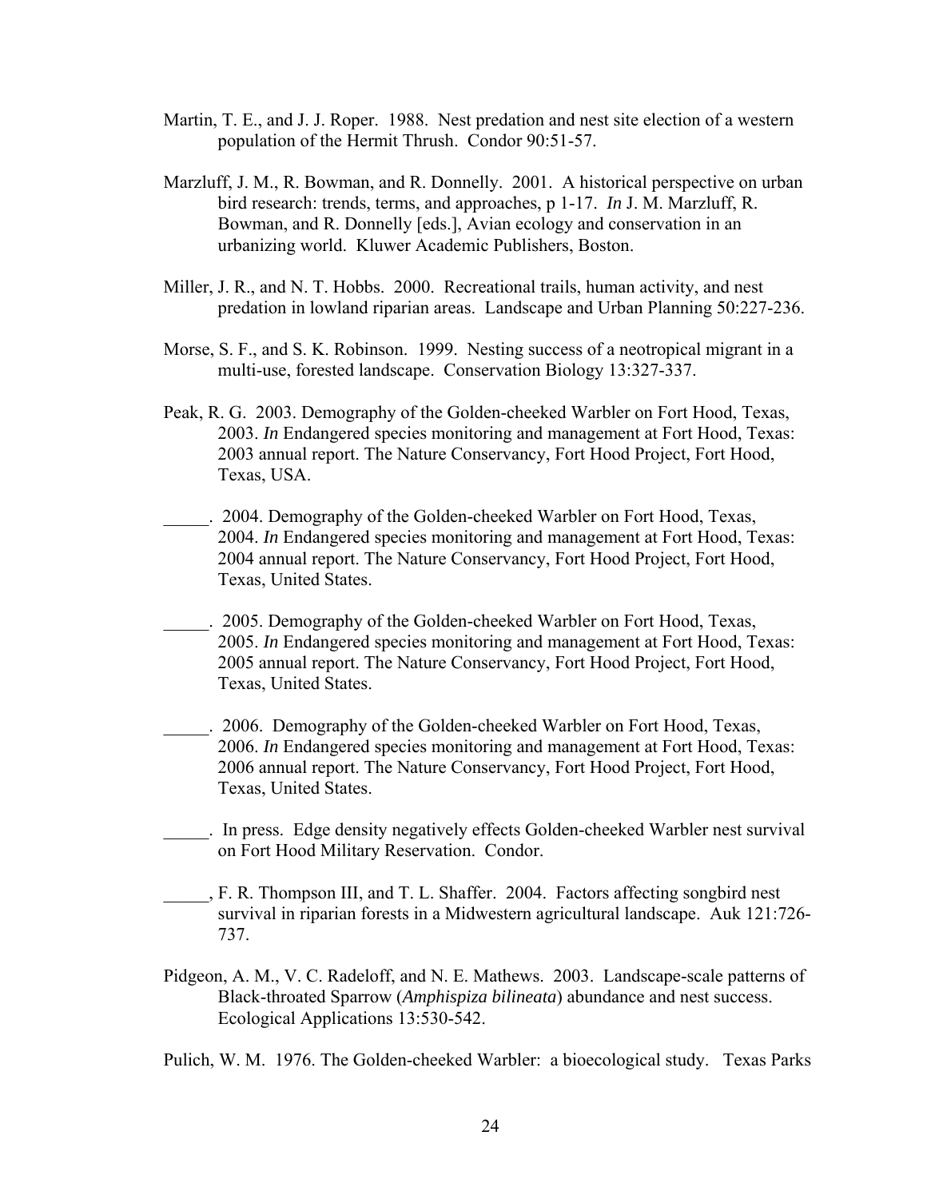Martin, T. E., and J. J. Roper. 1988. Nest predation and nest site election of a western population of the Hermit Thrush. Condor 90:51-57.

Marzluff, J. M., R. Bowman, and R. Donnelly. 2001. A historical perspective on urban bird research: trends, terms, and approaches, p 1-17. *In* J. M. Marzluff, R. Bowman, and R. Donnelly [eds.], Avian ecology and conservation in an urbanizing world. Kluwer Academic Publishers, Boston.

Miller, J. R., and N. T. Hobbs. 2000. Recreational trails, human activity, and nest predation in lowland riparian areas. Landscape and Urban Planning 50:227-236.

Morse, S. F., and S. K. Robinson. 1999. Nesting success of a neotropical migrant in a multi-use, forested landscape. Conservation Biology 13:327-337.

Peak, R. G. 2003. Demography of the Golden-cheeked Warbler on Fort Hood, Texas, 2003. *In* Endangered species monitoring and management at Fort Hood, Texas: 2003 annual report. The Nature Conservancy, Fort Hood Project, Fort Hood, Texas, USA.

\_\_\_\_\_. 2004. Demography of the Golden-cheeked Warbler on Fort Hood, Texas, 2004. *In* Endangered species monitoring and management at Fort Hood, Texas: 2004 annual report. The Nature Conservancy, Fort Hood Project, Fort Hood, Texas, United States.

\_\_\_\_\_. 2005. Demography of the Golden-cheeked Warbler on Fort Hood, Texas, 2005. *In* Endangered species monitoring and management at Fort Hood, Texas: 2005 annual report. The Nature Conservancy, Fort Hood Project, Fort Hood, Texas, United States.

\_\_\_\_\_. 2006. Demography of the Golden-cheeked Warbler on Fort Hood, Texas, 2006. *In* Endangered species monitoring and management at Fort Hood, Texas: 2006 annual report. The Nature Conservancy, Fort Hood Project, Fort Hood, Texas, United States.

\_\_\_\_\_. In press. Edge density negatively effects Golden-cheeked Warbler nest survival on Fort Hood Military Reservation. Condor.

\_\_\_\_\_, F. R. Thompson III, and T. L. Shaffer. 2004. Factors affecting songbird nest survival in riparian forests in a Midwestern agricultural landscape. Auk 121:726-737.

Pidgeon, A. M., V. C. Radeloff, and N. E. Mathews. 2003. Landscape-scale patterns of Black-throated Sparrow (*Amphispiza bilineata*) abundance and nest success. Ecological Applications 13:530-542.

Pulich, W. M. 1976. The Golden-cheeked Warbler: a bioecological study. Texas Parks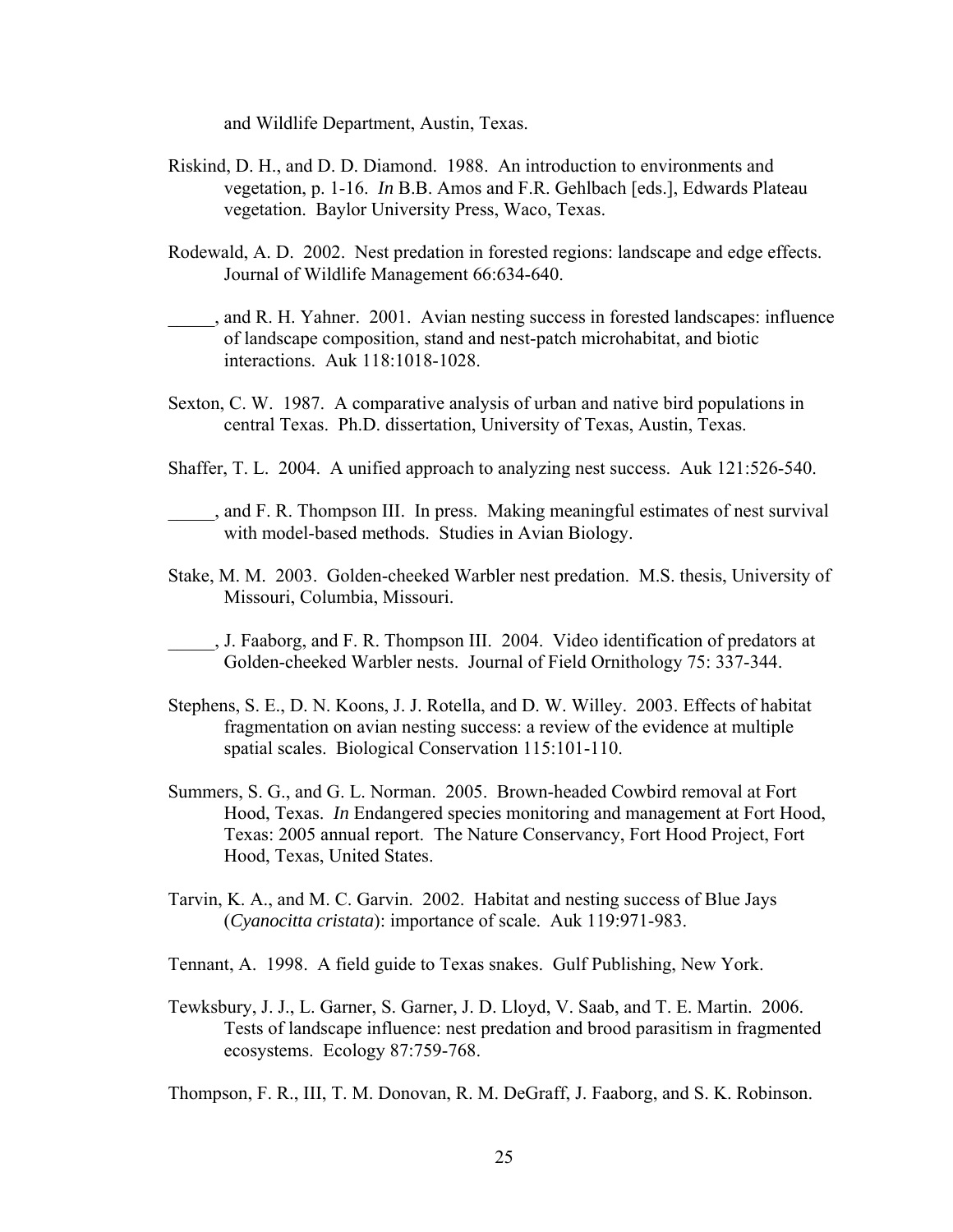and Wildlife Department, Austin, Texas.

Riskind, D. H., and D. D. Diamond. 1988. An introduction to environments and vegetation, p. 1-16. *In* B.B. Amos and F.R. Gehlbach [eds.], Edwards Plateau vegetation. Baylor University Press, Waco, Texas.

Rodewald, A. D. 2002. Nest predation in forested regions: landscape and edge effects. Journal of Wildlife Management 66:634-640.

_____, and R. H. Yahner. 2001. Avian nesting success in forested landscapes: influence of landscape composition, stand and nest-patch microhabitat, and biotic interactions. Auk 118:1018-1028.

Sexton, C. W. 1987. A comparative analysis of urban and native bird populations in central Texas. Ph.D. dissertation, University of Texas, Austin, Texas.

Shaffer, T. L. 2004. A unified approach to analyzing nest success. Auk 121:526-540.

_____, and F. R. Thompson III. In press. Making meaningful estimates of nest survival with model-based methods. Studies in Avian Biology.

Stake, M. M. 2003. Golden-cheeked Warbler nest predation. M.S. thesis, University of Missouri, Columbia, Missouri.

_____, J. Faaborg, and F. R. Thompson III. 2004. Video identification of predators at Golden-cheeked Warbler nests. Journal of Field Ornithology 75: 337-344.

Stephens, S. E., D. N. Koons, J. J. Rotella, and D. W. Willey. 2003. Effects of habitat fragmentation on avian nesting success: a review of the evidence at multiple spatial scales. Biological Conservation 115:101-110.

Summers, S. G., and G. L. Norman. 2005. Brown-headed Cowbird removal at Fort Hood, Texas. *In* Endangered species monitoring and management at Fort Hood, Texas: 2005 annual report. The Nature Conservancy, Fort Hood Project, Fort Hood, Texas, United States.

Tarvin, K. A., and M. C. Garvin. 2002. Habitat and nesting success of Blue Jays (*Cyanocitta cristata*): importance of scale. Auk 119:971-983.

Tennant, A. 1998. A field guide to Texas snakes. Gulf Publishing, New York.

Tewksbury, J. J., L. Garner, S. Garner, J. D. Lloyd, V. Saab, and T. E. Martin. 2006. Tests of landscape influence: nest predation and brood parasitism in fragmented ecosystems. Ecology 87:759-768.

Thompson, F. R., III, T. M. Donovan, R. M. DeGraff, J. Faaborg, and S. K. Robinson.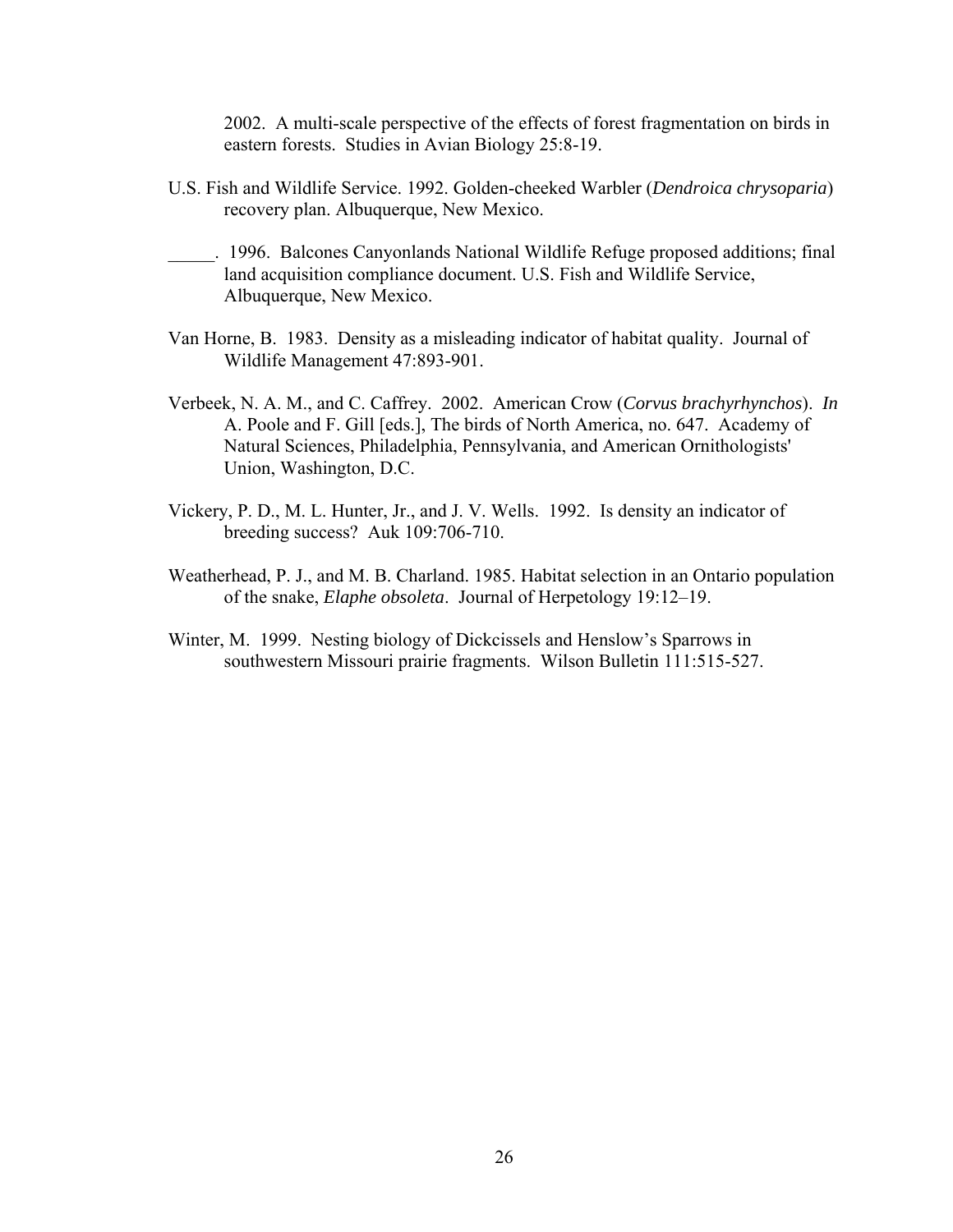2002. A multi-scale perspective of the effects of forest fragmentation on birds in eastern forests. Studies in Avian Biology 25:8-19.

U.S. Fish and Wildlife Service. 1992. Golden-cheeked Warbler (*Dendroica chrysoparia*) recovery plan. Albuquerque, New Mexico.

_____. 1996. Balcones Canyonlands National Wildlife Refuge proposed additions; final land acquisition compliance document. U.S. Fish and Wildlife Service, Albuquerque, New Mexico.

Van Horne, B. 1983. Density as a misleading indicator of habitat quality. Journal of Wildlife Management 47:893-901.

Verbeek, N. A. M., and C. Caffrey. 2002. American Crow (*Corvus brachyrhynchos*). *In* A. Poole and F. Gill [eds.], The birds of North America, no. 647. Academy of Natural Sciences, Philadelphia, Pennsylvania, and American Ornithologists' Union, Washington, D.C.

Vickery, P. D., M. L. Hunter, Jr., and J. V. Wells. 1992. Is density an indicator of breeding success? Auk 109:706-710.

Weatherhead, P. J., and M. B. Charland. 1985. Habitat selection in an Ontario population of the snake, *Elaphe obsoleta*. Journal of Herpetology 19:12–19.

Winter, M. 1999. Nesting biology of Dickcissels and Henslow's Sparrows in southwestern Missouri prairie fragments. Wilson Bulletin 111:515-527.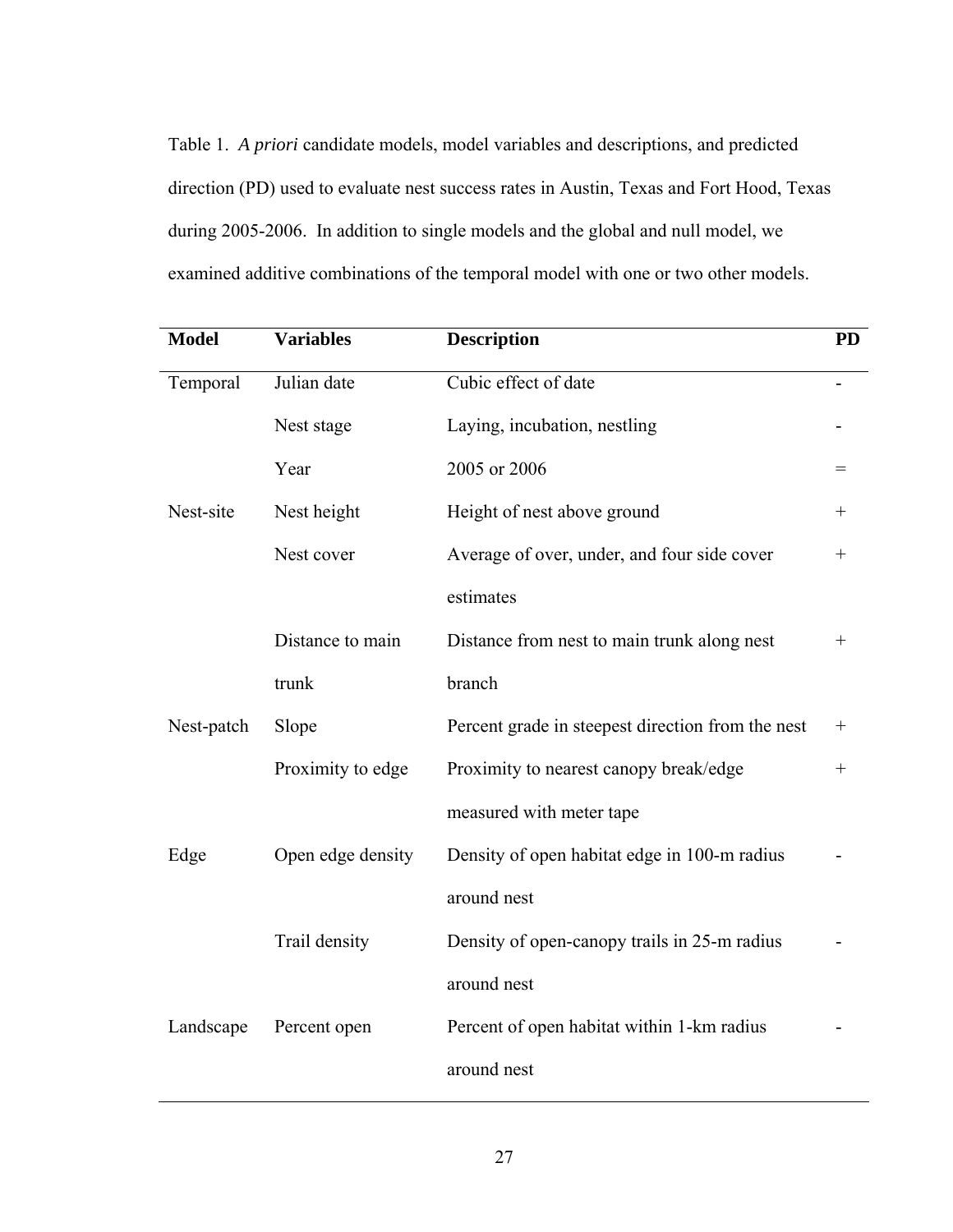Table 1. *A priori* candidate models, model variables and descriptions, and predicted direction (PD) used to evaluate nest success rates in Austin, Texas and Fort Hood, Texas during 2005-2006. In addition to single models and the global and null model, we examined additive combinations of the temporal model with one or two other models.

| Model | Variables | Description | PD |
|---|---|---|---|
| Temporal | Julian date | Cubic effect of date | - |
| | Nest stage | Laying, incubation, nestling | - |
| | Year | 2005 or 2006 | = |
| Nest-site | Nest height | Height of nest above ground | + |
| | Nest cover | Average of over, under, and four side cover estimates | + |
| | Distance to main trunk | Distance from nest to main trunk along nest branch | + |
| Nest-patch | Slope | Percent grade in steepest direction from the nest | + |
| | Proximity to edge | Proximity to nearest canopy break/edge measured with meter tape | + |
| Edge | Open edge density | Density of open habitat edge in 100-m radius around nest | - |
| | Trail density | Density of open-canopy trails in 25-m radius around nest | - |
| Landscape | Percent open | Percent of open habitat within 1-km radius around nest | - |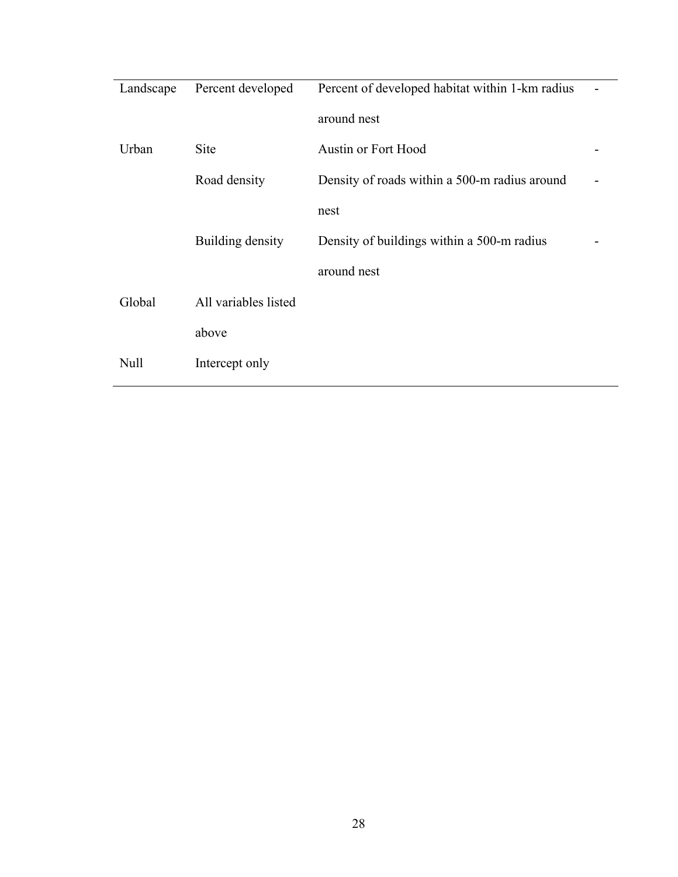| | | | |
|---|---|---|---|
| Landscape | Percent developed | Percent of developed habitat within 1-km radius around nest | - |
| Urban | Site | Austin or Fort Hood | - |
| | Road density | Density of roads within a 500-m radius around nest | - |
| | Building density | Density of buildings within a 500-m radius around nest | - |
| Global | All variables listed above | | |
| Null | Intercept only | | |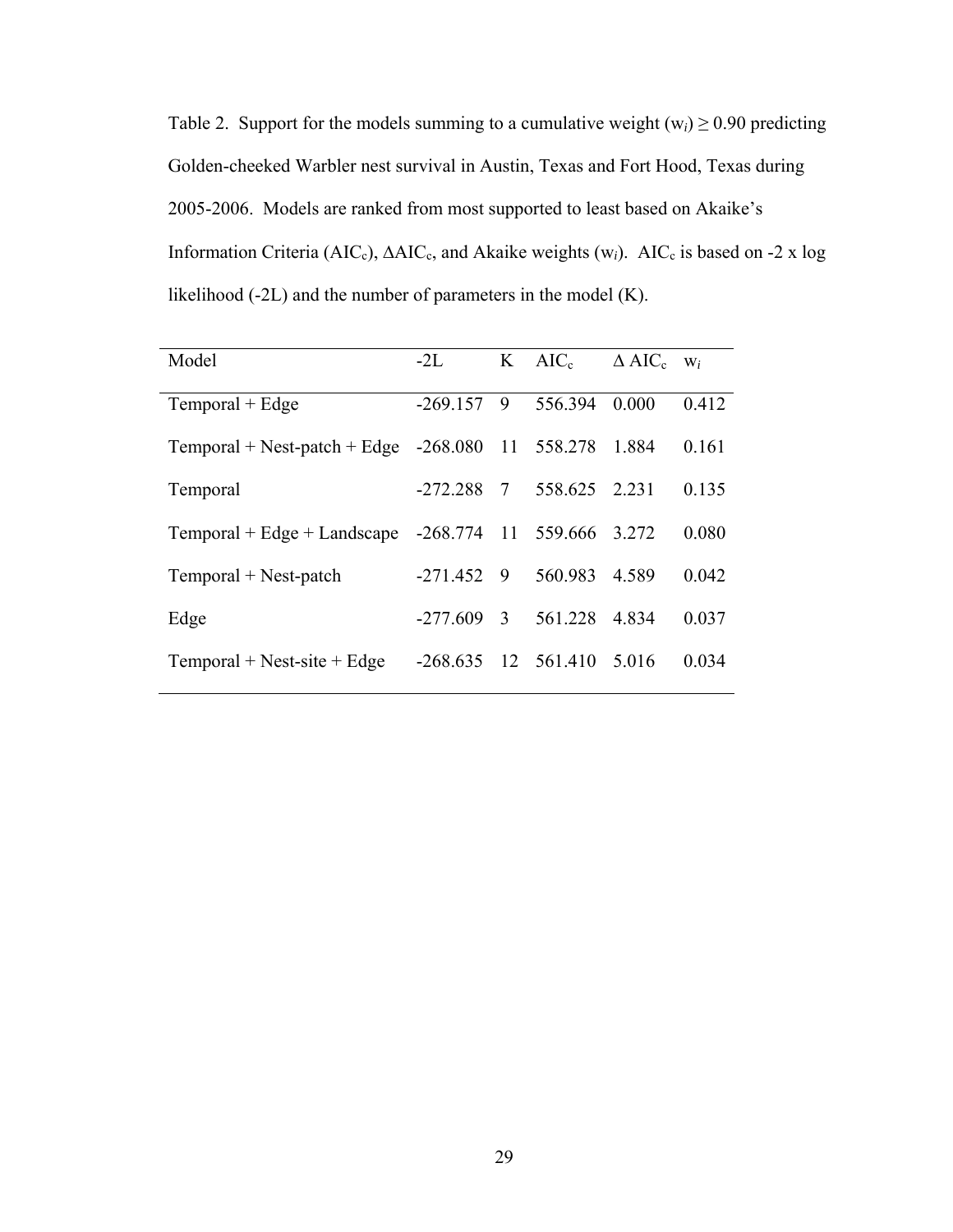Table 2. Support for the models summing to a cumulative weight ($w_i$) ≥ 0.90 predicting Golden-cheeked Warbler nest survival in Austin, Texas and Fort Hood, Texas during 2005-2006. Models are ranked from most supported to least based on Akaike's Information Criteria ($AIC_c$), $\Delta AIC_c$, and Akaike weights ($w_i$). $AIC_c$ is based on -2 x log likelihood (-2L) and the number of parameters in the model (K).

| Model | -2L | K | $AIC_c$ | $\Delta AIC_c$ | $w_i$ |
|---|---|---|---|---|---|
| Temporal + Edge | -269.157 | 9 | 556.394 | 0.000 | 0.412 |
| Temporal + Nest-patch + Edge | -268.080 | 11 | 558.278 | 1.884 | 0.161 |
| Temporal | -272.288 | 7 | 558.625 | 2.231 | 0.135 |
| Temporal + Edge + Landscape | -268.774 | 11 | 559.666 | 3.272 | 0.080 |
| Temporal + Nest-patch | -271.452 | 9 | 560.983 | 4.589 | 0.042 |
| Edge | -277.609 | 3 | 561.228 | 4.834 | 0.037 |
| Temporal + Nest-site + Edge | -268.635 | 12 | 561.410 | 5.016 | 0.034 |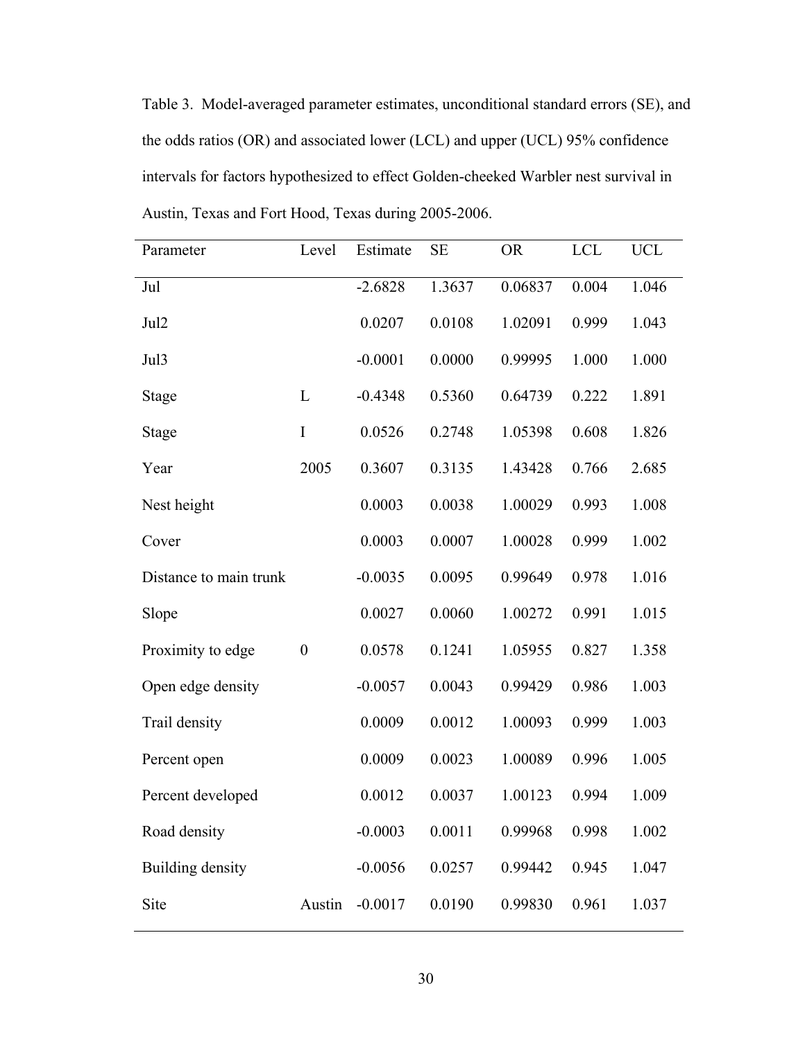Table 3. Model-averaged parameter estimates, unconditional standard errors (SE), and the odds ratios (OR) and associated lower (LCL) and upper (UCL) 95% confidence intervals for factors hypothesized to effect Golden-cheeked Warbler nest survival in Austin, Texas and Fort Hood, Texas during 2005-2006.

| Parameter | Level | Estimate | SE | OR | LCL | UCL |
|---|---|---|---|---|---|---|
| Jul | | -2.6828 | 1.3637 | 0.06837 | 0.004 | 1.046 |
| Jul2 | | 0.0207 | 0.0108 | 1.02091 | 0.999 | 1.043 |
| Jul3 | | -0.0001 | 0.0000 | 0.99995 | 1.000 | 1.000 |
| Stage | L | -0.4348 | 0.5360 | 0.64739 | 0.222 | 1.891 |
| Stage | I | 0.0526 | 0.2748 | 1.05398 | 0.608 | 1.826 |
| Year | 2005 | 0.3607 | 0.3135 | 1.43428 | 0.766 | 2.685 |
| Nest height | | 0.0003 | 0.0038 | 1.00029 | 0.993 | 1.008 |
| Cover | | 0.0003 | 0.0007 | 1.00028 | 0.999 | 1.002 |
| Distance to main trunk | | -0.0035 | 0.0095 | 0.99649 | 0.978 | 1.016 |
| Slope | | 0.0027 | 0.0060 | 1.00272 | 0.991 | 1.015 |
| Proximity to edge | 0 | 0.0578 | 0.1241 | 1.05955 | 0.827 | 1.358 |
| Open edge density | | -0.0057 | 0.0043 | 0.99429 | 0.986 | 1.003 |
| Trail density | | 0.0009 | 0.0012 | 1.00093 | 0.999 | 1.003 |
| Percent open | | 0.0009 | 0.0023 | 1.00089 | 0.996 | 1.005 |
| Percent developed | | 0.0012 | 0.0037 | 1.00123 | 0.994 | 1.009 |
| Road density | | -0.0003 | 0.0011 | 0.99968 | 0.998 | 1.002 |
| Building density | | -0.0056 | 0.0257 | 0.99442 | 0.945 | 1.047 |
| Site | Austin | -0.0017 | 0.0190 | 0.99830 | 0.961 | 1.037 |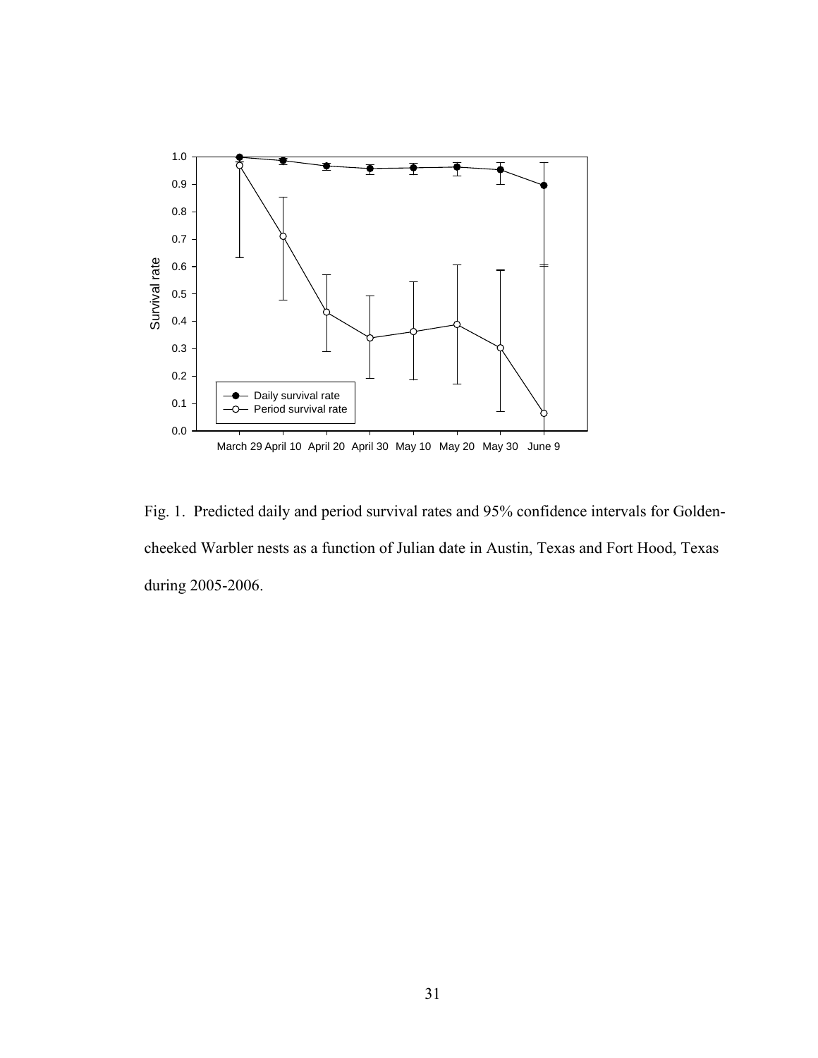Fig. 1. Predicted daily and period survival rates and 95% confidence intervals for Golden-cheeked Warbler nests as a function of Julian date in Austin, Texas and Fort Hood, Texas during 2005-2006.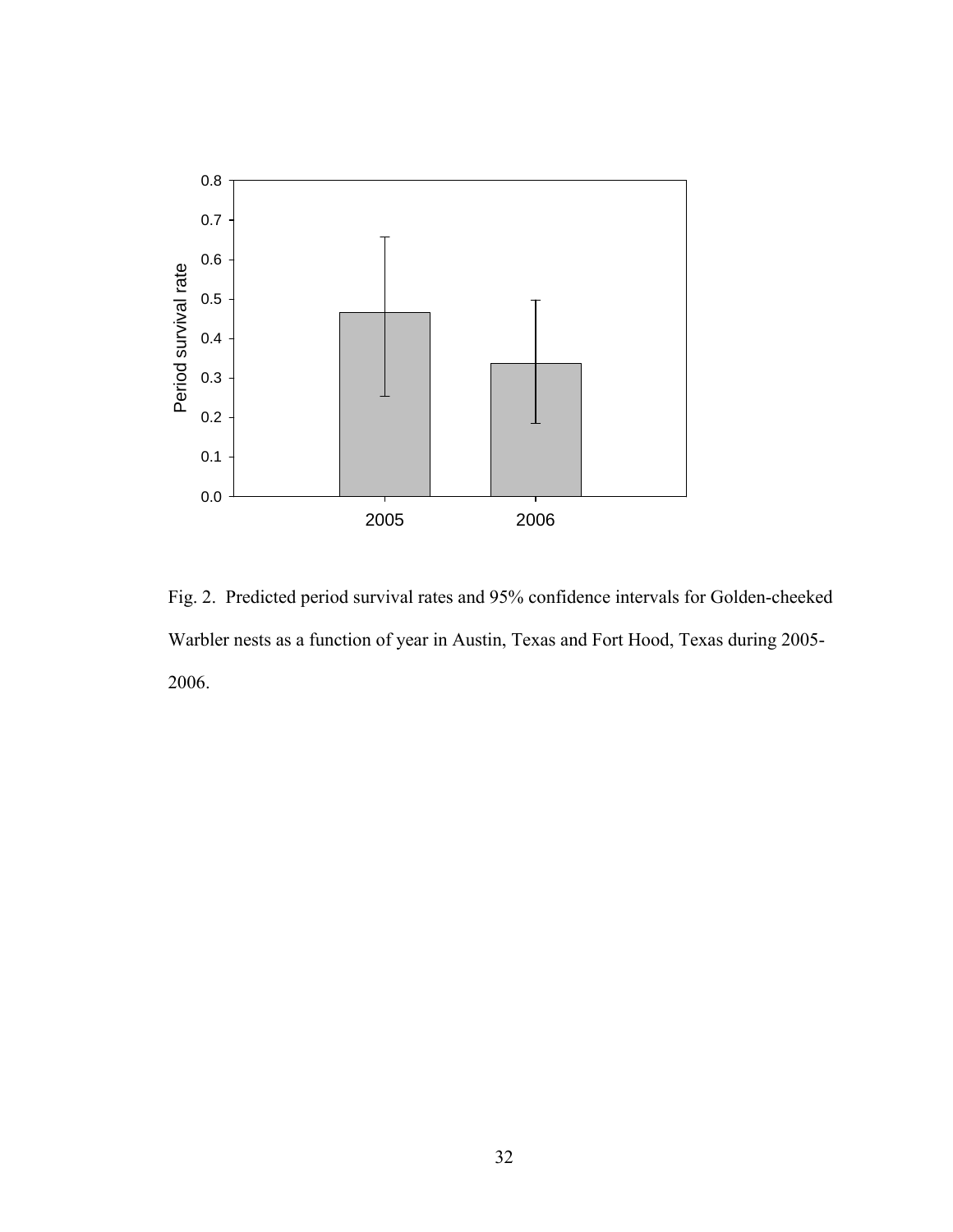Fig. 2. Predicted period survival rates and 95% confidence intervals for Golden-cheeked Warbler nests as a function of year in Austin, Texas and Fort Hood, Texas during 2005-2006.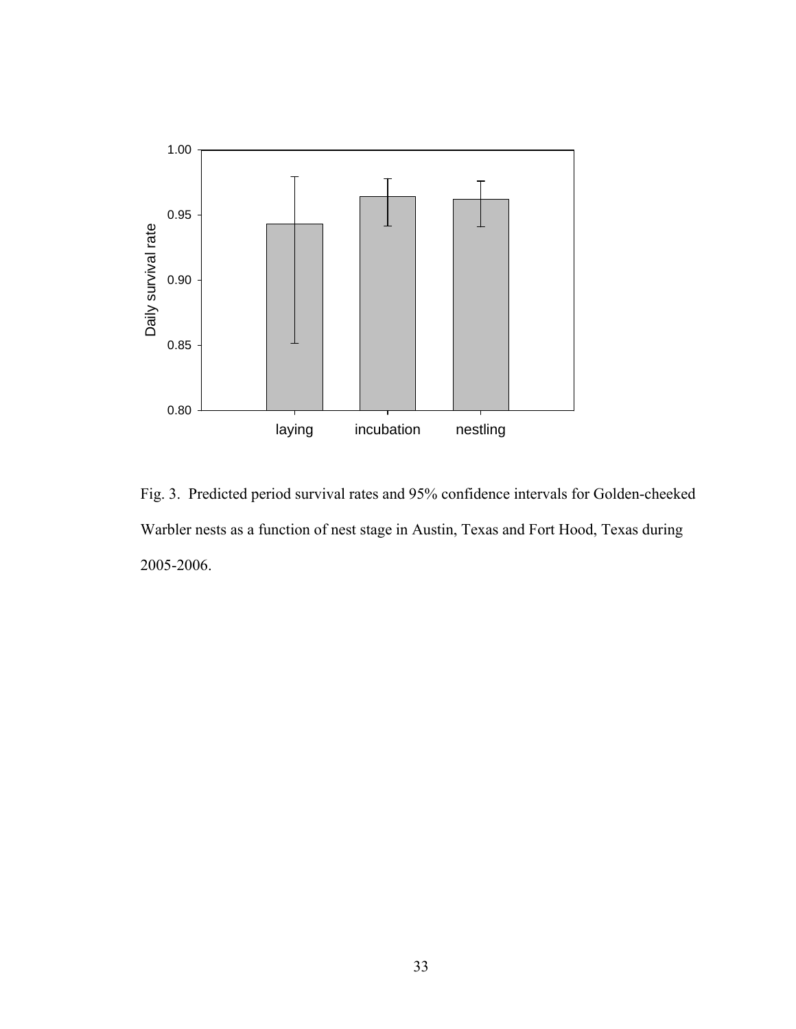Fig. 3. Predicted period survival rates and 95% confidence intervals for Golden-cheeked Warbler nests as a function of nest stage in Austin, Texas and Fort Hood, Texas during 2005-2006.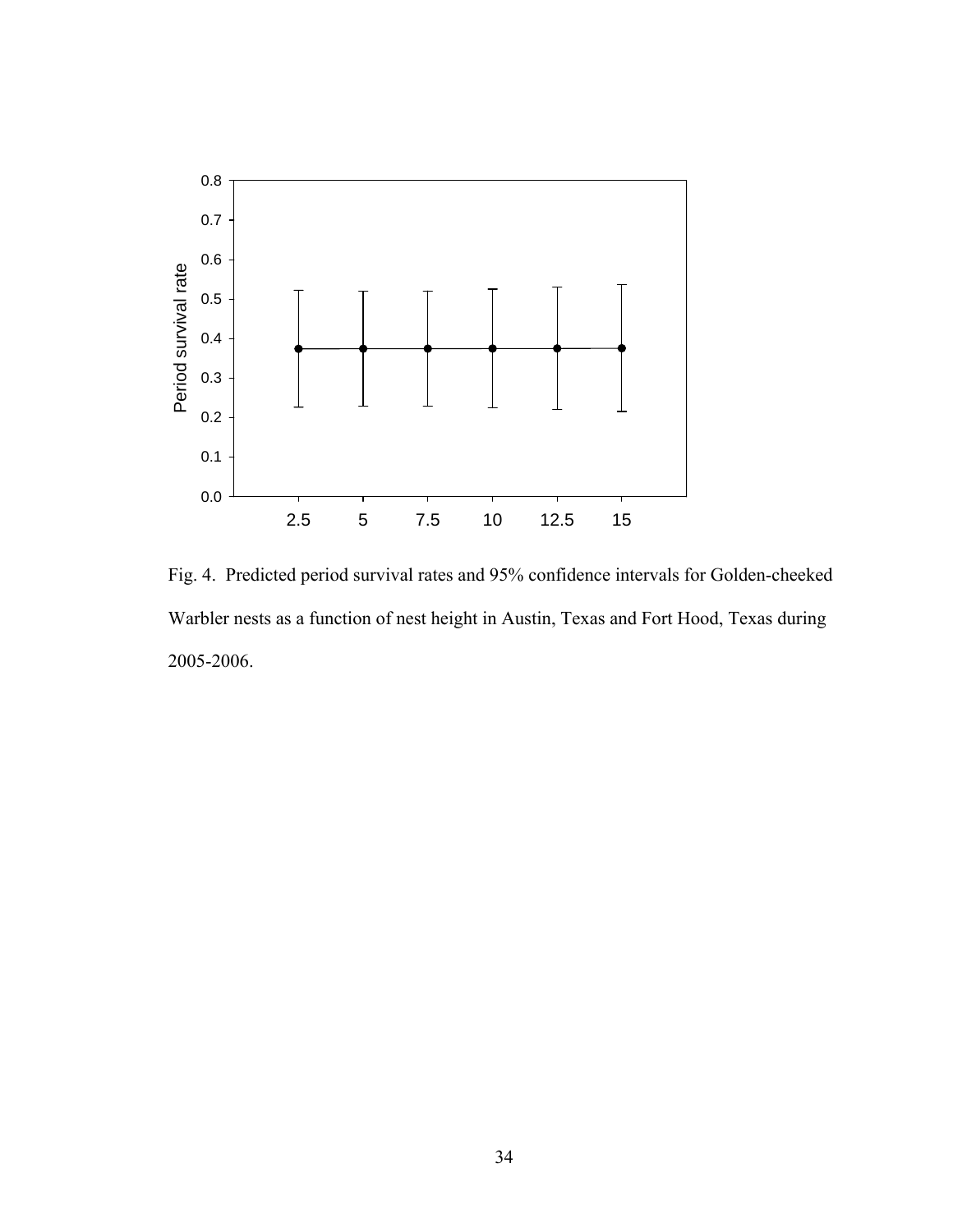Fig. 4. Predicted period survival rates and 95% confidence intervals for Golden-cheeked Warbler nests as a function of nest height in Austin, Texas and Fort Hood, Texas during 2005-2006.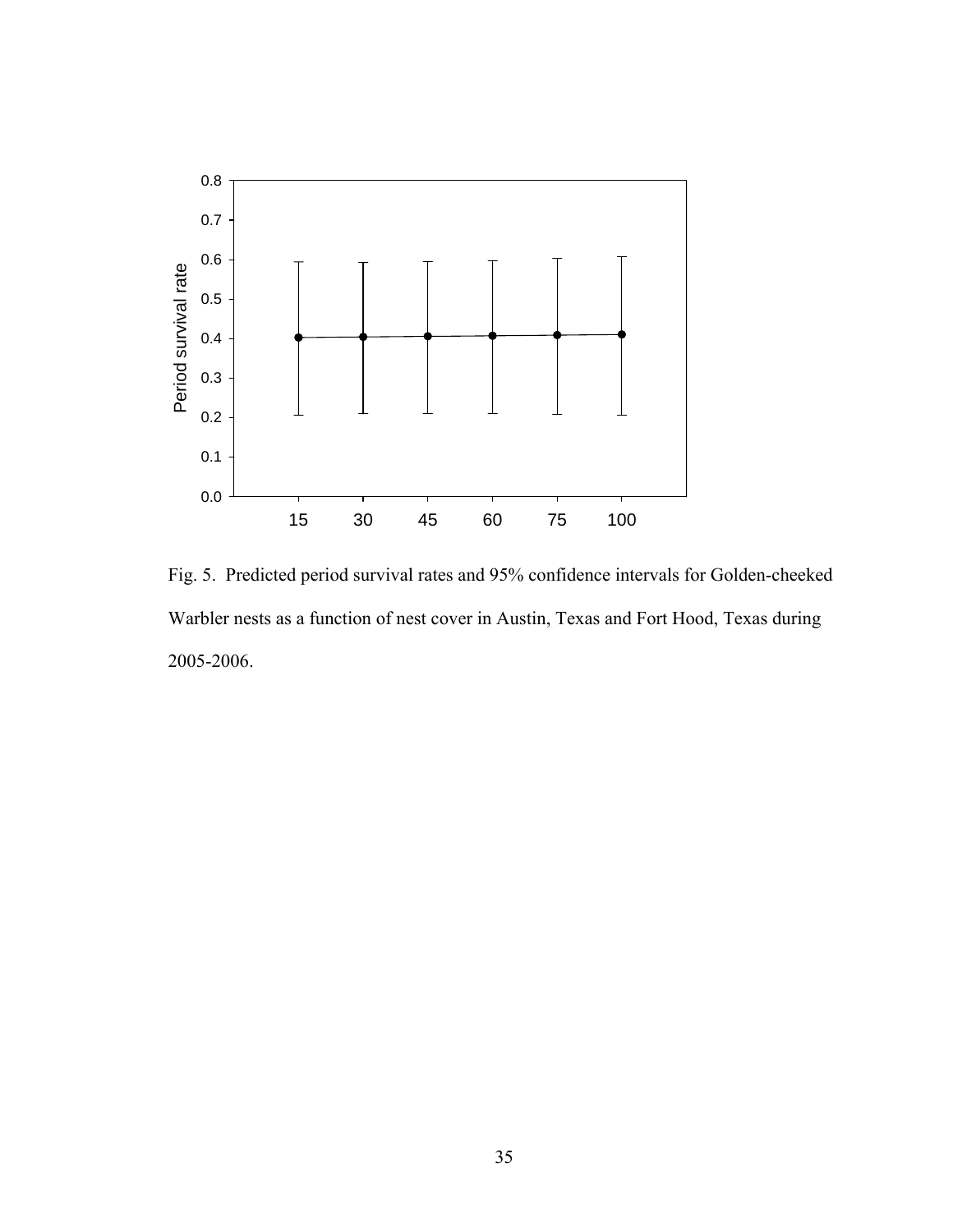Fig. 5. Predicted period survival rates and 95% confidence intervals for Golden-cheeked Warbler nests as a function of nest cover in Austin, Texas and Fort Hood, Texas during 2005-2006.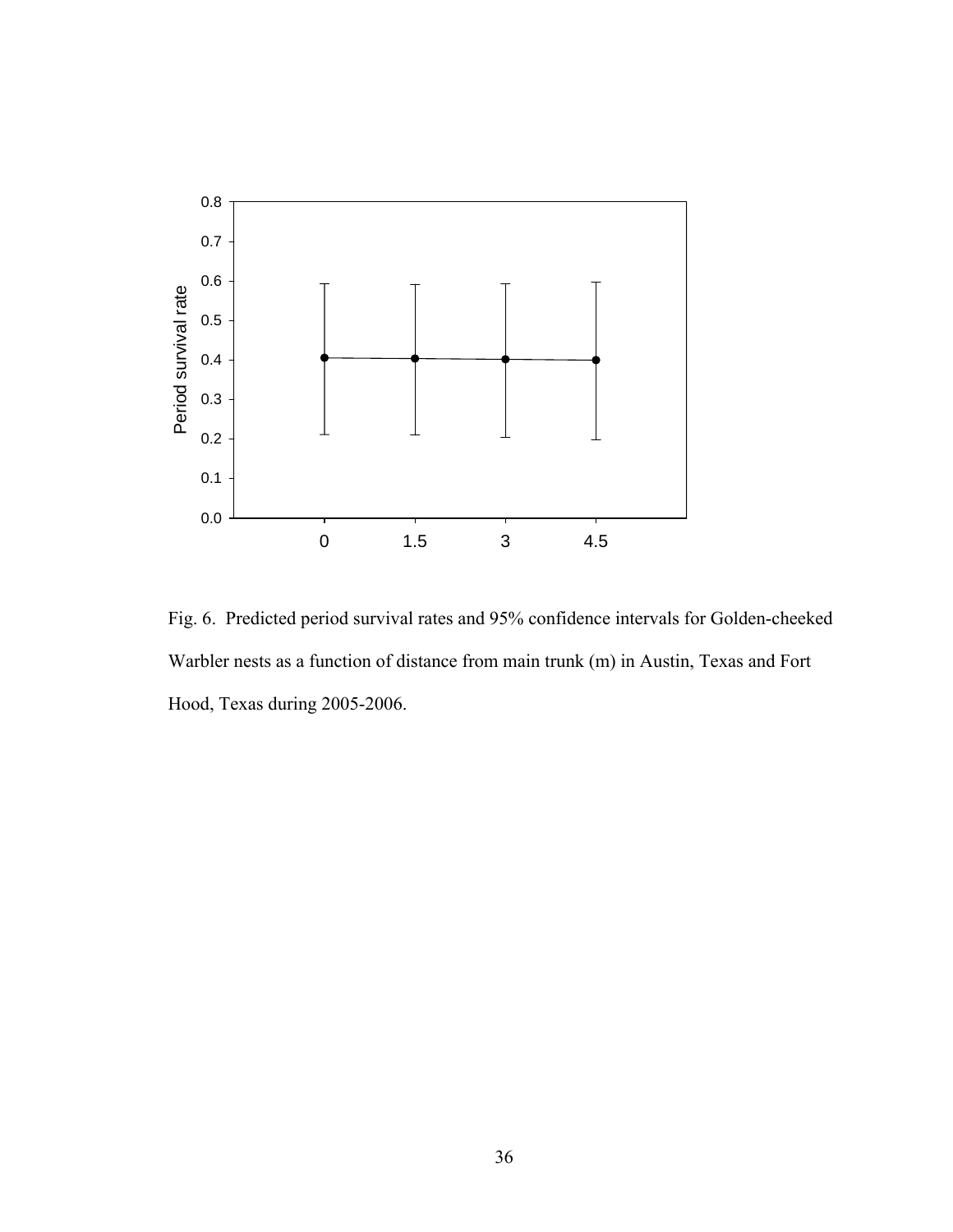Fig. 6. Predicted period survival rates and 95% confidence intervals for Golden-cheeked Warbler nests as a function of distance from main trunk (m) in Austin, Texas and Fort Hood, Texas during 2005-2006.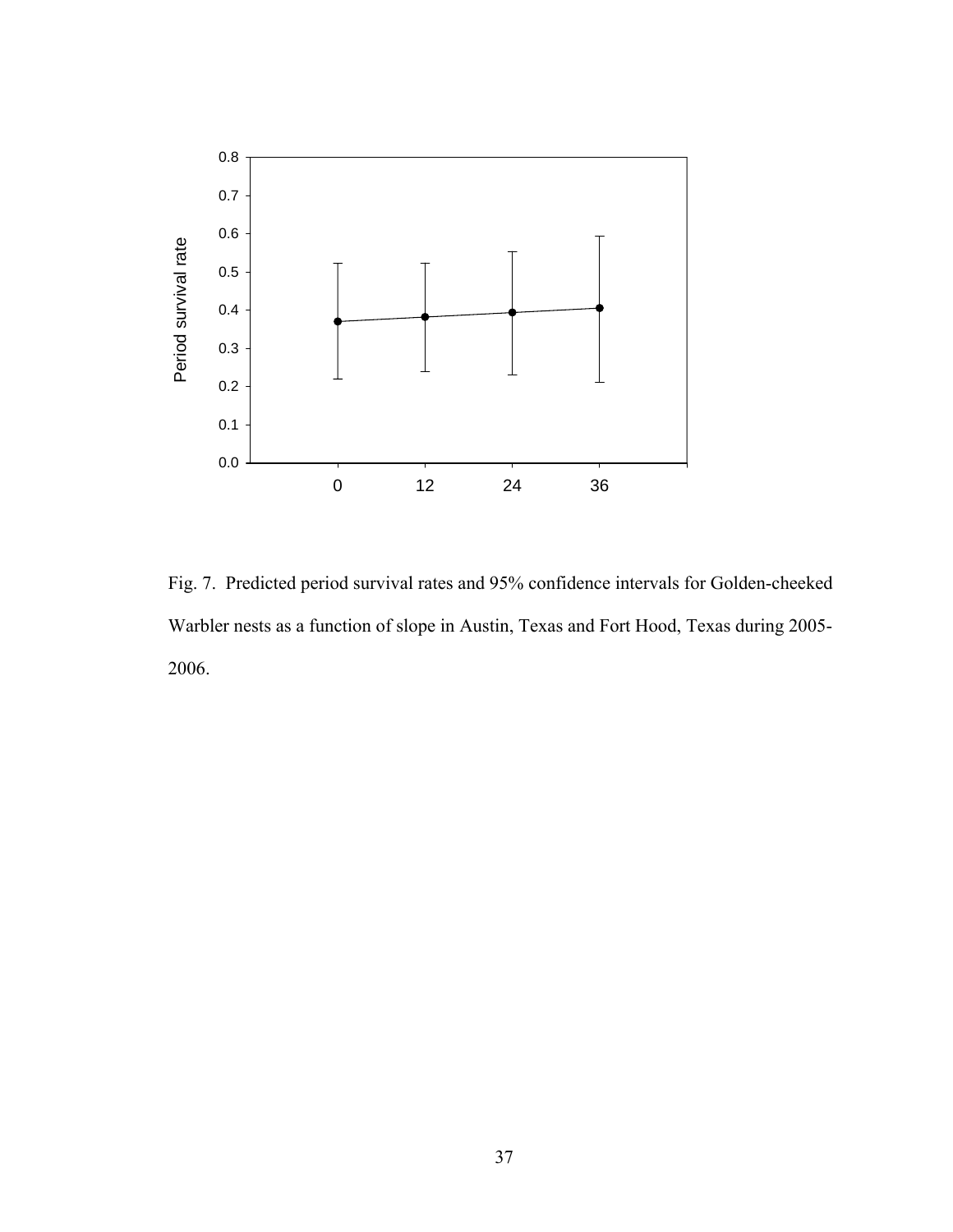Fig. 7. Predicted period survival rates and 95% confidence intervals for Golden-cheeked Warbler nests as a function of slope in Austin, Texas and Fort Hood, Texas during 2005-2006.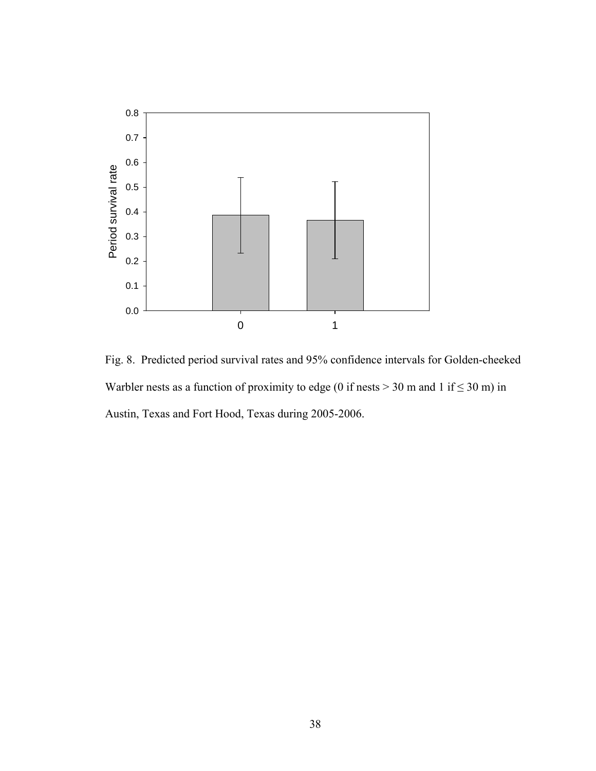Fig. 8. Predicted period survival rates and 95% confidence intervals for Golden-cheeked Warbler nests as a function of proximity to edge (0 if nests > 30 m and 1 if ≤ 30 m) in Austin, Texas and Fort Hood, Texas during 2005-2006.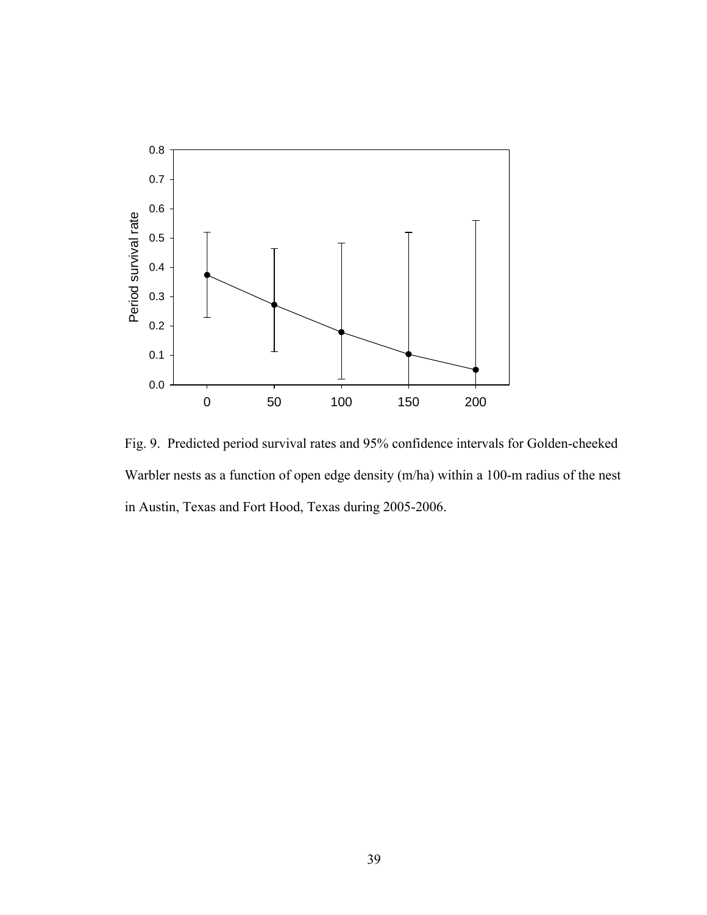Fig. 9. Predicted period survival rates and 95% confidence intervals for Golden-cheeked Warbler nests as a function of open edge density (m/ha) within a 100-m radius of the nest in Austin, Texas and Fort Hood, Texas during 2005-2006.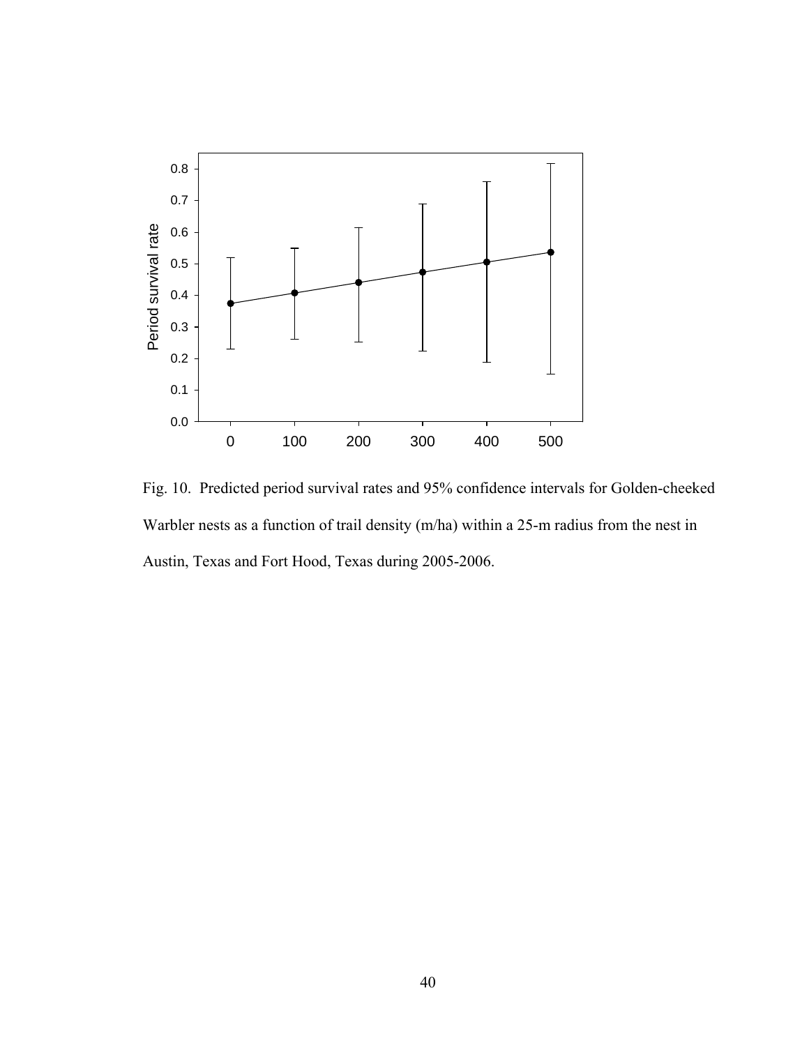Fig. 10. Predicted period survival rates and 95% confidence intervals for Golden-cheeked Warbler nests as a function of trail density (m/ha) within a 25-m radius from the nest in Austin, Texas and Fort Hood, Texas during 2005-2006.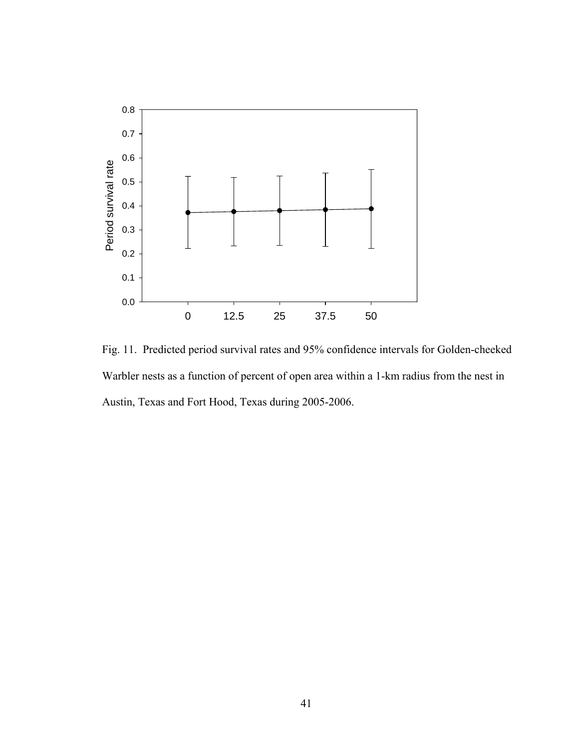Fig. 11. Predicted period survival rates and 95% confidence intervals for Golden-cheeked Warbler nests as a function of percent of open area within a 1-km radius from the nest in Austin, Texas and Fort Hood, Texas during 2005-2006.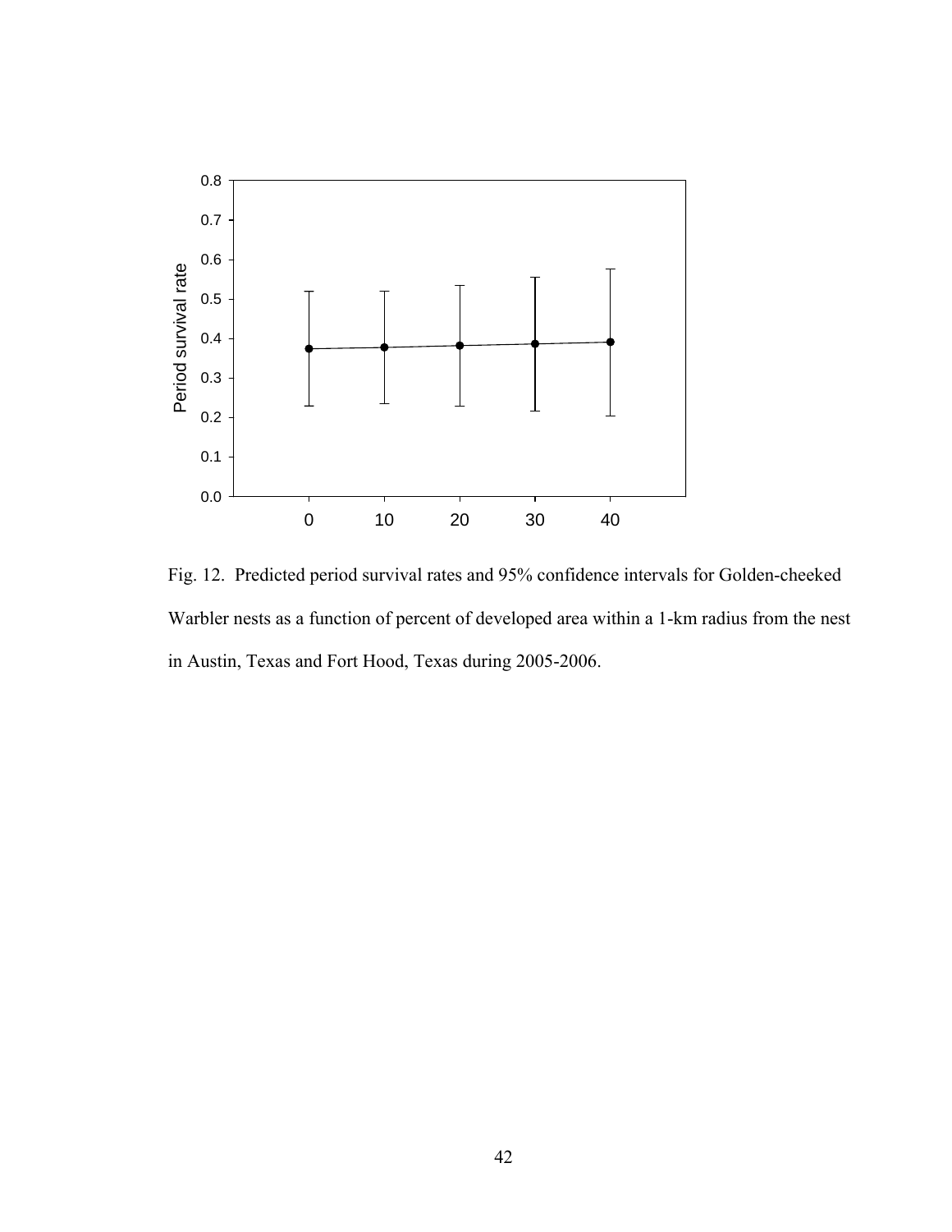Fig. 12. Predicted period survival rates and 95% confidence intervals for Golden-cheeked Warbler nests as a function of percent of developed area within a 1-km radius from the nest in Austin, Texas and Fort Hood, Texas during 2005-2006.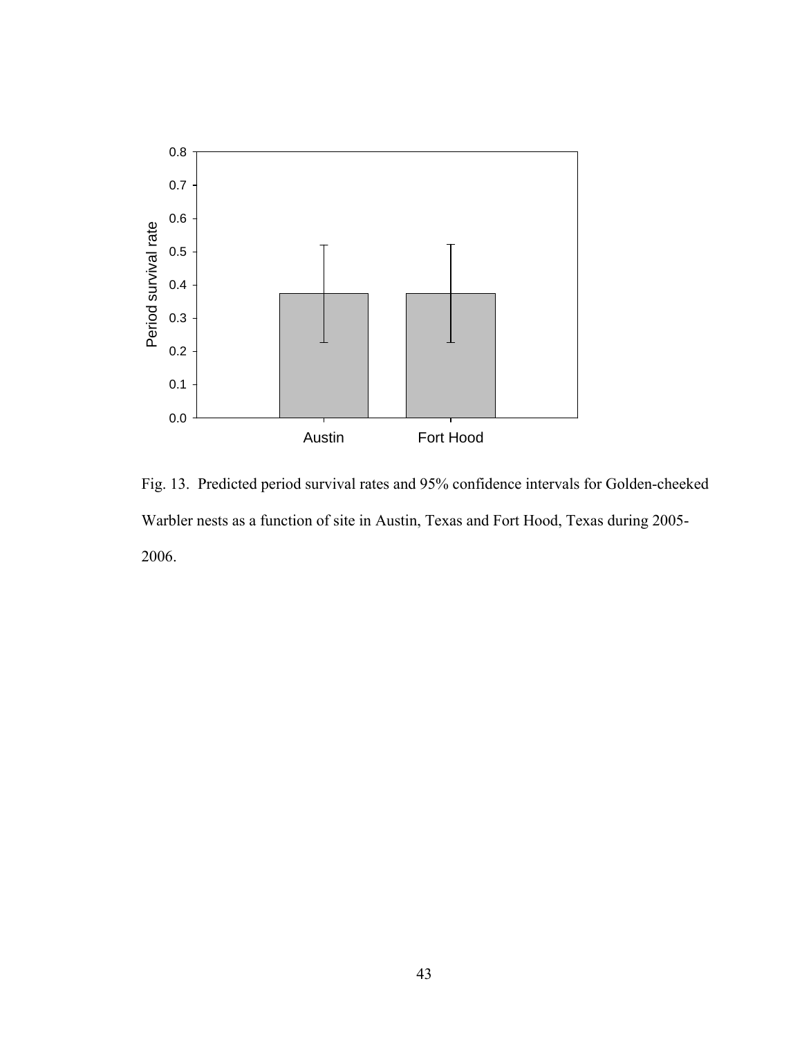Fig. 13. Predicted period survival rates and 95% confidence intervals for Golden-cheeked Warbler nests as a function of site in Austin, Texas and Fort Hood, Texas during 2005-2006.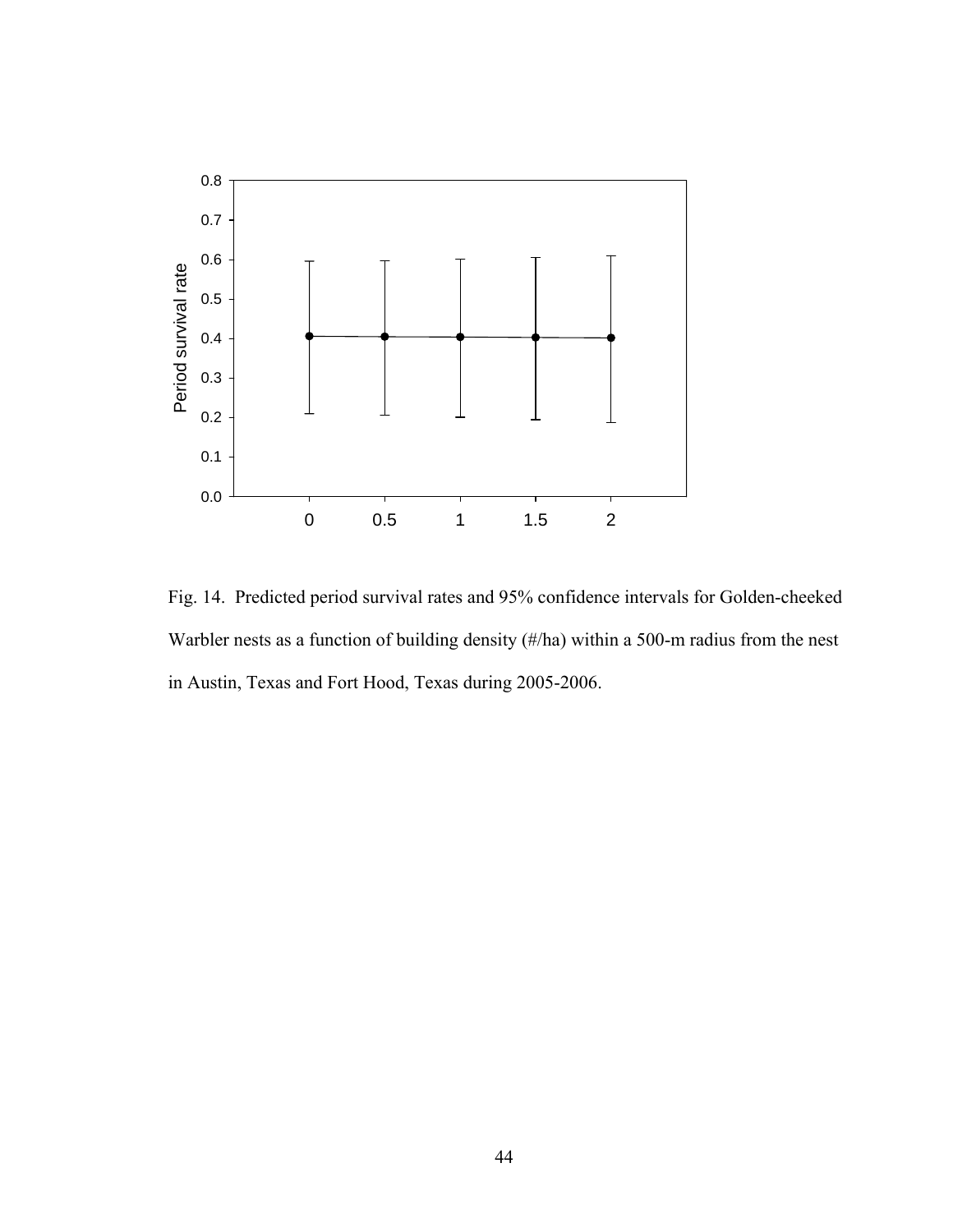Fig. 14. Predicted period survival rates and 95% confidence intervals for Golden-cheeked Warbler nests as a function of building density (#/ha) within a 500-m radius from the nest in Austin, Texas and Fort Hood, Texas during 2005-2006.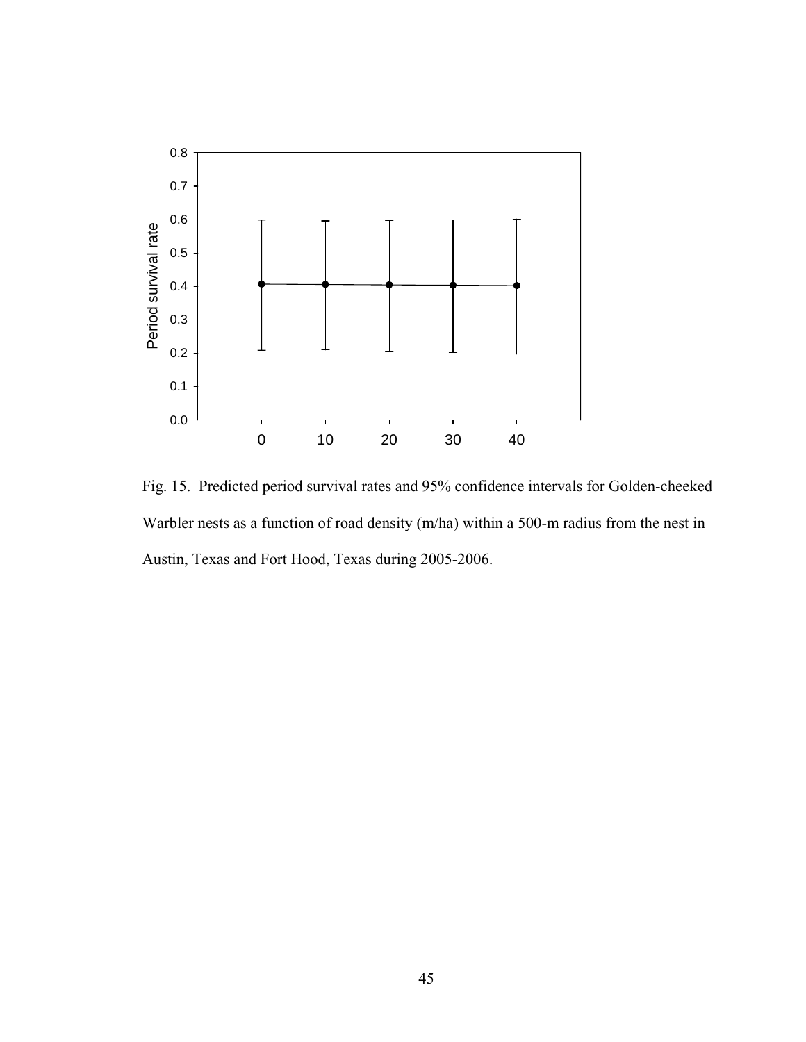Fig. 15. Predicted period survival rates and 95% confidence intervals for Golden-cheeked Warbler nests as a function of road density (m/ha) within a 500-m radius from the nest in Austin, Texas and Fort Hood, Texas during 2005-2006.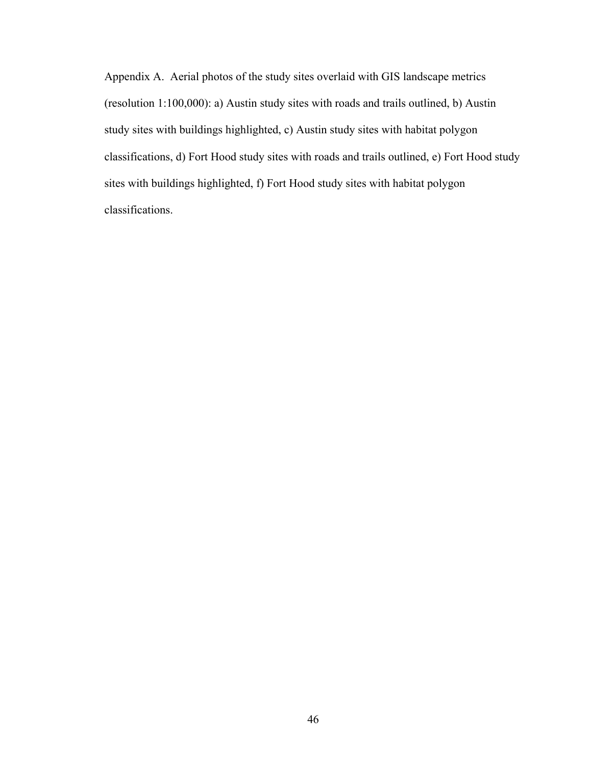Appendix A. Aerial photos of the study sites overlaid with GIS landscape metrics (resolution 1:100,000): a) Austin study sites with roads and trails outlined, b) Austin study sites with buildings highlighted, c) Austin study sites with habitat polygon classifications, d) Fort Hood study sites with roads and trails outlined, e) Fort Hood study sites with buildings highlighted, f) Fort Hood study sites with habitat polygon classifications.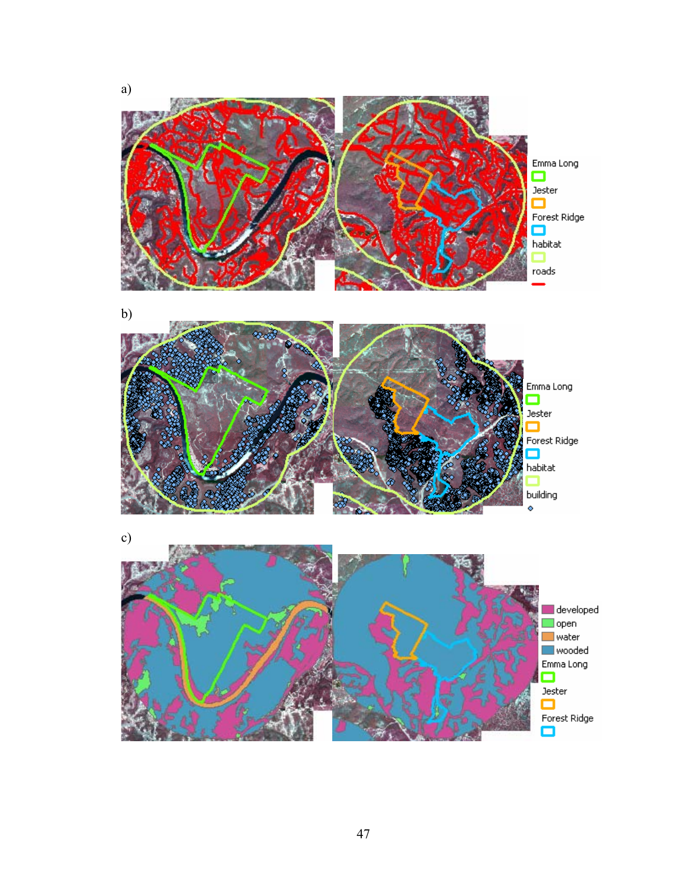a)

Emma Long
Jester
Forest Ridge
habitat
roads

b)

Emma Long
Jester
Forest Ridge
habitat
building

c)

developed
open
water
wooded
Emma Long
Jester
Forest Ridge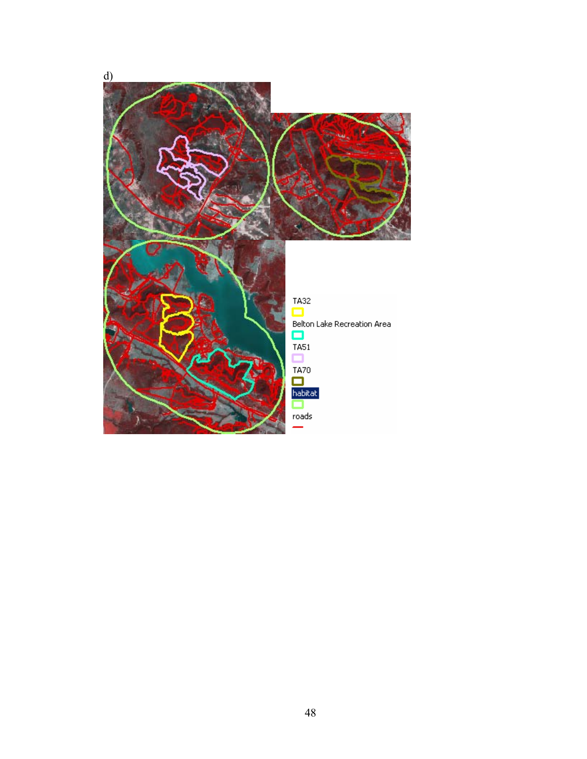d)

TA32

Belton Lake Recreation Area

TA51

TA70

habitat

roads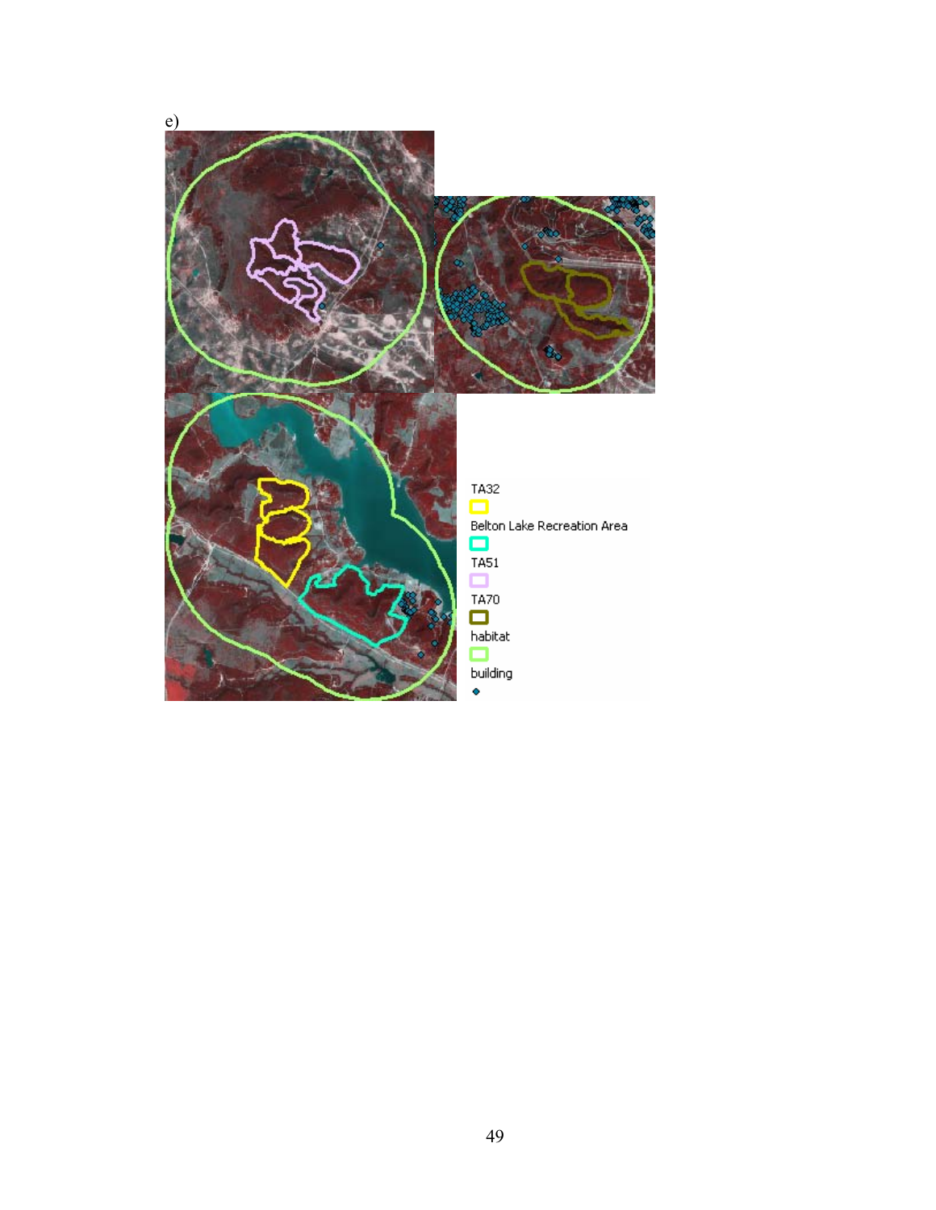e)

TA32

Belton Lake Recreation Area

TA51

TA70

habitat

building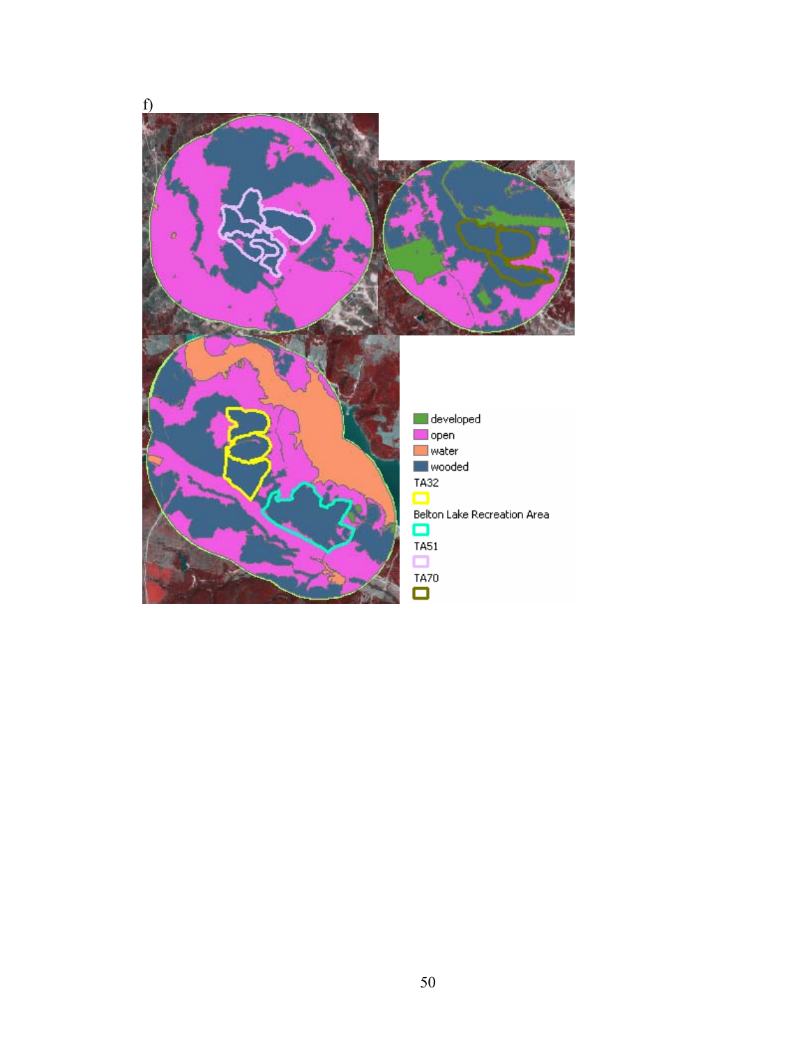f)

developed
open
water
wooded
TA32
Belton Lake Recreation Area
TA51
TA70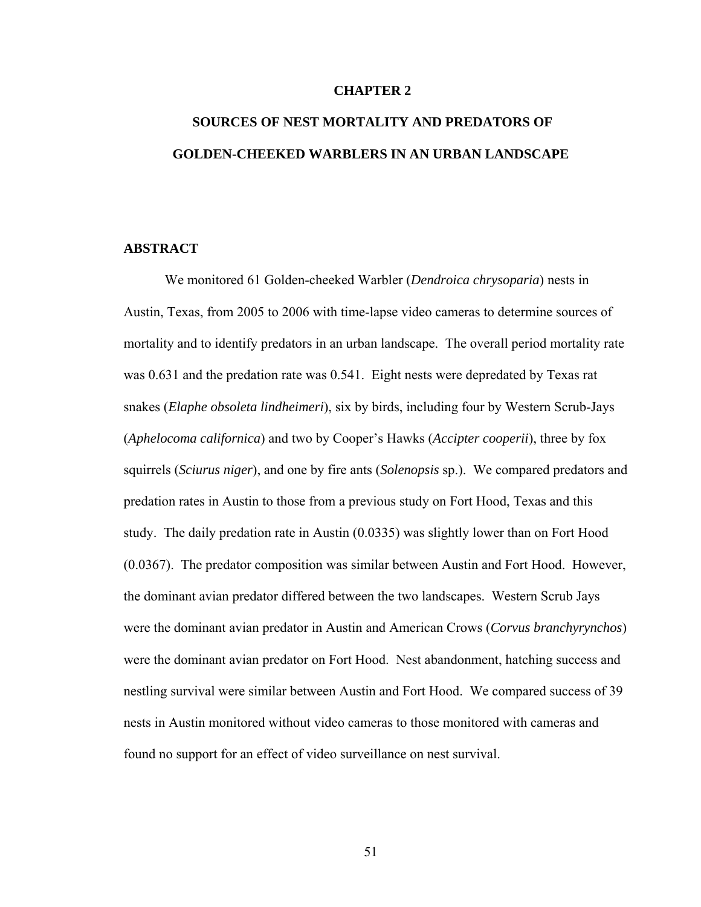# CHAPTER 2

# SOURCES OF NEST MORTALITY AND PREDATORS OF GOLDEN-CHEEKED WARBLERS IN AN URBAN LANDSCAPE

## ABSTRACT

We monitored 61 Golden-cheeked Warbler (*Dendroica chrysoparia*) nests in Austin, Texas, from 2005 to 2006 with time-lapse video cameras to determine sources of mortality and to identify predators in an urban landscape. The overall period mortality rate was 0.631 and the predation rate was 0.541. Eight nests were depredated by Texas rat snakes (*Elaphe obsoleta lindheimeri*), six by birds, including four by Western Scrub-Jays (*Aphelocoma californica*) and two by Cooper's Hawks (*Accipter cooperii*), three by fox squirrels (*Sciurus niger*), and one by fire ants (*Solenopsis* sp.). We compared predators and predation rates in Austin to those from a previous study on Fort Hood, Texas and this study. The daily predation rate in Austin (0.0335) was slightly lower than on Fort Hood (0.0367). The predator composition was similar between Austin and Fort Hood. However, the dominant avian predator differed between the two landscapes. Western Scrub Jays were the dominant avian predator in Austin and American Crows (*Corvus branchyrynchos*) were the dominant avian predator on Fort Hood. Nest abandonment, hatching success and nestling survival were similar between Austin and Fort Hood. We compared success of 39 nests in Austin monitored without video cameras to those monitored with cameras and found no support for an effect of video surveillance on nest survival.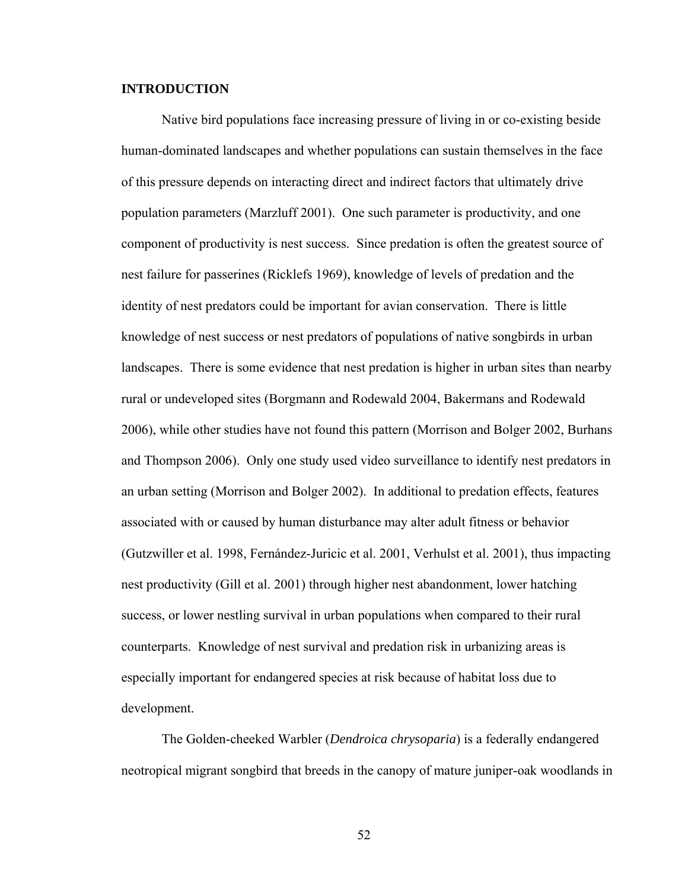## INTRODUCTION

Native bird populations face increasing pressure of living in or co-existing beside human-dominated landscapes and whether populations can sustain themselves in the face of this pressure depends on interacting direct and indirect factors that ultimately drive population parameters (Marzluff 2001). One such parameter is productivity, and one component of productivity is nest success. Since predation is often the greatest source of nest failure for passerines (Ricklefs 1969), knowledge of levels of predation and the identity of nest predators could be important for avian conservation. There is little knowledge of nest success or nest predators of populations of native songbirds in urban landscapes. There is some evidence that nest predation is higher in urban sites than nearby rural or undeveloped sites (Borgmann and Rodewald 2004, Bakermans and Rodewald 2006), while other studies have not found this pattern (Morrison and Bolger 2002, Burhans and Thompson 2006). Only one study used video surveillance to identify nest predators in an urban setting (Morrison and Bolger 2002). In additional to predation effects, features associated with or caused by human disturbance may alter adult fitness or behavior (Gutzwiller et al. 1998, Fernández-Juricic et al. 2001, Verhulst et al. 2001), thus impacting nest productivity (Gill et al. 2001) through higher nest abandonment, lower hatching success, or lower nestling survival in urban populations when compared to their rural counterparts. Knowledge of nest survival and predation risk in urbanizing areas is especially important for endangered species at risk because of habitat loss due to development.

The Golden-cheeked Warbler (*Dendroica chrysoparia*) is a federally endangered neotropical migrant songbird that breeds in the canopy of mature juniper-oak woodlands in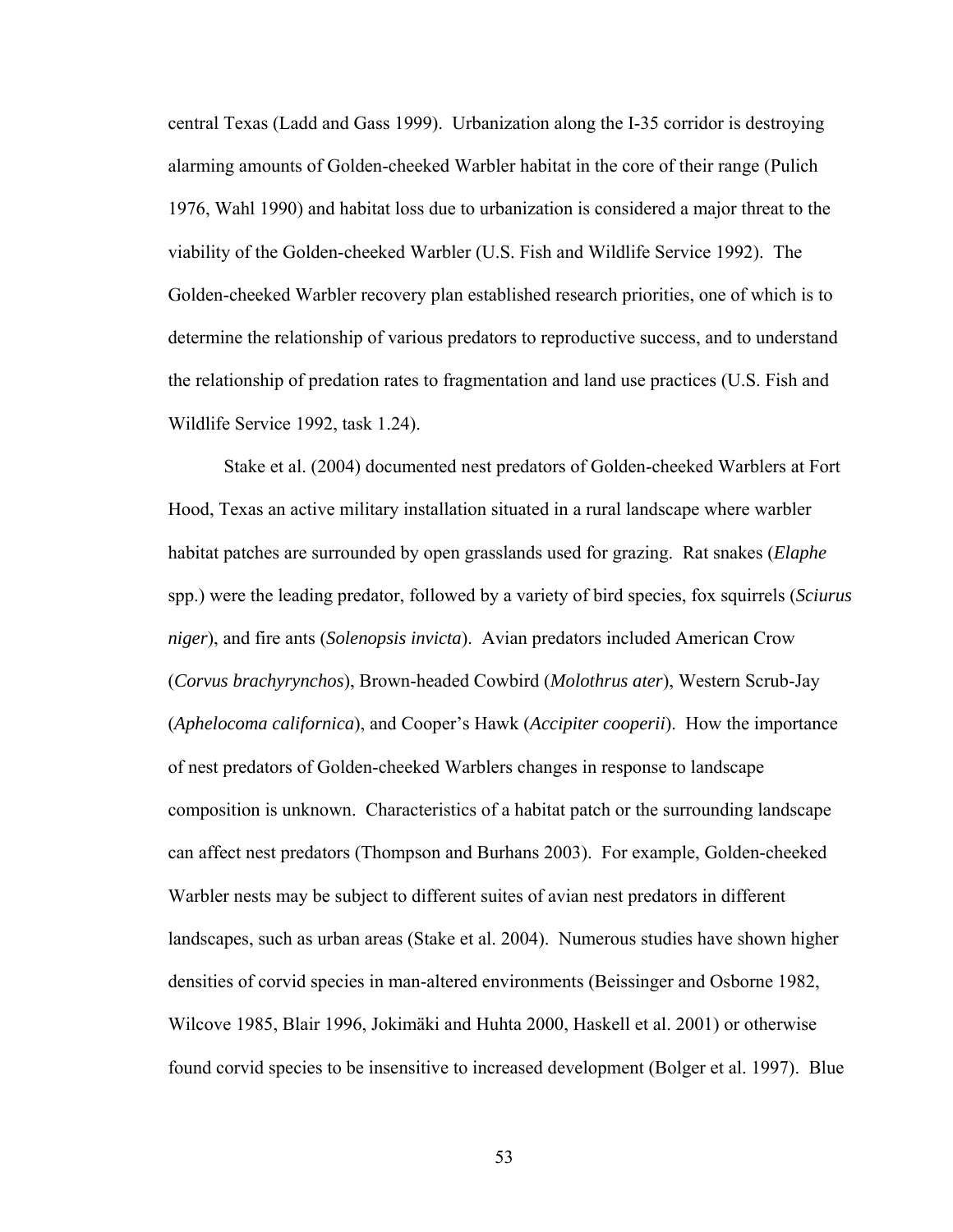central Texas (Ladd and Gass 1999). Urbanization along the I-35 corridor is destroying alarming amounts of Golden-cheeked Warbler habitat in the core of their range (Pulich 1976, Wahl 1990) and habitat loss due to urbanization is considered a major threat to the viability of the Golden-cheeked Warbler (U.S. Fish and Wildlife Service 1992). The Golden-cheeked Warbler recovery plan established research priorities, one of which is to determine the relationship of various predators to reproductive success, and to understand the relationship of predation rates to fragmentation and land use practices (U.S. Fish and Wildlife Service 1992, task 1.24).

Stake et al. (2004) documented nest predators of Golden-cheeked Warblers at Fort Hood, Texas an active military installation situated in a rural landscape where warbler habitat patches are surrounded by open grasslands used for grazing. Rat snakes (*Elaphe* spp.) were the leading predator, followed by a variety of bird species, fox squirrels (*Sciurus niger*), and fire ants (*Solenopsis invicta*). Avian predators included American Crow (*Corvus brachyrynchos*), Brown-headed Cowbird (*Molothrus ater*), Western Scrub-Jay (*Aphelocoma californica*), and Cooper's Hawk (*Accipiter cooperii*). How the importance of nest predators of Golden-cheeked Warblers changes in response to landscape composition is unknown. Characteristics of a habitat patch or the surrounding landscape can affect nest predators (Thompson and Burhans 2003). For example, Golden-cheeked Warbler nests may be subject to different suites of avian nest predators in different landscapes, such as urban areas (Stake et al. 2004). Numerous studies have shown higher densities of corvid species in man-altered environments (Beissinger and Osborne 1982, Wilcove 1985, Blair 1996, Jokimäki and Huhta 2000, Haskell et al. 2001) or otherwise found corvid species to be insensitive to increased development (Bolger et al. 1997). Blue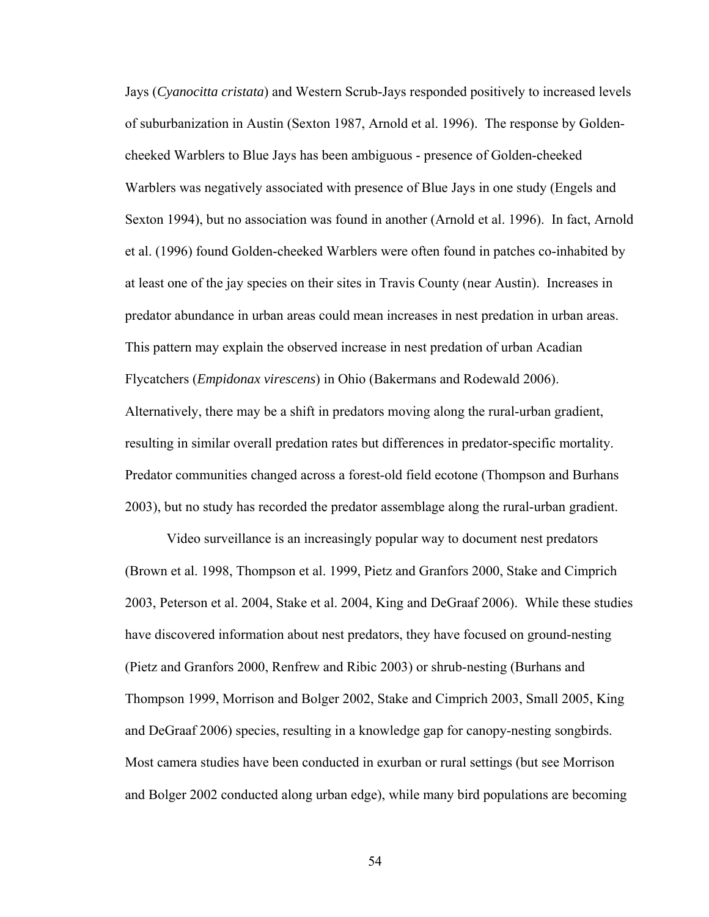Jays (*Cyanocitta cristata*) and Western Scrub-Jays responded positively to increased levels of suburbanization in Austin (Sexton 1987, Arnold et al. 1996). The response by Golden-cheeked Warblers to Blue Jays has been ambiguous - presence of Golden-cheeked Warblers was negatively associated with presence of Blue Jays in one study (Engels and Sexton 1994), but no association was found in another (Arnold et al. 1996). In fact, Arnold et al. (1996) found Golden-cheeked Warblers were often found in patches co-inhabited by at least one of the jay species on their sites in Travis County (near Austin). Increases in predator abundance in urban areas could mean increases in nest predation in urban areas. This pattern may explain the observed increase in nest predation of urban Acadian Flycatchers (*Empidonax virescens*) in Ohio (Bakermans and Rodewald 2006). Alternatively, there may be a shift in predators moving along the rural-urban gradient, resulting in similar overall predation rates but differences in predator-specific mortality. Predator communities changed across a forest-old field ecotone (Thompson and Burhans 2003), but no study has recorded the predator assemblage along the rural-urban gradient.

Video surveillance is an increasingly popular way to document nest predators (Brown et al. 1998, Thompson et al. 1999, Pietz and Granfors 2000, Stake and Cimprich 2003, Peterson et al. 2004, Stake et al. 2004, King and DeGraaf 2006). While these studies have discovered information about nest predators, they have focused on ground-nesting (Pietz and Granfors 2000, Renfrew and Ribic 2003) or shrub-nesting (Burhans and Thompson 1999, Morrison and Bolger 2002, Stake and Cimprich 2003, Small 2005, King and DeGraaf 2006) species, resulting in a knowledge gap for canopy-nesting songbirds. Most camera studies have been conducted in exurban or rural settings (but see Morrison and Bolger 2002 conducted along urban edge), while many bird populations are becoming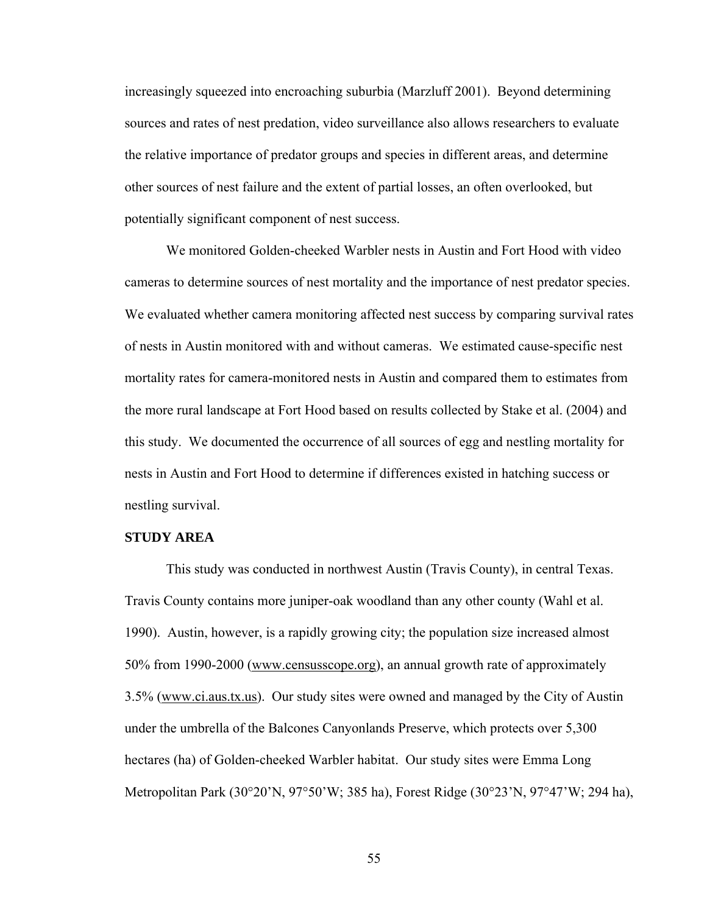increasingly squeezed into encroaching suburbia (Marzluff 2001). Beyond determining sources and rates of nest predation, video surveillance also allows researchers to evaluate the relative importance of predator groups and species in different areas, and determine other sources of nest failure and the extent of partial losses, an often overlooked, but potentially significant component of nest success.

We monitored Golden-cheeked Warbler nests in Austin and Fort Hood with video cameras to determine sources of nest mortality and the importance of nest predator species. We evaluated whether camera monitoring affected nest success by comparing survival rates of nests in Austin monitored with and without cameras. We estimated cause-specific nest mortality rates for camera-monitored nests in Austin and compared them to estimates from the more rural landscape at Fort Hood based on results collected by Stake et al. (2004) and this study. We documented the occurrence of all sources of egg and nestling mortality for nests in Austin and Fort Hood to determine if differences existed in hatching success or nestling survival.

**STUDY AREA**

This study was conducted in northwest Austin (Travis County), in central Texas. Travis County contains more juniper-oak woodland than any other county (Wahl et al. 1990). Austin, however, is a rapidly growing city; the population size increased almost 50% from 1990-2000 (www.censusscope.org), an annual growth rate of approximately 3.5% (www.ci.aus.tx.us). Our study sites were owned and managed by the City of Austin under the umbrella of the Balcones Canyonlands Preserve, which protects over 5,300 hectares (ha) of Golden-cheeked Warbler habitat. Our study sites were Emma Long Metropolitan Park (30°20'N, 97°50'W; 385 ha), Forest Ridge (30°23'N, 97°47'W; 294 ha),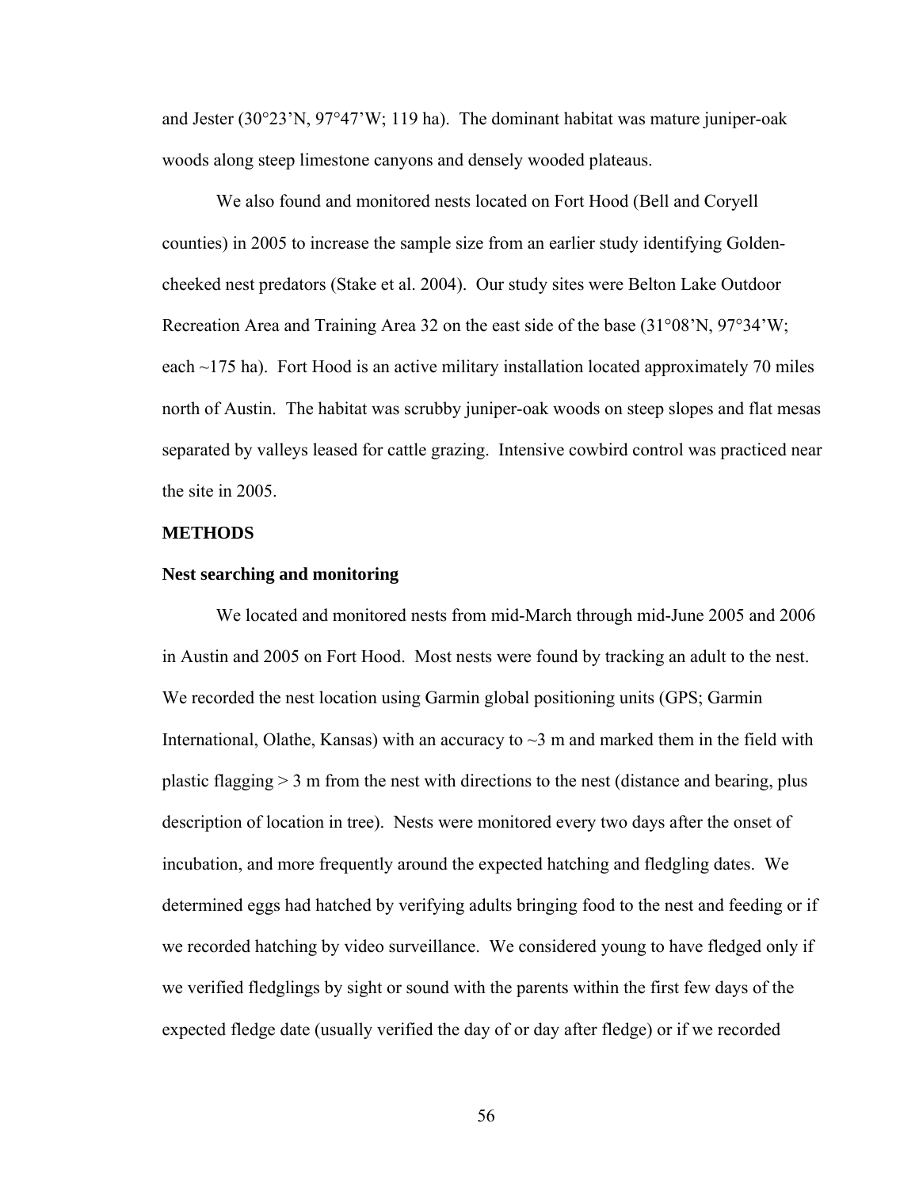and Jester (30°23'N, 97°47'W; 119 ha). The dominant habitat was mature juniper-oak woods along steep limestone canyons and densely wooded plateaus.

We also found and monitored nests located on Fort Hood (Bell and Coryell counties) in 2005 to increase the sample size from an earlier study identifying Golden-cheeked nest predators (Stake et al. 2004). Our study sites were Belton Lake Outdoor Recreation Area and Training Area 32 on the east side of the base (31°08'N, 97°34'W; each ~175 ha). Fort Hood is an active military installation located approximately 70 miles north of Austin. The habitat was scrubby juniper-oak woods on steep slopes and flat mesas separated by valleys leased for cattle grazing. Intensive cowbird control was practiced near the site in 2005.

## METHODS

### Nest searching and monitoring

We located and monitored nests from mid-March through mid-June 2005 and 2006 in Austin and 2005 on Fort Hood. Most nests were found by tracking an adult to the nest. We recorded the nest location using Garmin global positioning units (GPS; Garmin International, Olathe, Kansas) with an accuracy to ~3 m and marked them in the field with plastic flagging > 3 m from the nest with directions to the nest (distance and bearing, plus description of location in tree). Nests were monitored every two days after the onset of incubation, and more frequently around the expected hatching and fledgling dates. We determined eggs had hatched by verifying adults bringing food to the nest and feeding or if we recorded hatching by video surveillance. We considered young to have fledged only if we verified fledglings by sight or sound with the parents within the first few days of the expected fledge date (usually verified the day of or day after fledge) or if we recorded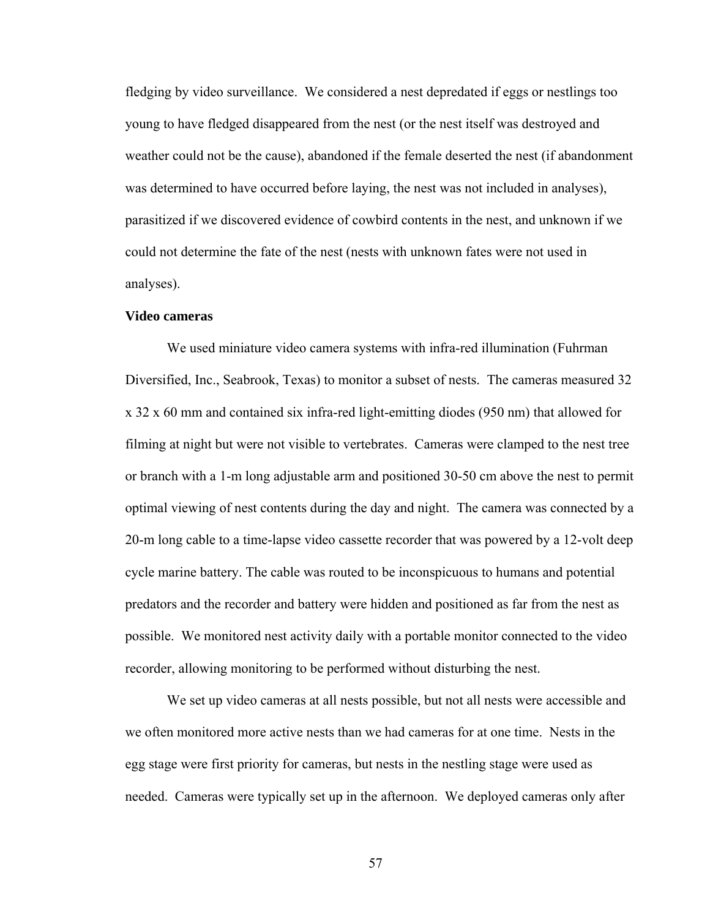fledging by video surveillance. We considered a nest depredated if eggs or nestlings too young to have fledged disappeared from the nest (or the nest itself was destroyed and weather could not be the cause), abandoned if the female deserted the nest (if abandonment was determined to have occurred before laying, the nest was not included in analyses), parasitized if we discovered evidence of cowbird contents in the nest, and unknown if we could not determine the fate of the nest (nests with unknown fates were not used in analyses).

**Video cameras**

We used miniature video camera systems with infra-red illumination (Fuhrman Diversified, Inc., Seabrook, Texas) to monitor a subset of nests. The cameras measured 32 x 32 x 60 mm and contained six infra-red light-emitting diodes (950 nm) that allowed for filming at night but were not visible to vertebrates. Cameras were clamped to the nest tree or branch with a 1-m long adjustable arm and positioned 30-50 cm above the nest to permit optimal viewing of nest contents during the day and night. The camera was connected by a 20-m long cable to a time-lapse video cassette recorder that was powered by a 12-volt deep cycle marine battery. The cable was routed to be inconspicuous to humans and potential predators and the recorder and battery were hidden and positioned as far from the nest as possible. We monitored nest activity daily with a portable monitor connected to the video recorder, allowing monitoring to be performed without disturbing the nest.

We set up video cameras at all nests possible, but not all nests were accessible and we often monitored more active nests than we had cameras for at one time. Nests in the egg stage were first priority for cameras, but nests in the nestling stage were used as needed. Cameras were typically set up in the afternoon. We deployed cameras only after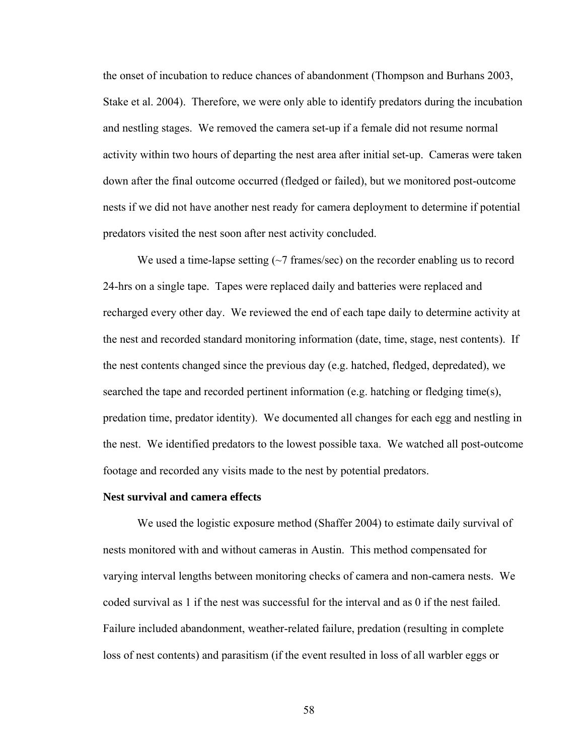the onset of incubation to reduce chances of abandonment (Thompson and Burhans 2003, Stake et al. 2004). Therefore, we were only able to identify predators during the incubation and nestling stages. We removed the camera set-up if a female did not resume normal activity within two hours of departing the nest area after initial set-up. Cameras were taken down after the final outcome occurred (fledged or failed), but we monitored post-outcome nests if we did not have another nest ready for camera deployment to determine if potential predators visited the nest soon after nest activity concluded.

We used a time-lapse setting (~7 frames/sec) on the recorder enabling us to record 24-hrs on a single tape. Tapes were replaced daily and batteries were replaced and recharged every other day. We reviewed the end of each tape daily to determine activity at the nest and recorded standard monitoring information (date, time, stage, nest contents). If the nest contents changed since the previous day (e.g. hatched, fledged, depredated), we searched the tape and recorded pertinent information (e.g. hatching or fledging time(s), predation time, predator identity). We documented all changes for each egg and nestling in the nest. We identified predators to the lowest possible taxa. We watched all post-outcome footage and recorded any visits made to the nest by potential predators.

**Nest survival and camera effects**

We used the logistic exposure method (Shaffer 2004) to estimate daily survival of nests monitored with and without cameras in Austin. This method compensated for varying interval lengths between monitoring checks of camera and non-camera nests. We coded survival as 1 if the nest was successful for the interval and as 0 if the nest failed. Failure included abandonment, weather-related failure, predation (resulting in complete loss of nest contents) and parasitism (if the event resulted in loss of all warbler eggs or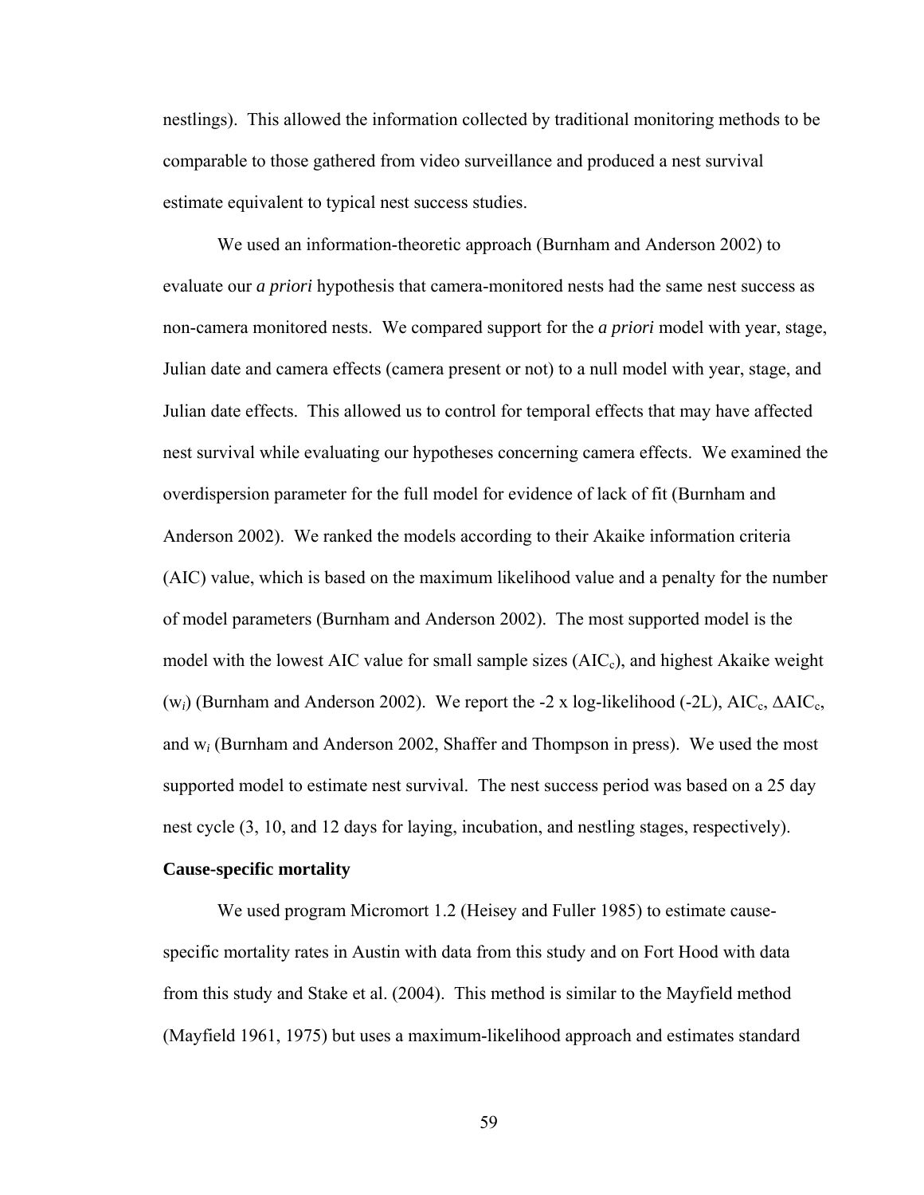nestlings). This allowed the information collected by traditional monitoring methods to be comparable to those gathered from video surveillance and produced a nest survival estimate equivalent to typical nest success studies.

We used an information-theoretic approach (Burnham and Anderson 2002) to evaluate our *a priori* hypothesis that camera-monitored nests had the same nest success as non-camera monitored nests. We compared support for the *a priori* model with year, stage, Julian date and camera effects (camera present or not) to a null model with year, stage, and Julian date effects. This allowed us to control for temporal effects that may have affected nest survival while evaluating our hypotheses concerning camera effects. We examined the overdispersion parameter for the full model for evidence of lack of fit (Burnham and Anderson 2002). We ranked the models according to their Akaike information criteria (AIC) value, which is based on the maximum likelihood value and a penalty for the number of model parameters (Burnham and Anderson 2002). The most supported model is the model with the lowest AIC value for small sample sizes ($AIC_c$), and highest Akaike weight ($w_i$) (Burnham and Anderson 2002). We report the -2 x log-likelihood (-2L), $AIC_c$, $\Delta AIC_c$, and $w_i$ (Burnham and Anderson 2002, Shaffer and Thompson in press). We used the most supported model to estimate nest survival. The nest success period was based on a 25 day nest cycle (3, 10, and 12 days for laying, incubation, and nestling stages, respectively).

**Cause-specific mortality**

We used program Micromort 1.2 (Heisey and Fuller 1985) to estimate cause-specific mortality rates in Austin with data from this study and on Fort Hood with data from this study and Stake et al. (2004). This method is similar to the Mayfield method (Mayfield 1961, 1975) but uses a maximum-likelihood approach and estimates standard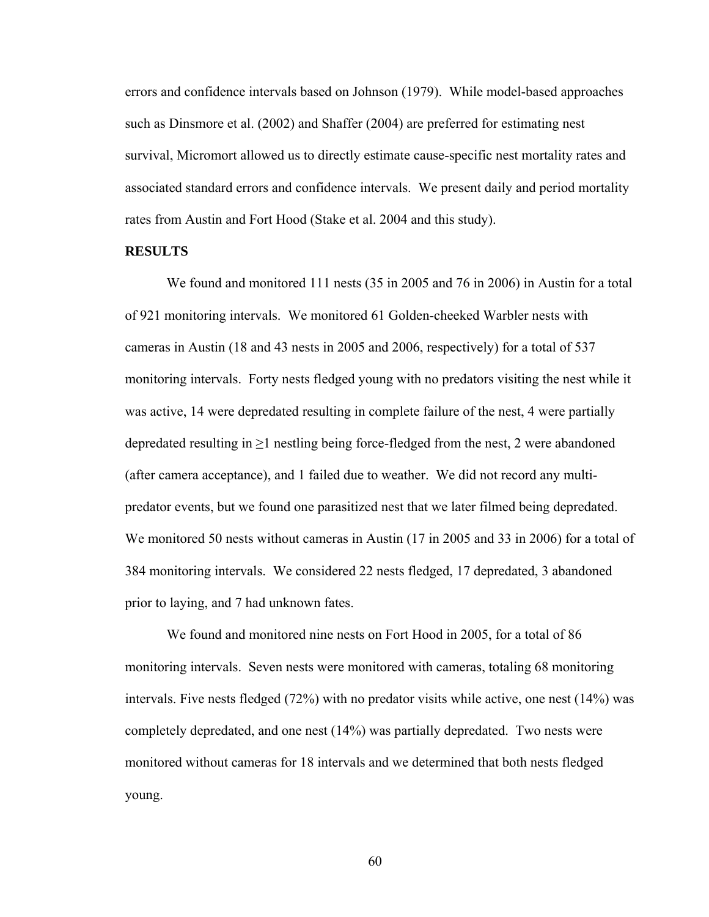errors and confidence intervals based on Johnson (1979). While model-based approaches such as Dinsmore et al. (2002) and Shaffer (2004) are preferred for estimating nest survival, Micromort allowed us to directly estimate cause-specific nest mortality rates and associated standard errors and confidence intervals. We present daily and period mortality rates from Austin and Fort Hood (Stake et al. 2004 and this study).

## RESULTS

We found and monitored 111 nests (35 in 2005 and 76 in 2006) in Austin for a total of 921 monitoring intervals. We monitored 61 Golden-cheeked Warbler nests with cameras in Austin (18 and 43 nests in 2005 and 2006, respectively) for a total of 537 monitoring intervals. Forty nests fledged young with no predators visiting the nest while it was active, 14 were depredated resulting in complete failure of the nest, 4 were partially depredated resulting in ≥1 nestling being force-fledged from the nest, 2 were abandoned (after camera acceptance), and 1 failed due to weather. We did not record any multi-predator events, but we found one parasitized nest that we later filmed being depredated. We monitored 50 nests without cameras in Austin (17 in 2005 and 33 in 2006) for a total of 384 monitoring intervals. We considered 22 nests fledged, 17 depredated, 3 abandoned prior to laying, and 7 had unknown fates.

We found and monitored nine nests on Fort Hood in 2005, for a total of 86 monitoring intervals. Seven nests were monitored with cameras, totaling 68 monitoring intervals. Five nests fledged (72%) with no predator visits while active, one nest (14%) was completely depredated, and one nest (14%) was partially depredated. Two nests were monitored without cameras for 18 intervals and we determined that both nests fledged young.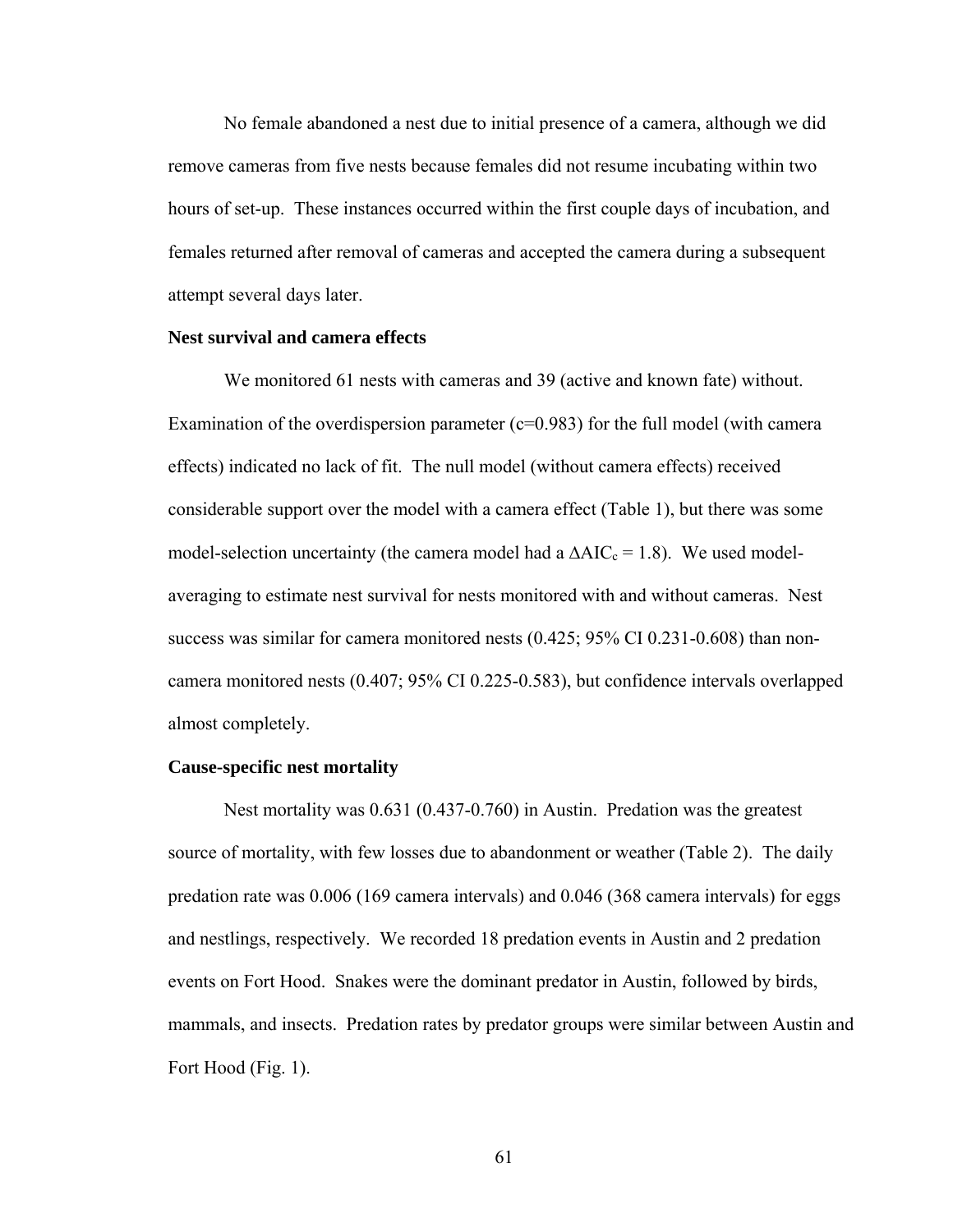No female abandoned a nest due to initial presence of a camera, although we did remove cameras from five nests because females did not resume incubating within two hours of set-up. These instances occurred within the first couple days of incubation, and females returned after removal of cameras and accepted the camera during a subsequent attempt several days later.

### Nest survival and camera effects

We monitored 61 nests with cameras and 39 (active and known fate) without. Examination of the overdispersion parameter (c=0.983) for the full model (with camera effects) indicated no lack of fit. The null model (without camera effects) received considerable support over the model with a camera effect (Table 1), but there was some model-selection uncertainty (the camera model had a $\Delta AIC_c = 1.8$). We used model-averaging to estimate nest survival for nests monitored with and without cameras. Nest success was similar for camera monitored nests (0.425; 95% CI 0.231-0.608) than non-camera monitored nests (0.407; 95% CI 0.225-0.583), but confidence intervals overlapped almost completely.

### Cause-specific nest mortality

Nest mortality was 0.631 (0.437-0.760) in Austin. Predation was the greatest source of mortality, with few losses due to abandonment or weather (Table 2). The daily predation rate was 0.006 (169 camera intervals) and 0.046 (368 camera intervals) for eggs and nestlings, respectively. We recorded 18 predation events in Austin and 2 predation events on Fort Hood. Snakes were the dominant predator in Austin, followed by birds, mammals, and insects. Predation rates by predator groups were similar between Austin and Fort Hood (Fig. 1).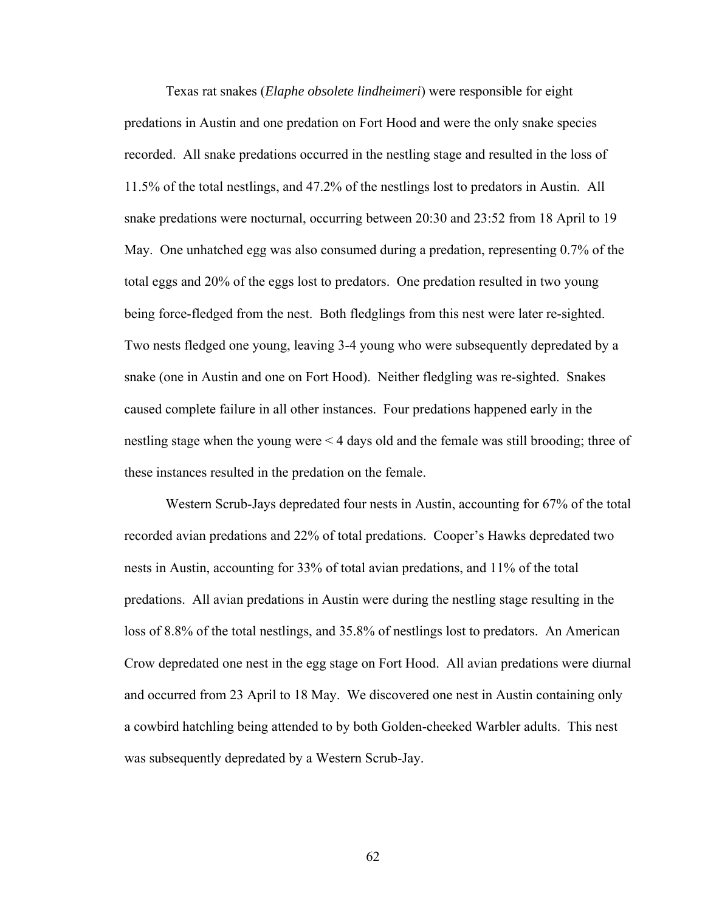Texas rat snakes (*Elaphe obsolete lindheimeri*) were responsible for eight predations in Austin and one predation on Fort Hood and were the only snake species recorded. All snake predations occurred in the nestling stage and resulted in the loss of 11.5% of the total nestlings, and 47.2% of the nestlings lost to predators in Austin. All snake predations were nocturnal, occurring between 20:30 and 23:52 from 18 April to 19 May. One unhatched egg was also consumed during a predation, representing 0.7% of the total eggs and 20% of the eggs lost to predators. One predation resulted in two young being force-fledged from the nest. Both fledglings from this nest were later re-sighted. Two nests fledged one young, leaving 3-4 young who were subsequently depredated by a snake (one in Austin and one on Fort Hood). Neither fledgling was re-sighted. Snakes caused complete failure in all other instances. Four predations happened early in the nestling stage when the young were < 4 days old and the female was still brooding; three of these instances resulted in the predation on the female.

Western Scrub-Jays depredated four nests in Austin, accounting for 67% of the total recorded avian predations and 22% of total predations. Cooper's Hawks depredated two nests in Austin, accounting for 33% of total avian predations, and 11% of the total predations. All avian predations in Austin were during the nestling stage resulting in the loss of 8.8% of the total nestlings, and 35.8% of nestlings lost to predators. An American Crow depredated one nest in the egg stage on Fort Hood. All avian predations were diurnal and occurred from 23 April to 18 May. We discovered one nest in Austin containing only a cowbird hatchling being attended to by both Golden-cheeked Warbler adults. This nest was subsequently depredated by a Western Scrub-Jay.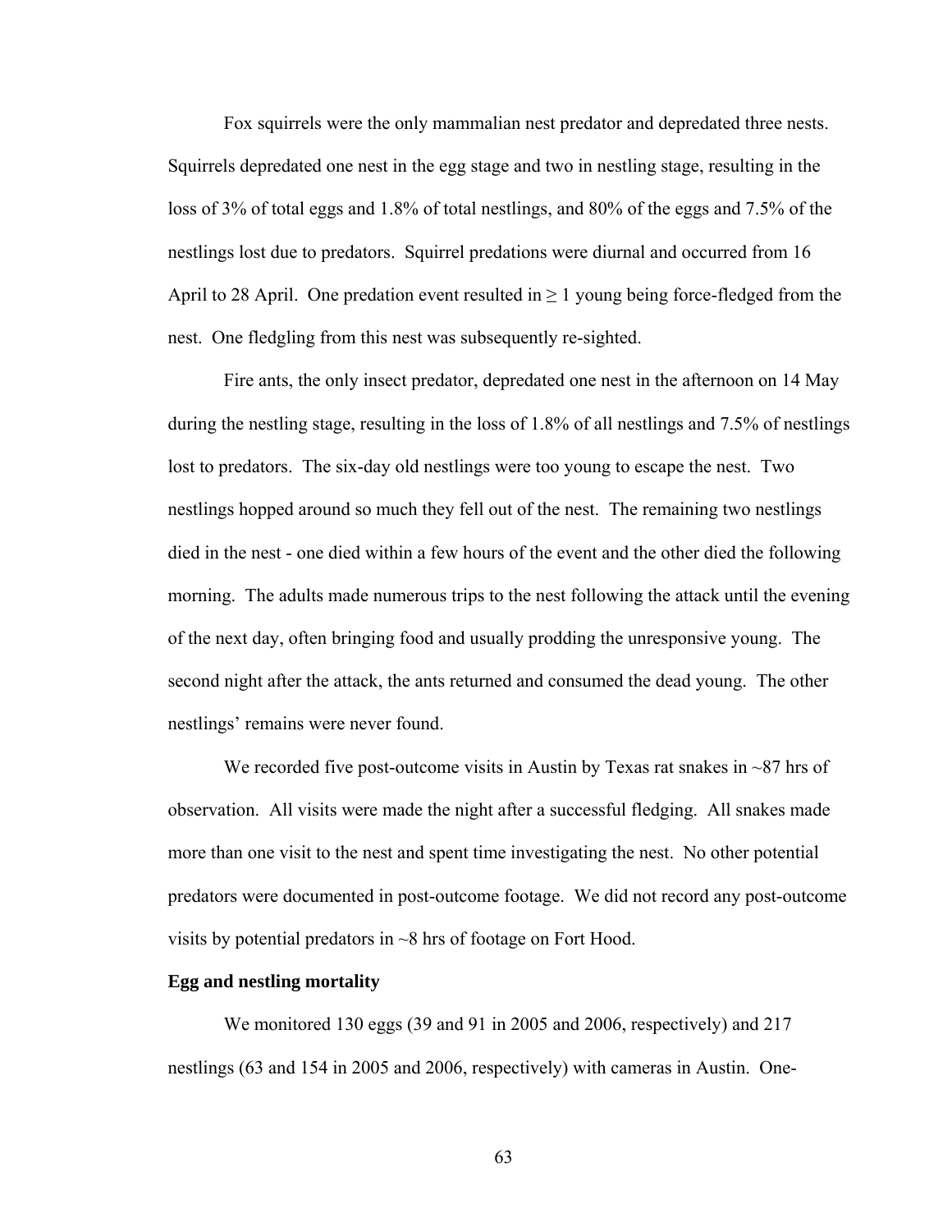Fox squirrels were the only mammalian nest predator and depredated three nests. Squirrels depredated one nest in the egg stage and two in nestling stage, resulting in the loss of 3% of total eggs and 1.8% of total nestlings, and 80% of the eggs and 7.5% of the nestlings lost due to predators. Squirrel predations were diurnal and occurred from 16 April to 28 April. One predation event resulted in ≥ 1 young being force-fledged from the nest. One fledgling from this nest was subsequently re-sighted.

Fire ants, the only insect predator, depredated one nest in the afternoon on 14 May during the nestling stage, resulting in the loss of 1.8% of all nestlings and 7.5% of nestlings lost to predators. The six-day old nestlings were too young to escape the nest. Two nestlings hopped around so much they fell out of the nest. The remaining two nestlings died in the nest - one died within a few hours of the event and the other died the following morning. The adults made numerous trips to the nest following the attack until the evening of the next day, often bringing food and usually prodding the unresponsive young. The second night after the attack, the ants returned and consumed the dead young. The other nestlings' remains were never found.

We recorded five post-outcome visits in Austin by Texas rat snakes in ~87 hrs of observation. All visits were made the night after a successful fledging. All snakes made more than one visit to the nest and spent time investigating the nest. No other potential predators were documented in post-outcome footage. We did not record any post-outcome visits by potential predators in ~8 hrs of footage on Fort Hood.

**Egg and nestling mortality**

We monitored 130 eggs (39 and 91 in 2005 and 2006, respectively) and 217 nestlings (63 and 154 in 2005 and 2006, respectively) with cameras in Austin. One-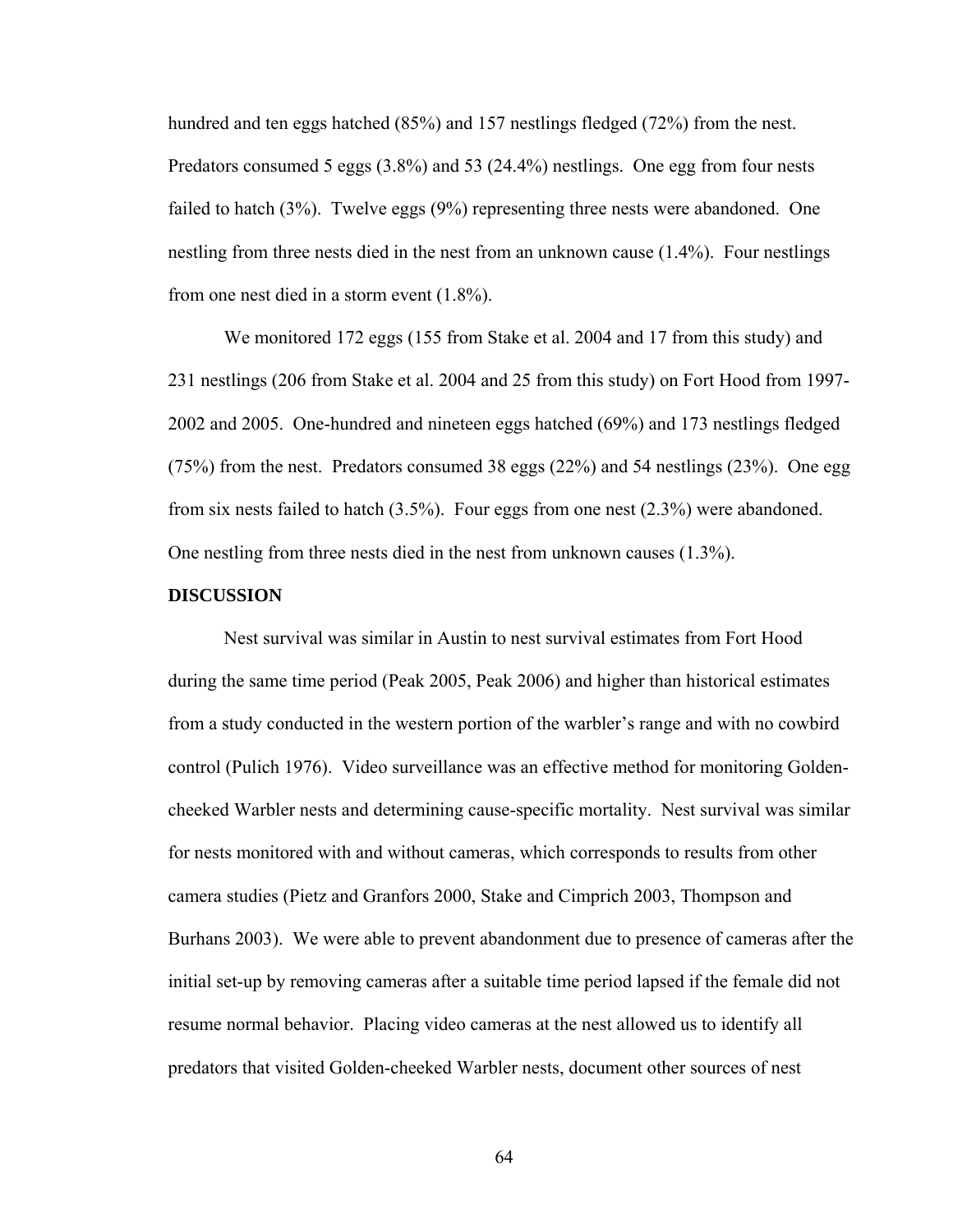hundred and ten eggs hatched (85%) and 157 nestlings fledged (72%) from the nest. Predators consumed 5 eggs (3.8%) and 53 (24.4%) nestlings. One egg from four nests failed to hatch (3%). Twelve eggs (9%) representing three nests were abandoned. One nestling from three nests died in the nest from an unknown cause (1.4%). Four nestlings from one nest died in a storm event (1.8%).

We monitored 172 eggs (155 from Stake et al. 2004 and 17 from this study) and 231 nestlings (206 from Stake et al. 2004 and 25 from this study) on Fort Hood from 1997-2002 and 2005. One-hundred and nineteen eggs hatched (69%) and 173 nestlings fledged (75%) from the nest. Predators consumed 38 eggs (22%) and 54 nestlings (23%). One egg from six nests failed to hatch (3.5%). Four eggs from one nest (2.3%) were abandoned. One nestling from three nests died in the nest from unknown causes (1.3%).

**DISCUSSION**

Nest survival was similar in Austin to nest survival estimates from Fort Hood during the same time period (Peak 2005, Peak 2006) and higher than historical estimates from a study conducted in the western portion of the warbler's range and with no cowbird control (Pulich 1976). Video surveillance was an effective method for monitoring Golden-cheeked Warbler nests and determining cause-specific mortality. Nest survival was similar for nests monitored with and without cameras, which corresponds to results from other camera studies (Pietz and Granfors 2000, Stake and Cimprich 2003, Thompson and Burhans 2003). We were able to prevent abandonment due to presence of cameras after the initial set-up by removing cameras after a suitable time period lapsed if the female did not resume normal behavior. Placing video cameras at the nest allowed us to identify all predators that visited Golden-cheeked Warbler nests, document other sources of nest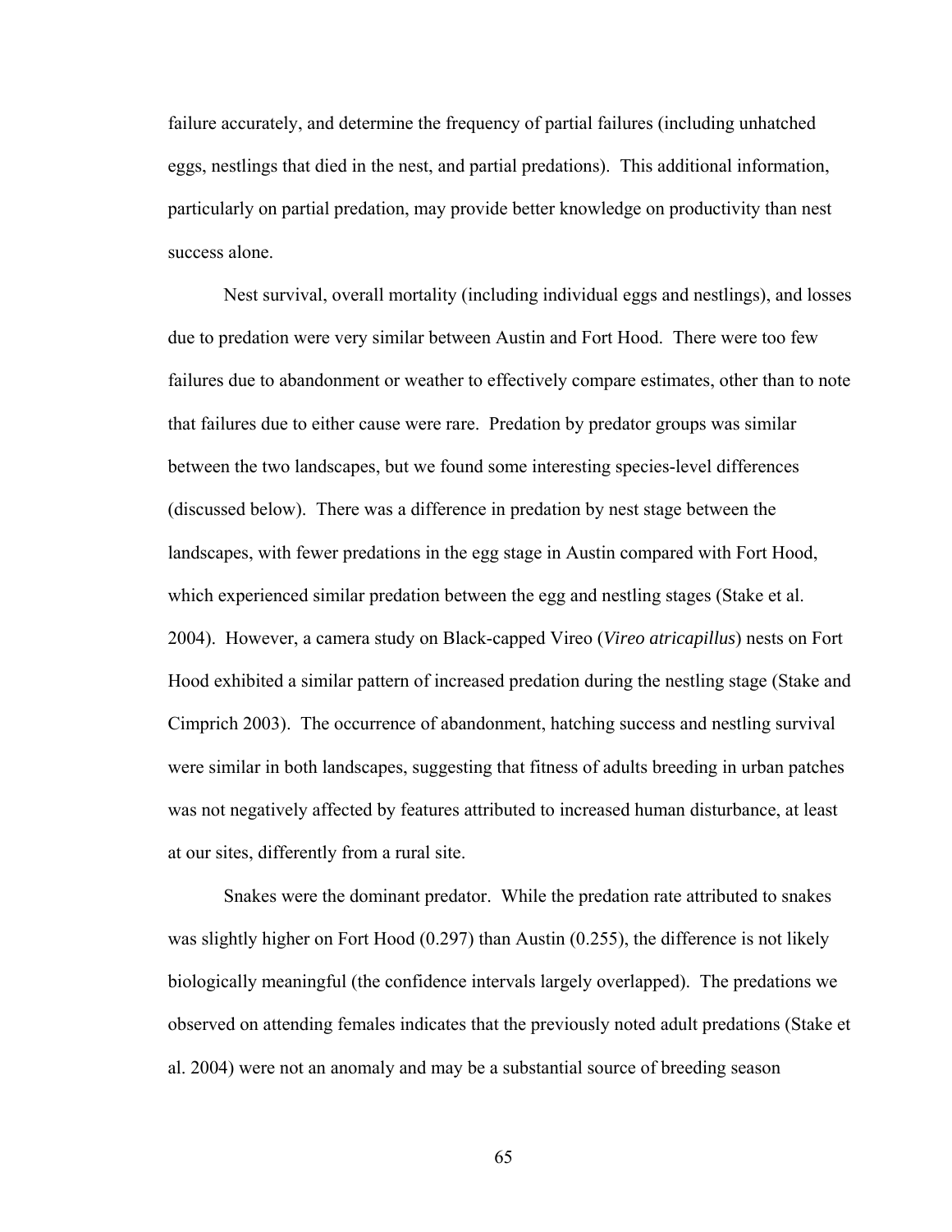failure accurately, and determine the frequency of partial failures (including unhatched eggs, nestlings that died in the nest, and partial predations). This additional information, particularly on partial predation, may provide better knowledge on productivity than nest success alone.

Nest survival, overall mortality (including individual eggs and nestlings), and losses due to predation were very similar between Austin and Fort Hood. There were too few failures due to abandonment or weather to effectively compare estimates, other than to note that failures due to either cause were rare. Predation by predator groups was similar between the two landscapes, but we found some interesting species-level differences (discussed below). There was a difference in predation by nest stage between the landscapes, with fewer predations in the egg stage in Austin compared with Fort Hood, which experienced similar predation between the egg and nestling stages (Stake et al. 2004). However, a camera study on Black-capped Vireo (*Vireo atricapillus*) nests on Fort Hood exhibited a similar pattern of increased predation during the nestling stage (Stake and Cimprich 2003). The occurrence of abandonment, hatching success and nestling survival were similar in both landscapes, suggesting that fitness of adults breeding in urban patches was not negatively affected by features attributed to increased human disturbance, at least at our sites, differently from a rural site.

Snakes were the dominant predator. While the predation rate attributed to snakes was slightly higher on Fort Hood (0.297) than Austin (0.255), the difference is not likely biologically meaningful (the confidence intervals largely overlapped). The predations we observed on attending females indicates that the previously noted adult predations (Stake et al. 2004) were not an anomaly and may be a substantial source of breeding season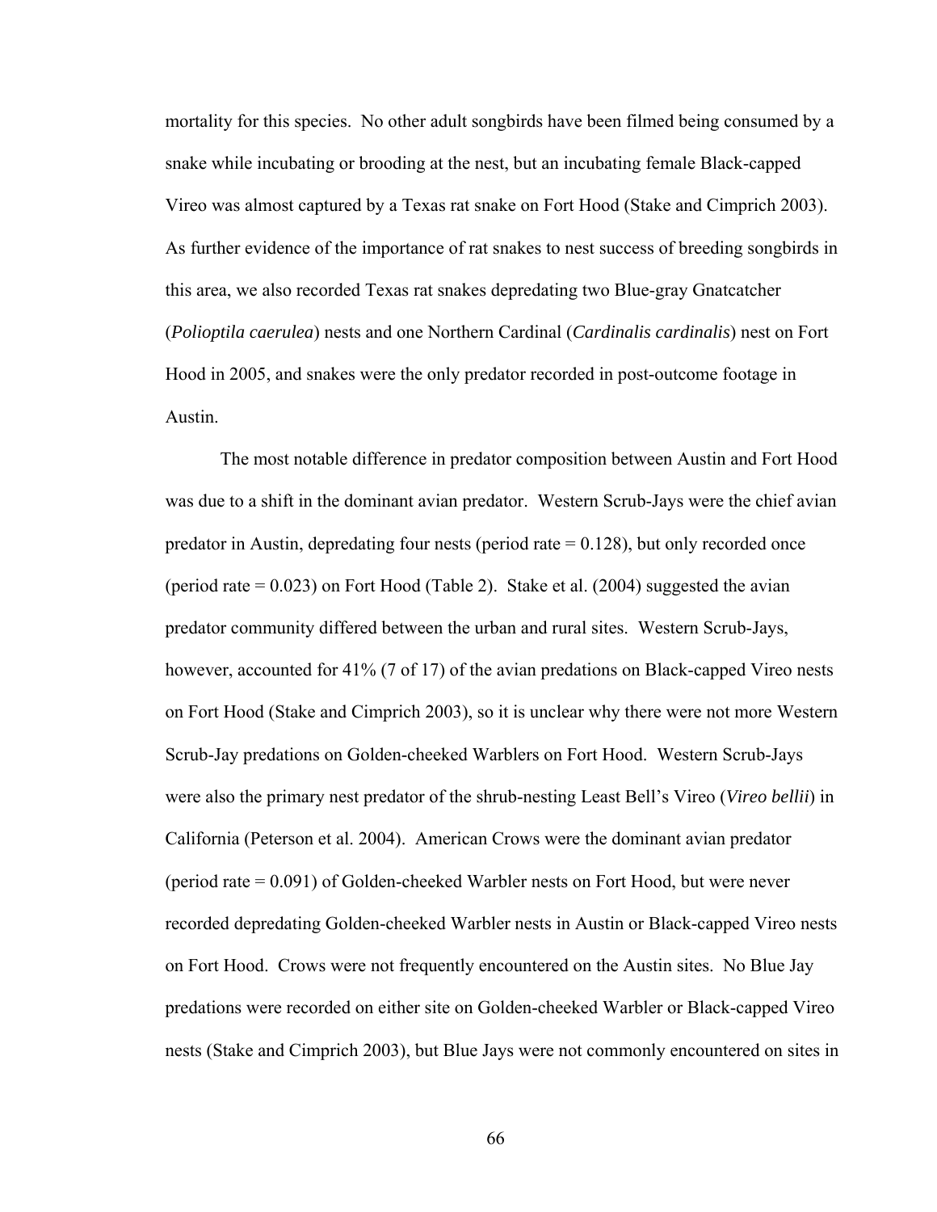mortality for this species. No other adult songbirds have been filmed being consumed by a snake while incubating or brooding at the nest, but an incubating female Black-capped Vireo was almost captured by a Texas rat snake on Fort Hood (Stake and Cimprich 2003). As further evidence of the importance of rat snakes to nest success of breeding songbirds in this area, we also recorded Texas rat snakes depredating two Blue-gray Gnatcatcher (*Polioptila caerulea*) nests and one Northern Cardinal (*Cardinalis cardinalis*) nest on Fort Hood in 2005, and snakes were the only predator recorded in post-outcome footage in Austin.

The most notable difference in predator composition between Austin and Fort Hood was due to a shift in the dominant avian predator. Western Scrub-Jays were the chief avian predator in Austin, depredating four nests (period rate = 0.128), but only recorded once (period rate = 0.023) on Fort Hood (Table 2). Stake et al. (2004) suggested the avian predator community differed between the urban and rural sites. Western Scrub-Jays, however, accounted for 41% (7 of 17) of the avian predations on Black-capped Vireo nests on Fort Hood (Stake and Cimprich 2003), so it is unclear why there were not more Western Scrub-Jay predations on Golden-cheeked Warblers on Fort Hood. Western Scrub-Jays were also the primary nest predator of the shrub-nesting Least Bell's Vireo (*Vireo bellii*) in California (Peterson et al. 2004). American Crows were the dominant avian predator (period rate = 0.091) of Golden-cheeked Warbler nests on Fort Hood, but were never recorded depredating Golden-cheeked Warbler nests in Austin or Black-capped Vireo nests on Fort Hood. Crows were not frequently encountered on the Austin sites. No Blue Jay predations were recorded on either site on Golden-cheeked Warbler or Black-capped Vireo nests (Stake and Cimprich 2003), but Blue Jays were not commonly encountered on sites in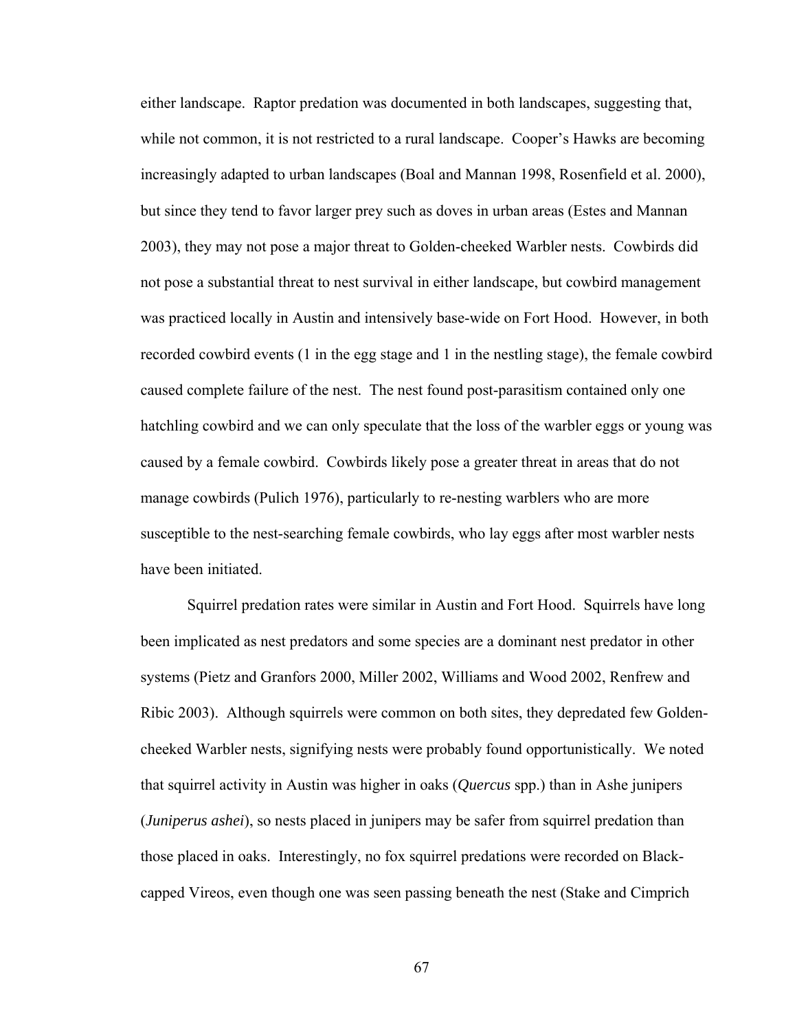either landscape. Raptor predation was documented in both landscapes, suggesting that, while not common, it is not restricted to a rural landscape. Cooper's Hawks are becoming increasingly adapted to urban landscapes (Boal and Mannan 1998, Rosenfield et al. 2000), but since they tend to favor larger prey such as doves in urban areas (Estes and Mannan 2003), they may not pose a major threat to Golden-cheeked Warbler nests. Cowbirds did not pose a substantial threat to nest survival in either landscape, but cowbird management was practiced locally in Austin and intensively base-wide on Fort Hood. However, in both recorded cowbird events (1 in the egg stage and 1 in the nestling stage), the female cowbird caused complete failure of the nest. The nest found post-parasitism contained only one hatchling cowbird and we can only speculate that the loss of the warbler eggs or young was caused by a female cowbird. Cowbirds likely pose a greater threat in areas that do not manage cowbirds (Pulich 1976), particularly to re-nesting warblers who are more susceptible to the nest-searching female cowbirds, who lay eggs after most warbler nests have been initiated.

Squirrel predation rates were similar in Austin and Fort Hood. Squirrels have long been implicated as nest predators and some species are a dominant nest predator in other systems (Pietz and Granfors 2000, Miller 2002, Williams and Wood 2002, Renfrew and Ribic 2003). Although squirrels were common on both sites, they depredated few Golden-cheeked Warbler nests, signifying nests were probably found opportunistically. We noted that squirrel activity in Austin was higher in oaks (*Quercus* spp.) than in Ashe junipers (*Juniperus ashei*), so nests placed in junipers may be safer from squirrel predation than those placed in oaks. Interestingly, no fox squirrel predations were recorded on Black-capped Vireos, even though one was seen passing beneath the nest (Stake and Cimprich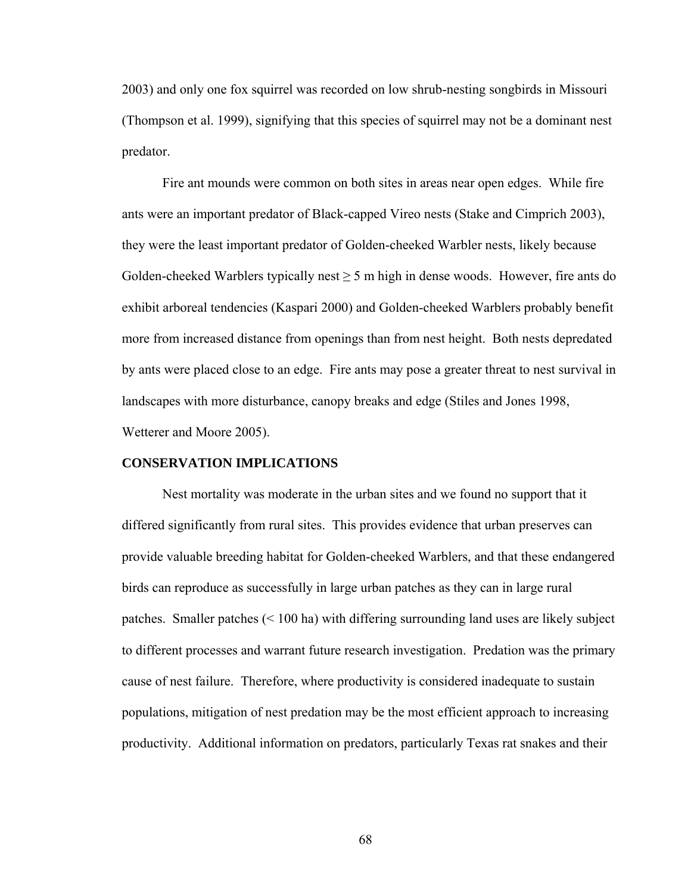2003) and only one fox squirrel was recorded on low shrub-nesting songbirds in Missouri (Thompson et al. 1999), signifying that this species of squirrel may not be a dominant nest predator.

Fire ant mounds were common on both sites in areas near open edges. While fire ants were an important predator of Black-capped Vireo nests (Stake and Cimprich 2003), they were the least important predator of Golden-cheeked Warbler nests, likely because Golden-cheeked Warblers typically nest ≥ 5 m high in dense woods. However, fire ants do exhibit arboreal tendencies (Kaspari 2000) and Golden-cheeked Warblers probably benefit more from increased distance from openings than from nest height. Both nests depredated by ants were placed close to an edge. Fire ants may pose a greater threat to nest survival in landscapes with more disturbance, canopy breaks and edge (Stiles and Jones 1998, Wetterer and Moore 2005).

## CONSERVATION IMPLICATIONS

Nest mortality was moderate in the urban sites and we found no support that it differed significantly from rural sites. This provides evidence that urban preserves can provide valuable breeding habitat for Golden-cheeked Warblers, and that these endangered birds can reproduce as successfully in large urban patches as they can in large rural patches. Smaller patches (< 100 ha) with differing surrounding land uses are likely subject to different processes and warrant future research investigation. Predation was the primary cause of nest failure. Therefore, where productivity is considered inadequate to sustain populations, mitigation of nest predation may be the most efficient approach to increasing productivity. Additional information on predators, particularly Texas rat snakes and their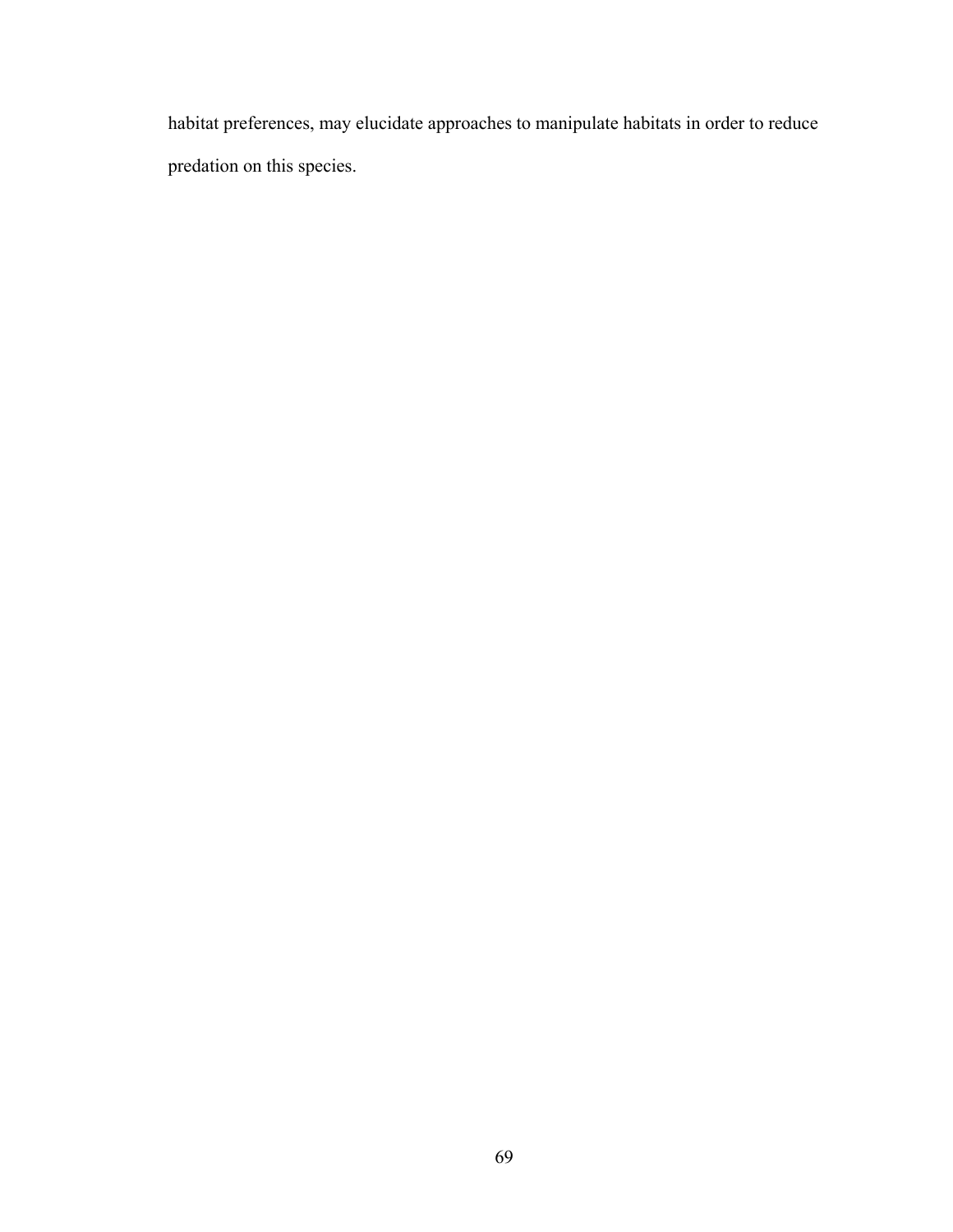habitat preferences, may elucidate approaches to manipulate habitats in order to reduce predation on this species.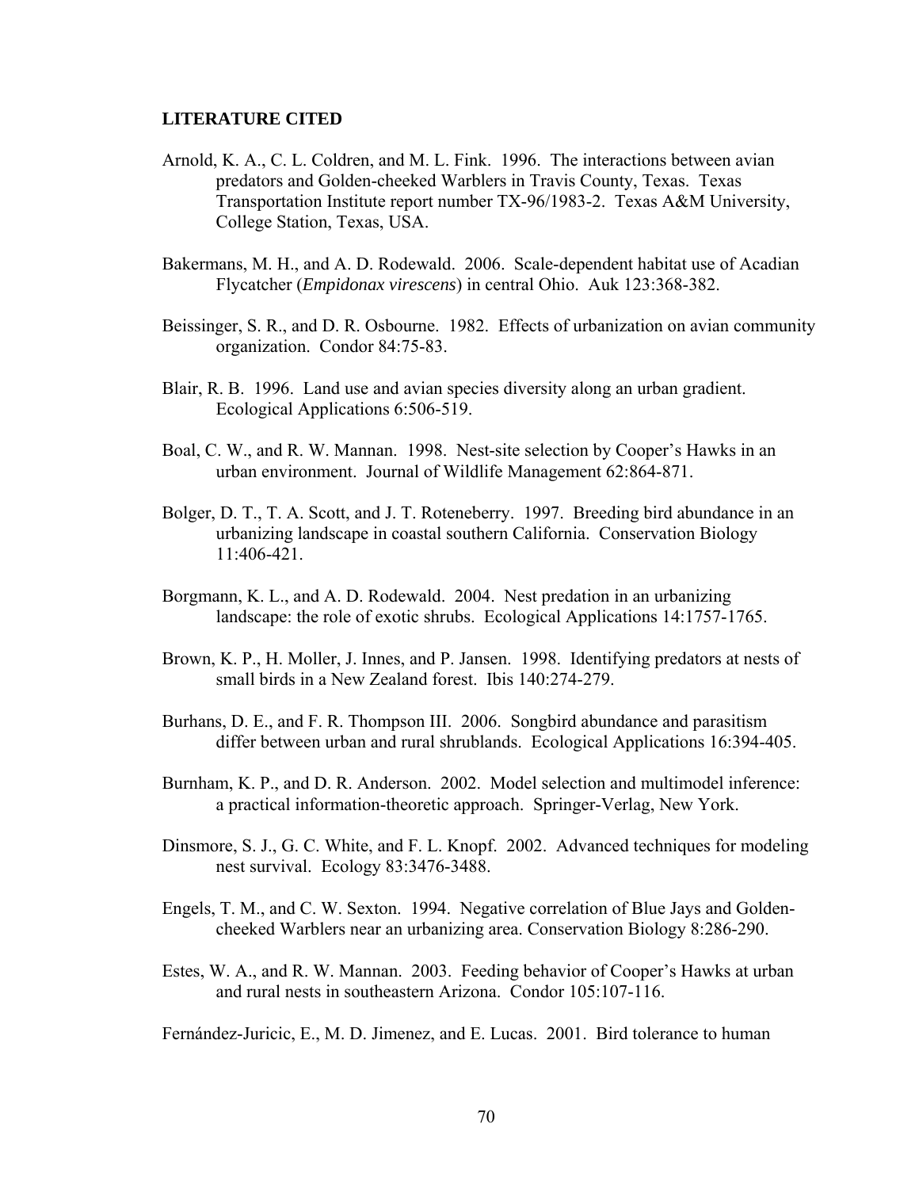## LITERATURE CITED

Arnold, K. A., C. L. Coldren, and M. L. Fink. 1996. The interactions between avian predators and Golden-cheeked Warblers in Travis County, Texas. Texas Transportation Institute report number TX-96/1983-2. Texas A&M University, College Station, Texas, USA.

Bakermans, M. H., and A. D. Rodewald. 2006. Scale-dependent habitat use of Acadian Flycatcher (*Empidonax virescens*) in central Ohio. Auk 123:368-382.

Beissinger, S. R., and D. R. Osbourne. 1982. Effects of urbanization on avian community organization. Condor 84:75-83.

Blair, R. B. 1996. Land use and avian species diversity along an urban gradient. Ecological Applications 6:506-519.

Boal, C. W., and R. W. Mannan. 1998. Nest-site selection by Cooper's Hawks in an urban environment. Journal of Wildlife Management 62:864-871.

Bolger, D. T., T. A. Scott, and J. T. Roteneberry. 1997. Breeding bird abundance in an urbanizing landscape in coastal southern California. Conservation Biology 11:406-421.

Borgmann, K. L., and A. D. Rodewald. 2004. Nest predation in an urbanizing landscape: the role of exotic shrubs. Ecological Applications 14:1757-1765.

Brown, K. P., H. Moller, J. Innes, and P. Jansen. 1998. Identifying predators at nests of small birds in a New Zealand forest. Ibis 140:274-279.

Burhans, D. E., and F. R. Thompson III. 2006. Songbird abundance and parasitism differ between urban and rural shrublands. Ecological Applications 16:394-405.

Burnham, K. P., and D. R. Anderson. 2002. Model selection and multimodel inference: a practical information-theoretic approach. Springer-Verlag, New York.

Dinsmore, S. J., G. C. White, and F. L. Knopf. 2002. Advanced techniques for modeling nest survival. Ecology 83:3476-3488.

Engels, T. M., and C. W. Sexton. 1994. Negative correlation of Blue Jays and Golden-cheeked Warblers near an urbanizing area. Conservation Biology 8:286-290.

Estes, W. A., and R. W. Mannan. 2003. Feeding behavior of Cooper's Hawks at urban and rural nests in southeastern Arizona. Condor 105:107-116.

Fernández-Juricic, E., M. D. Jimenez, and E. Lucas. 2001. Bird tolerance to human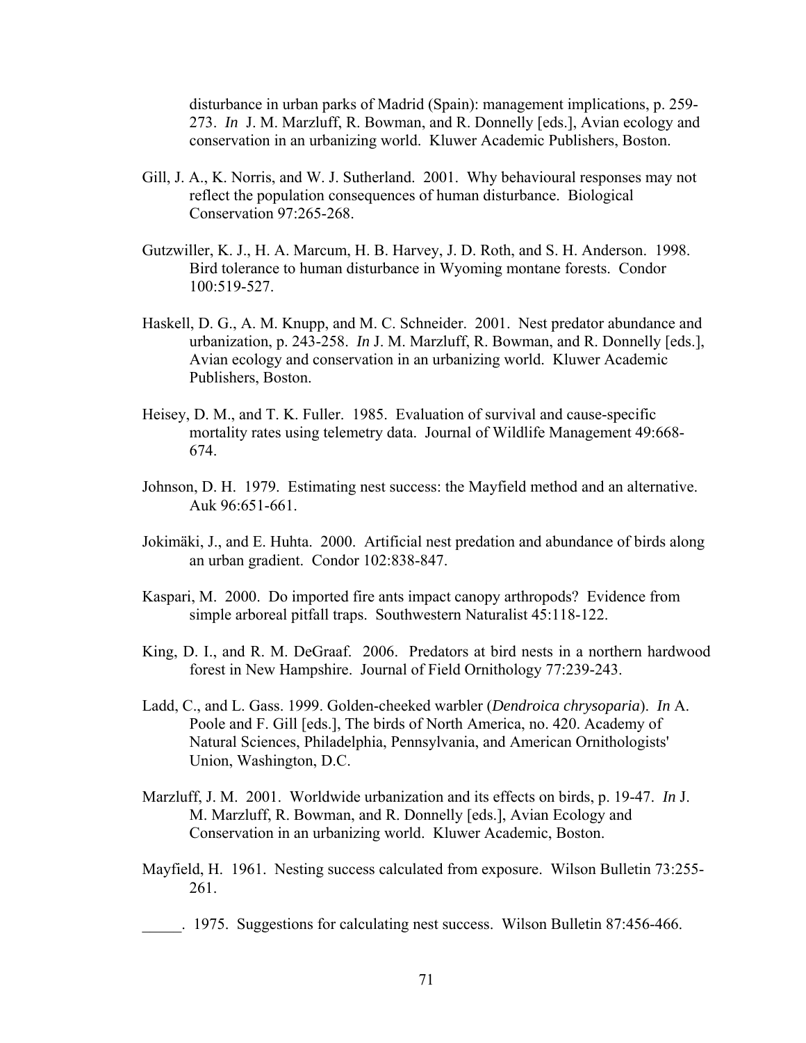disturbance in urban parks of Madrid (Spain): management implications, p. 259-273. *In* J. M. Marzluff, R. Bowman, and R. Donnelly [eds.], Avian ecology and conservation in an urbanizing world. Kluwer Academic Publishers, Boston.

Gill, J. A., K. Norris, and W. J. Sutherland. 2001. Why behavioural responses may not reflect the population consequences of human disturbance. Biological Conservation 97:265-268.

Gutzwiller, K. J., H. A. Marcum, H. B. Harvey, J. D. Roth, and S. H. Anderson. 1998. Bird tolerance to human disturbance in Wyoming montane forests. Condor 100:519-527.

Haskell, D. G., A. M. Knupp, and M. C. Schneider. 2001. Nest predator abundance and urbanization, p. 243-258. *In* J. M. Marzluff, R. Bowman, and R. Donnelly [eds.], Avian ecology and conservation in an urbanizing world. Kluwer Academic Publishers, Boston.

Heisey, D. M., and T. K. Fuller. 1985. Evaluation of survival and cause-specific mortality rates using telemetry data. Journal of Wildlife Management 49:668-674.

Johnson, D. H. 1979. Estimating nest success: the Mayfield method and an alternative. Auk 96:651-661.

Jokimäki, J., and E. Huhta. 2000. Artificial nest predation and abundance of birds along an urban gradient. Condor 102:838-847.

Kaspari, M. 2000. Do imported fire ants impact canopy arthropods? Evidence from simple arboreal pitfall traps. Southwestern Naturalist 45:118-122.

King, D. I., and R. M. DeGraaf. 2006. Predators at bird nests in a northern hardwood forest in New Hampshire. Journal of Field Ornithology 77:239-243.

Ladd, C., and L. Gass. 1999. Golden-cheeked warbler (*Dendroica chrysoparia*). *In* A. Poole and F. Gill [eds.], The birds of North America, no. 420. Academy of Natural Sciences, Philadelphia, Pennsylvania, and American Ornithologists' Union, Washington, D.C.

Marzluff, J. M. 2001. Worldwide urbanization and its effects on birds, p. 19-47. *In* J. M. Marzluff, R. Bowman, and R. Donnelly [eds.], Avian Ecology and Conservation in an urbanizing world. Kluwer Academic, Boston.

Mayfield, H. 1961. Nesting success calculated from exposure. Wilson Bulletin 73:255-261.

_____. 1975. Suggestions for calculating nest success. Wilson Bulletin 87:456-466.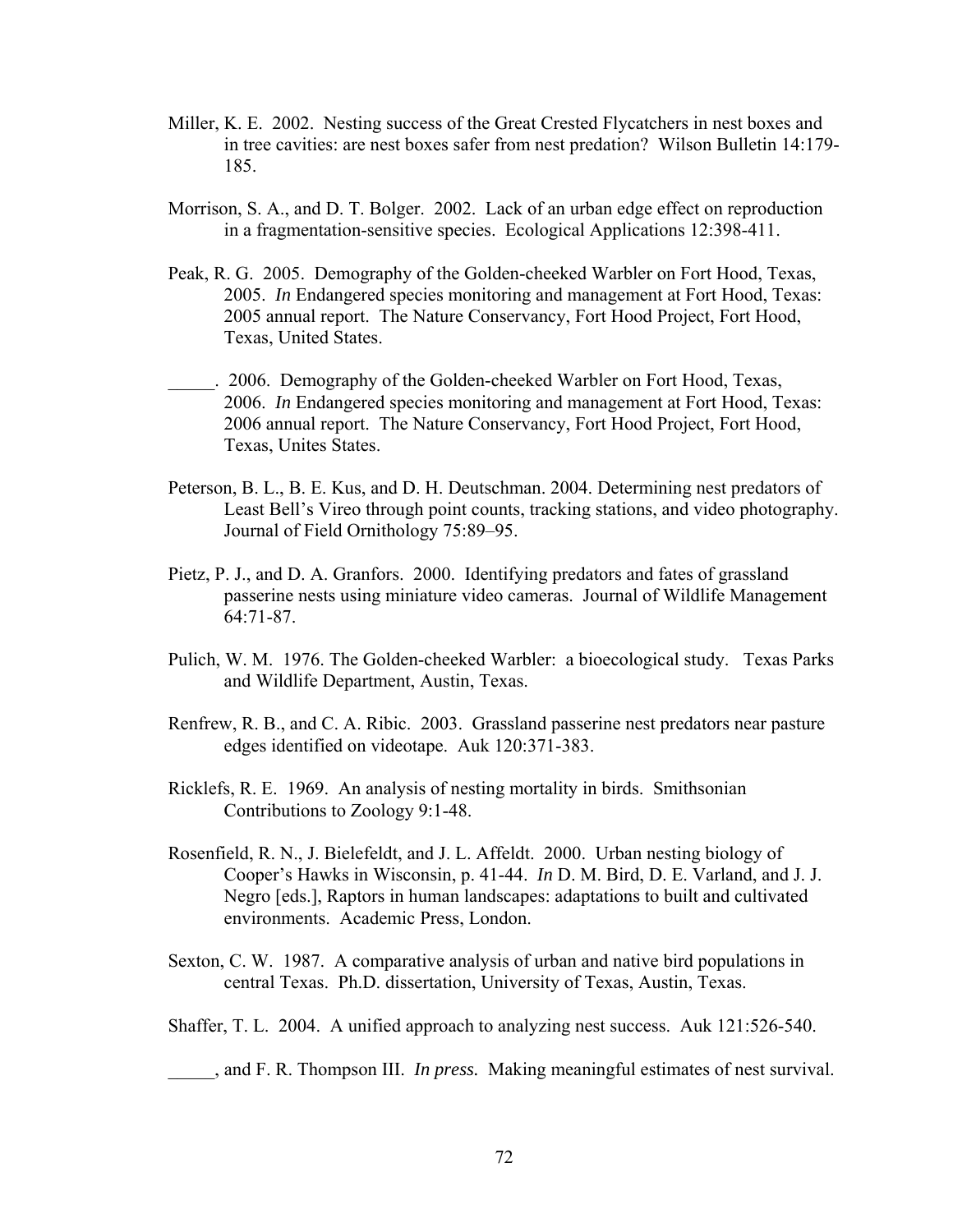Miller, K. E. 2002. Nesting success of the Great Crested Flycatchers in nest boxes and in tree cavities: are nest boxes safer from nest predation? Wilson Bulletin 14:179-185.

Morrison, S. A., and D. T. Bolger. 2002. Lack of an urban edge effect on reproduction in a fragmentation-sensitive species. Ecological Applications 12:398-411.

Peak, R. G. 2005. Demography of the Golden-cheeked Warbler on Fort Hood, Texas, 2005. *In* Endangered species monitoring and management at Fort Hood, Texas: 2005 annual report. The Nature Conservancy, Fort Hood Project, Fort Hood, Texas, United States.

_____. 2006. Demography of the Golden-cheeked Warbler on Fort Hood, Texas, 2006. *In* Endangered species monitoring and management at Fort Hood, Texas: 2006 annual report. The Nature Conservancy, Fort Hood Project, Fort Hood, Texas, Unites States.

Peterson, B. L., B. E. Kus, and D. H. Deutschman. 2004. Determining nest predators of Least Bell's Vireo through point counts, tracking stations, and video photography. Journal of Field Ornithology 75:89–95.

Pietz, P. J., and D. A. Granfors. 2000. Identifying predators and fates of grassland passerine nests using miniature video cameras. Journal of Wildlife Management 64:71-87.

Pulich, W. M. 1976. The Golden-cheeked Warbler: a bioecological study. Texas Parks and Wildlife Department, Austin, Texas.

Renfrew, R. B., and C. A. Ribic. 2003. Grassland passerine nest predators near pasture edges identified on videotape. Auk 120:371-383.

Ricklefs, R. E. 1969. An analysis of nesting mortality in birds. Smithsonian Contributions to Zoology 9:1-48.

Rosenfield, R. N., J. Bielefeldt, and J. L. Affeldt. 2000. Urban nesting biology of Cooper's Hawks in Wisconsin, p. 41-44. *In* D. M. Bird, D. E. Varland, and J. J. Negro [eds.], Raptors in human landscapes: adaptations to built and cultivated environments. Academic Press, London.

Sexton, C. W. 1987. A comparative analysis of urban and native bird populations in central Texas. Ph.D. dissertation, University of Texas, Austin, Texas.

Shaffer, T. L. 2004. A unified approach to analyzing nest success. Auk 121:526-540.

_____, and F. R. Thompson III. *In press.* Making meaningful estimates of nest survival.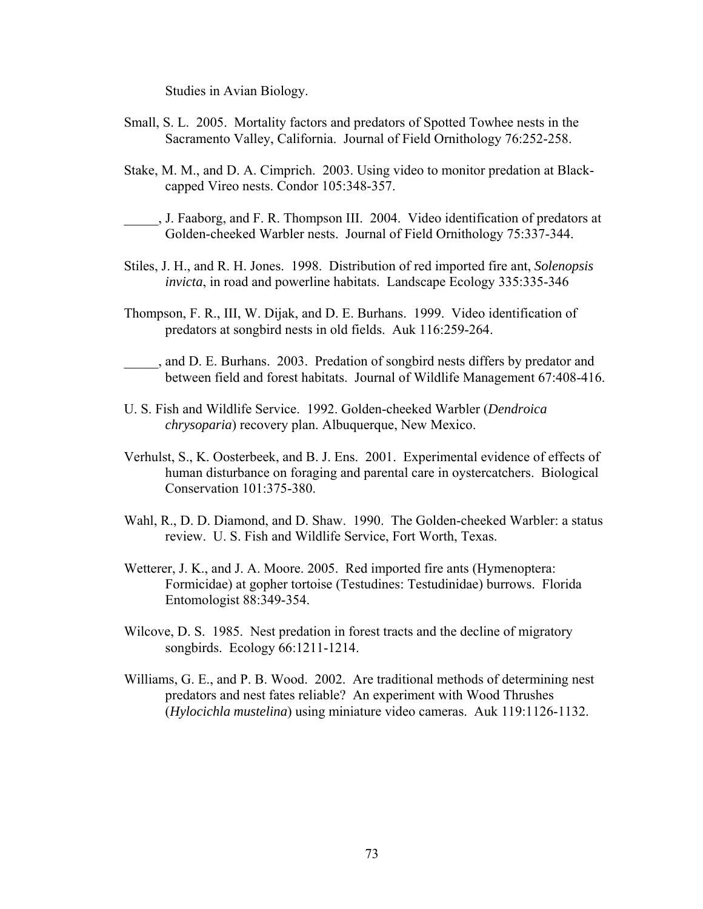Studies in Avian Biology.

Small, S. L. 2005. Mortality factors and predators of Spotted Towhee nests in the Sacramento Valley, California. Journal of Field Ornithology 76:252-258.

Stake, M. M., and D. A. Cimprich. 2003. Using video to monitor predation at Black-capped Vireo nests. Condor 105:348-357.

_____, J. Faaborg, and F. R. Thompson III. 2004. Video identification of predators at Golden-cheeked Warbler nests. Journal of Field Ornithology 75:337-344.

Stiles, J. H., and R. H. Jones. 1998. Distribution of red imported fire ant, *Solenopsis invicta*, in road and powerline habitats. Landscape Ecology 335:335-346

Thompson, F. R., III, W. Dijak, and D. E. Burhans. 1999. Video identification of predators at songbird nests in old fields. Auk 116:259-264.

_____, and D. E. Burhans. 2003. Predation of songbird nests differs by predator and between field and forest habitats. Journal of Wildlife Management 67:408-416.

U. S. Fish and Wildlife Service. 1992. Golden-cheeked Warbler (*Dendroica chrysoparia*) recovery plan. Albuquerque, New Mexico.

Verhulst, S., K. Oosterbeek, and B. J. Ens. 2001. Experimental evidence of effects of human disturbance on foraging and parental care in oystercatchers. Biological Conservation 101:375-380.

Wahl, R., D. D. Diamond, and D. Shaw. 1990. The Golden-cheeked Warbler: a status review. U. S. Fish and Wildlife Service, Fort Worth, Texas.

Wetterer, J. K., and J. A. Moore. 2005. Red imported fire ants (Hymenoptera: Formicidae) at gopher tortoise (Testudines: Testudinidae) burrows. Florida Entomologist 88:349-354.

Wilcove, D. S. 1985. Nest predation in forest tracts and the decline of migratory songbirds. Ecology 66:1211-1214.

Williams, G. E., and P. B. Wood. 2002. Are traditional methods of determining nest predators and nest fates reliable? An experiment with Wood Thrushes (*Hylocichla mustelina*) using miniature video cameras. Auk 119:1126-1132.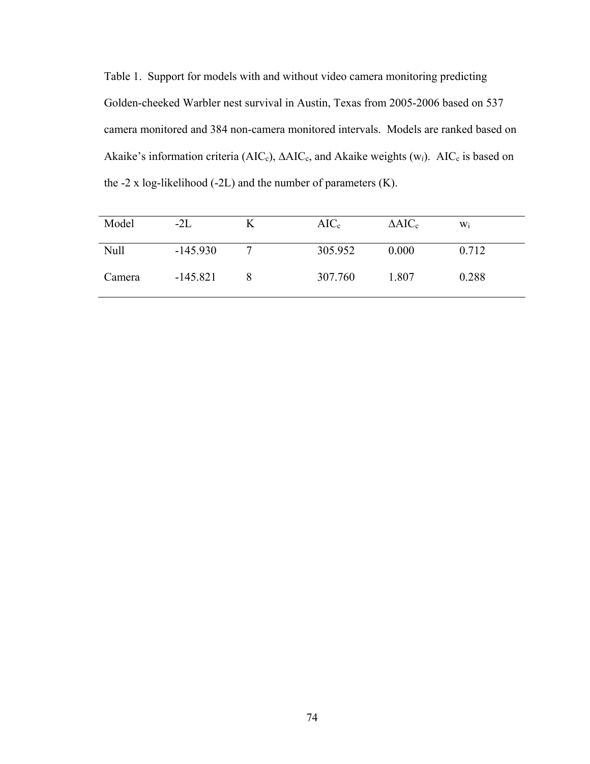Table 1. Support for models with and without video camera monitoring predicting Golden-cheeked Warbler nest survival in Austin, Texas from 2005-2006 based on 537 camera monitored and 384 non-camera monitored intervals. Models are ranked based on Akaike's information criteria ($AIC_c$), $\Delta AIC_c$, and Akaike weights ($w_i$). $AIC_c$ is based on the -2 x log-likelihood (-2L) and the number of parameters (K).

| Model | -2L | K | $AIC_c$ | $\Delta AIC_c$ | $w_i$ |
|---|---|---|---|---|---|
| Null | -145.930 | 7 | 305.952 | 0.000 | 0.712 |
| Camera | -145.821 | 8 | 307.760 | 1.807 | 0.288 |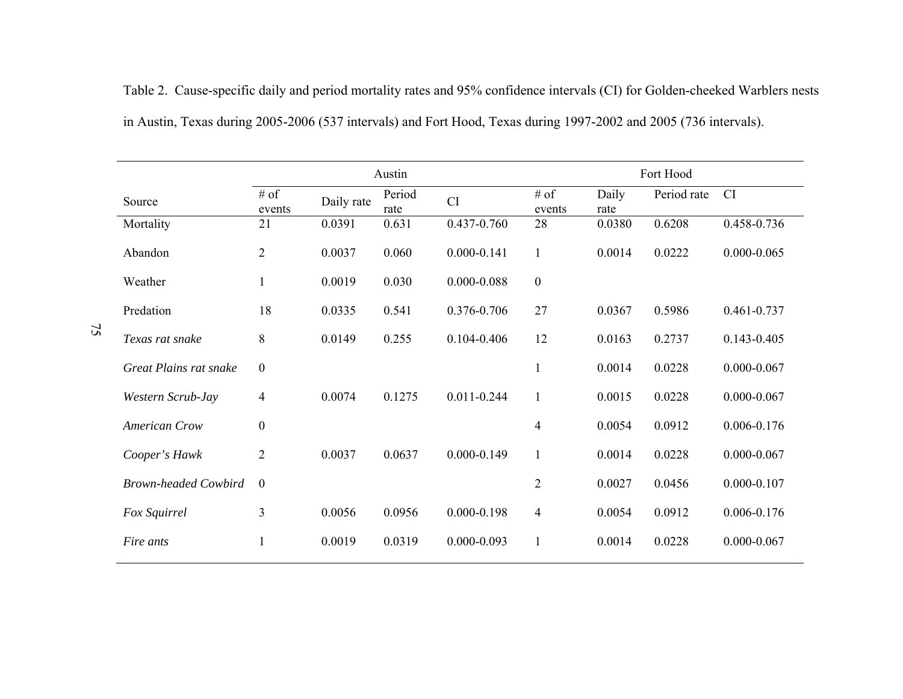Table 2. Cause-specific daily and period mortality rates and 95% confidence intervals (CI) for Golden-cheeked Warblers nests in Austin, Texas during 2005-2006 (537 intervals) and Fort Hood, Texas during 1997-2002 and 2005 (736 intervals).

| | Austin | | | | Fort Hood | | | |
|---|---|---|---|---|---|---|---|---|
| Source | # of events | Daily rate | Period rate | CI | # of events | Daily rate | Period rate | CI |
| Mortality | 21 | 0.0391 | 0.631 | 0.437-0.760 | 28 | 0.0380 | 0.6208 | 0.458-0.736 |
| Abandon | 2 | 0.0037 | 0.060 | 0.000-0.141 | 1 | 0.0014 | 0.0222 | 0.000-0.065 |
| Weather | 1 | 0.0019 | 0.030 | 0.000-0.088 | 0 | | | |
| Predation | 18 | 0.0335 | 0.541 | 0.376-0.706 | 27 | 0.0367 | 0.5986 | 0.461-0.737 |
| *Texas rat snake* | 8 | 0.0149 | 0.255 | 0.104-0.406 | 12 | 0.0163 | 0.2737 | 0.143-0.405 |
| *Great Plains rat snake* | 0 | | | | 1 | 0.0014 | 0.0228 | 0.000-0.067 |
| *Western Scrub-Jay* | 4 | 0.0074 | 0.1275 | 0.011-0.244 | 1 | 0.0015 | 0.0228 | 0.000-0.067 |
| *American Crow* | 0 | | | | 4 | 0.0054 | 0.0912 | 0.006-0.176 |
| *Cooper's Hawk* | 2 | 0.0037 | 0.0637 | 0.000-0.149 | 1 | 0.0014 | 0.0228 | 0.000-0.067 |
| *Brown-headed Cowbird* | 0 | | | | 2 | 0.0027 | 0.0456 | 0.000-0.107 |
| *Fox Squirrel* | 3 | 0.0056 | 0.0956 | 0.000-0.198 | 4 | 0.0054 | 0.0912 | 0.006-0.176 |
| *Fire ants* | 1 | 0.0019 | 0.0319 | 0.000-0.093 | 1 | 0.0014 | 0.0228 | 0.000-0.067 |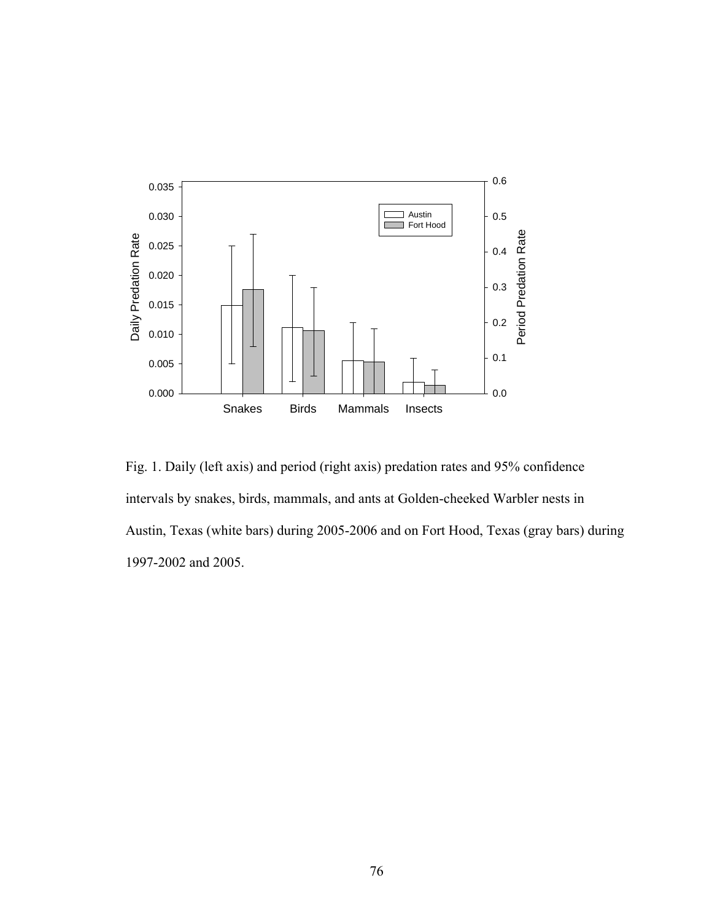Fig. 1. Daily (left axis) and period (right axis) predation rates and 95% confidence intervals by snakes, birds, mammals, and ants at Golden-cheeked Warbler nests in Austin, Texas (white bars) during 2005-2006 and on Fort Hood, Texas (gray bars) during 1997-2002 and 2005.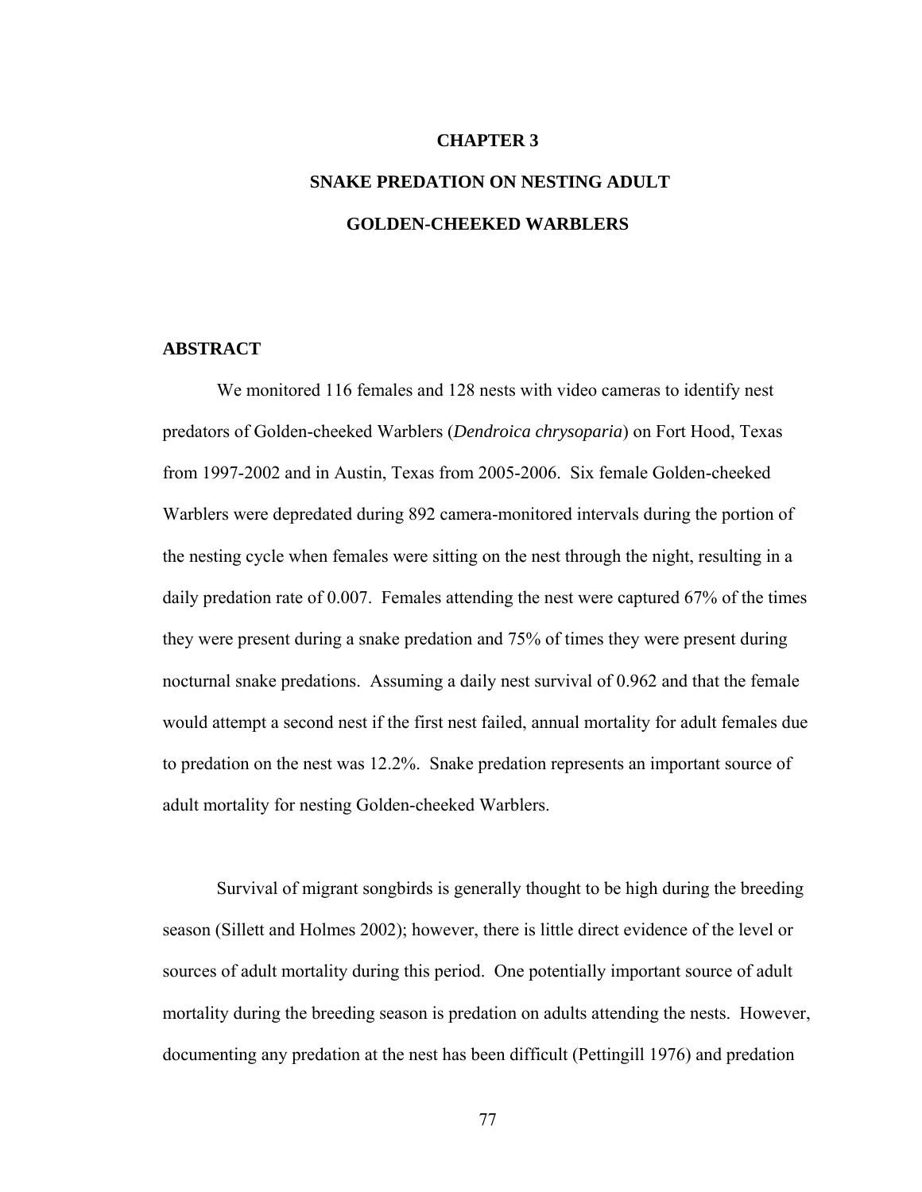# CHAPTER 3

# SNAKE PREDATION ON NESTING ADULT GOLDEN-CHEEKED WARBLERS

## ABSTRACT

We monitored 116 females and 128 nests with video cameras to identify nest predators of Golden-cheeked Warblers (*Dendroica chrysoparia*) on Fort Hood, Texas from 1997-2002 and in Austin, Texas from 2005-2006. Six female Golden-cheeked Warblers were depredated during 892 camera-monitored intervals during the portion of the nesting cycle when females were sitting on the nest through the night, resulting in a daily predation rate of 0.007. Females attending the nest were captured 67% of the times they were present during a snake predation and 75% of times they were present during nocturnal snake predations. Assuming a daily nest survival of 0.962 and that the female would attempt a second nest if the first nest failed, annual mortality for adult females due to predation on the nest was 12.2%. Snake predation represents an important source of adult mortality for nesting Golden-cheeked Warblers.

Survival of migrant songbirds is generally thought to be high during the breeding season (Sillett and Holmes 2002); however, there is little direct evidence of the level or sources of adult mortality during this period. One potentially important source of adult mortality during the breeding season is predation on adults attending the nests. However, documenting any predation at the nest has been difficult (Pettingill 1976) and predation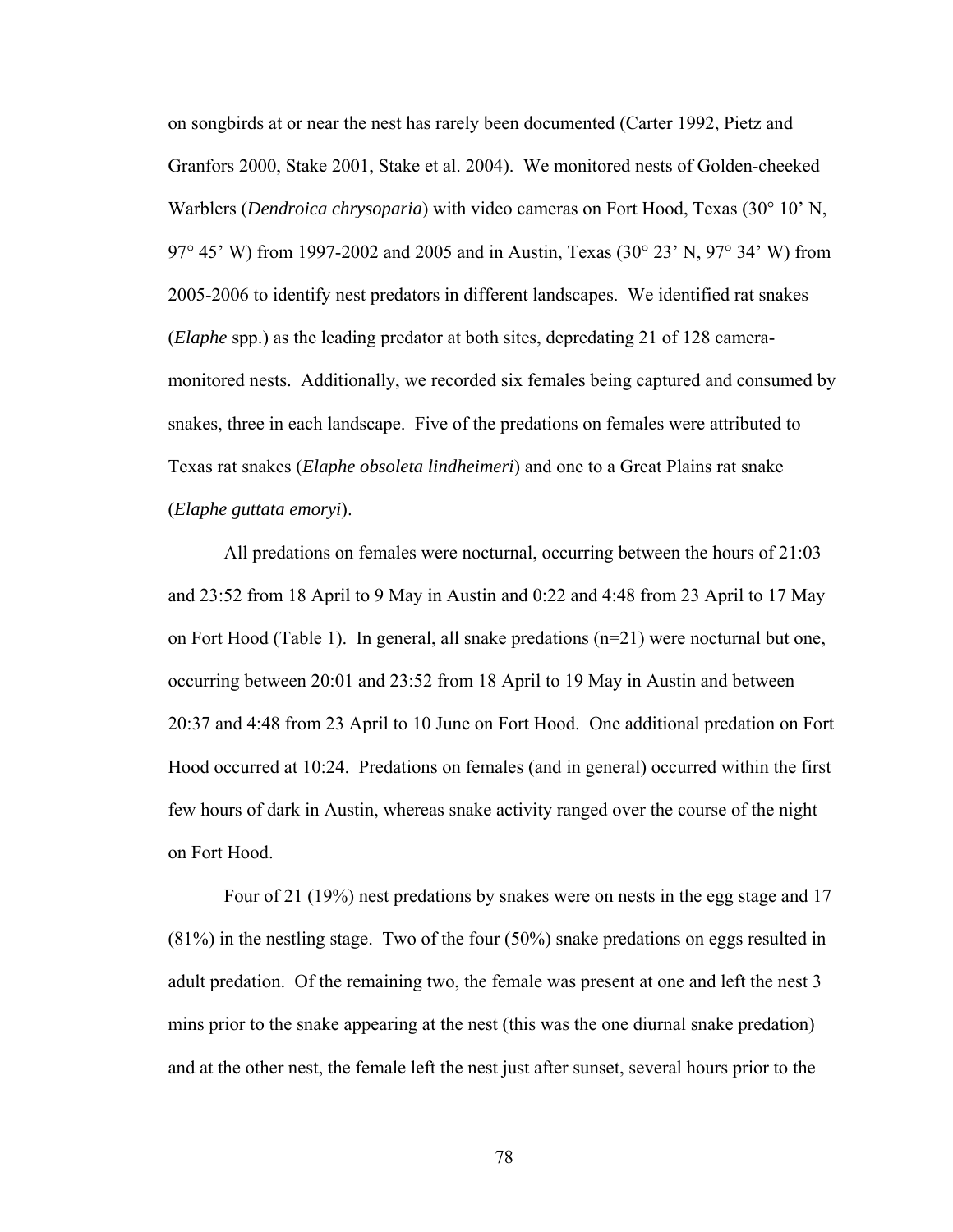on songbirds at or near the nest has rarely been documented (Carter 1992, Pietz and Granfors 2000, Stake 2001, Stake et al. 2004). We monitored nests of Golden-cheeked Warblers (*Dendroica chrysoparia*) with video cameras on Fort Hood, Texas (30° 10' N, 97° 45' W) from 1997-2002 and 2005 and in Austin, Texas (30° 23' N, 97° 34' W) from 2005-2006 to identify nest predators in different landscapes. We identified rat snakes (*Elaphe* spp.) as the leading predator at both sites, depredating 21 of 128 camera-monitored nests. Additionally, we recorded six females being captured and consumed by snakes, three in each landscape. Five of the predations on females were attributed to Texas rat snakes (*Elaphe obsoleta lindheimeri*) and one to a Great Plains rat snake (*Elaphe guttata emoryi*).

All predations on females were nocturnal, occurring between the hours of 21:03 and 23:52 from 18 April to 9 May in Austin and 0:22 and 4:48 from 23 April to 17 May on Fort Hood (Table 1). In general, all snake predations (n=21) were nocturnal but one, occurring between 20:01 and 23:52 from 18 April to 19 May in Austin and between 20:37 and 4:48 from 23 April to 10 June on Fort Hood. One additional predation on Fort Hood occurred at 10:24. Predations on females (and in general) occurred within the first few hours of dark in Austin, whereas snake activity ranged over the course of the night on Fort Hood.

Four of 21 (19%) nest predations by snakes were on nests in the egg stage and 17 (81%) in the nestling stage. Two of the four (50%) snake predations on eggs resulted in adult predation. Of the remaining two, the female was present at one and left the nest 3 mins prior to the snake appearing at the nest (this was the one diurnal snake predation) and at the other nest, the female left the nest just after sunset, several hours prior to the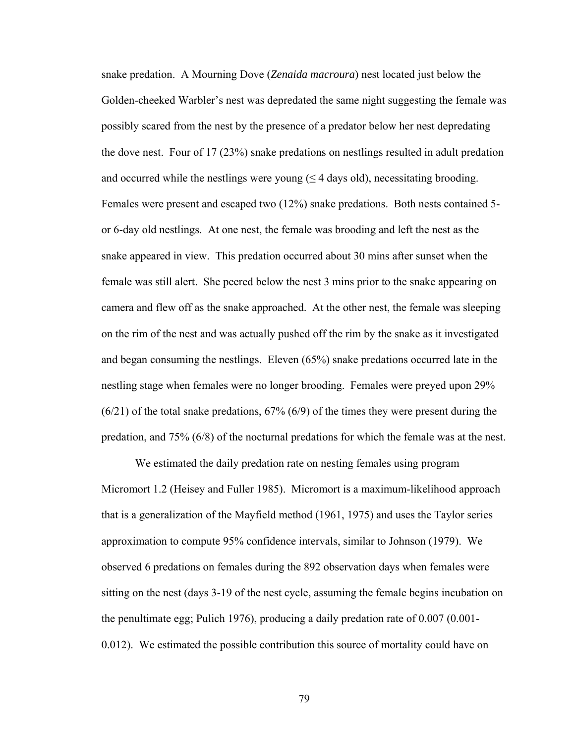snake predation. A Mourning Dove (*Zenaida macroura*) nest located just below the Golden-cheeked Warbler's nest was depredated the same night suggesting the female was possibly scared from the nest by the presence of a predator below her nest depredating the dove nest. Four of 17 (23%) snake predations on nestlings resulted in adult predation and occurred while the nestlings were young (≤ 4 days old), necessitating brooding. Females were present and escaped two (12%) snake predations. Both nests contained 5- or 6-day old nestlings. At one nest, the female was brooding and left the nest as the snake appeared in view. This predation occurred about 30 mins after sunset when the female was still alert. She peered below the nest 3 mins prior to the snake appearing on camera and flew off as the snake approached. At the other nest, the female was sleeping on the rim of the nest and was actually pushed off the rim by the snake as it investigated and began consuming the nestlings. Eleven (65%) snake predations occurred late in the nestling stage when females were no longer brooding. Females were preyed upon 29% (6/21) of the total snake predations, 67% (6/9) of the times they were present during the predation, and 75% (6/8) of the nocturnal predations for which the female was at the nest.

We estimated the daily predation rate on nesting females using program Micromort 1.2 (Heisey and Fuller 1985). Micromort is a maximum-likelihood approach that is a generalization of the Mayfield method (1961, 1975) and uses the Taylor series approximation to compute 95% confidence intervals, similar to Johnson (1979). We observed 6 predations on females during the 892 observation days when females were sitting on the nest (days 3-19 of the nest cycle, assuming the female begins incubation on the penultimate egg; Pulich 1976), producing a daily predation rate of 0.007 (0.001-0.012). We estimated the possible contribution this source of mortality could have on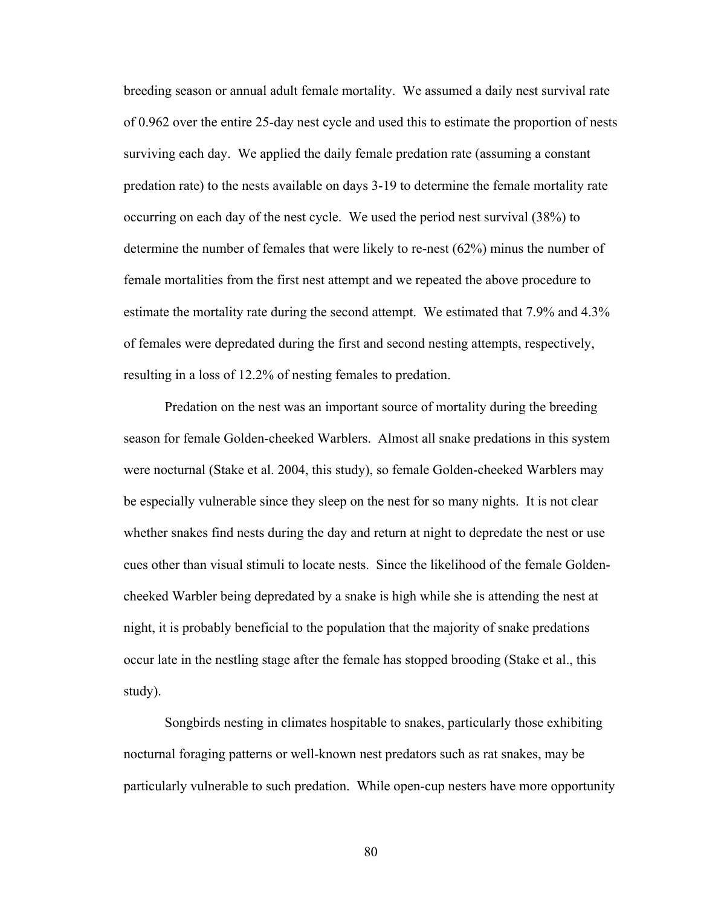breeding season or annual adult female mortality. We assumed a daily nest survival rate of 0.962 over the entire 25-day nest cycle and used this to estimate the proportion of nests surviving each day. We applied the daily female predation rate (assuming a constant predation rate) to the nests available on days 3-19 to determine the female mortality rate occurring on each day of the nest cycle. We used the period nest survival (38%) to determine the number of females that were likely to re-nest (62%) minus the number of female mortalities from the first nest attempt and we repeated the above procedure to estimate the mortality rate during the second attempt. We estimated that 7.9% and 4.3% of females were depredated during the first and second nesting attempts, respectively, resulting in a loss of 12.2% of nesting females to predation.

Predation on the nest was an important source of mortality during the breeding season for female Golden-cheeked Warblers. Almost all snake predations in this system were nocturnal (Stake et al. 2004, this study), so female Golden-cheeked Warblers may be especially vulnerable since they sleep on the nest for so many nights. It is not clear whether snakes find nests during the day and return at night to depredate the nest or use cues other than visual stimuli to locate nests. Since the likelihood of the female Golden-cheeked Warbler being depredated by a snake is high while she is attending the nest at night, it is probably beneficial to the population that the majority of snake predations occur late in the nestling stage after the female has stopped brooding (Stake et al., this study).

Songbirds nesting in climates hospitable to snakes, particularly those exhibiting nocturnal foraging patterns or well-known nest predators such as rat snakes, may be particularly vulnerable to such predation. While open-cup nesters have more opportunity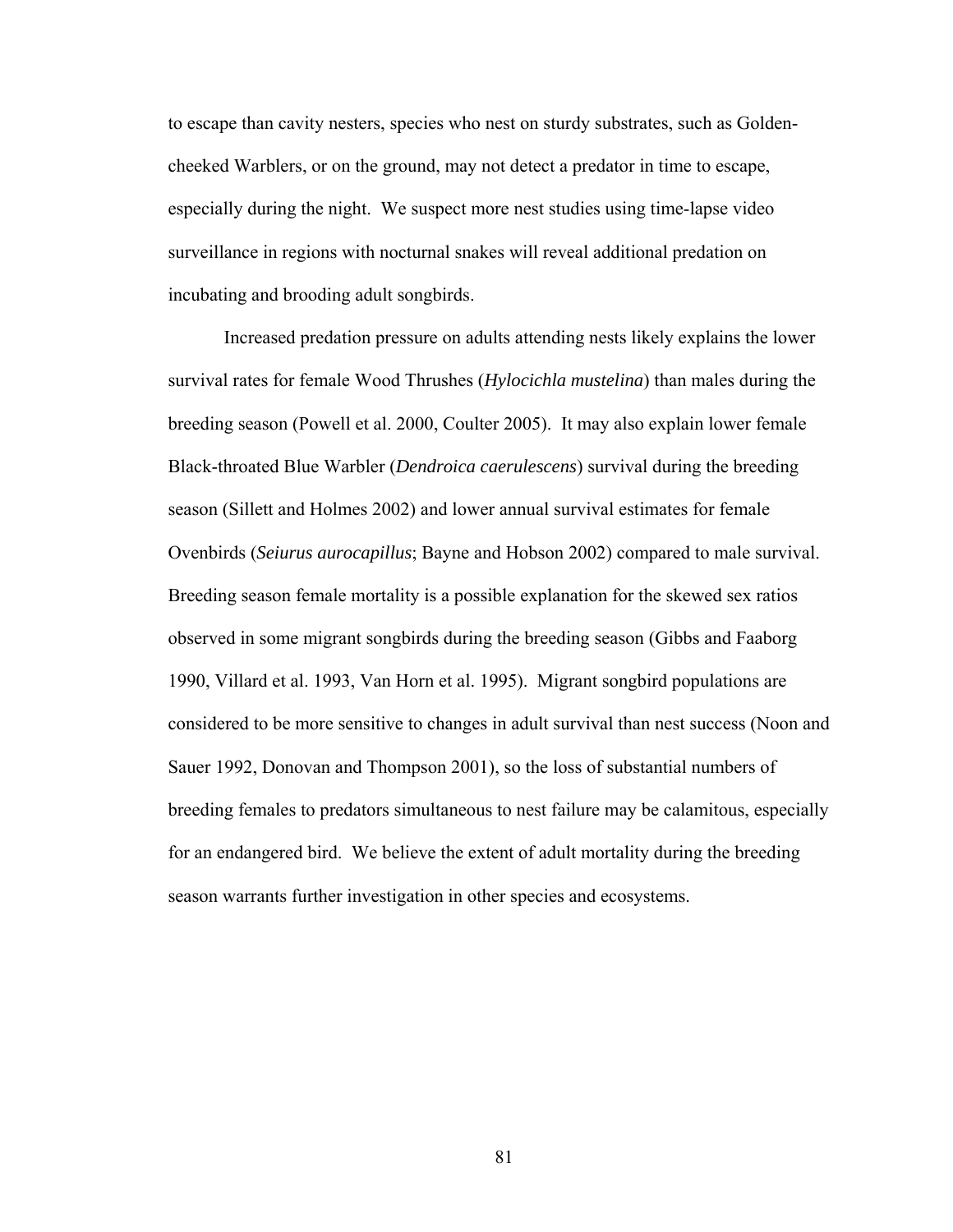to escape than cavity nesters, species who nest on sturdy substrates, such as Golden-cheeked Warblers, or on the ground, may not detect a predator in time to escape, especially during the night. We suspect more nest studies using time-lapse video surveillance in regions with nocturnal snakes will reveal additional predation on incubating and brooding adult songbirds.

Increased predation pressure on adults attending nests likely explains the lower survival rates for female Wood Thrushes (*Hylocichla mustelina*) than males during the breeding season (Powell et al. 2000, Coulter 2005). It may also explain lower female Black-throated Blue Warbler (*Dendroica caerulescens*) survival during the breeding season (Sillett and Holmes 2002) and lower annual survival estimates for female Ovenbirds (*Seiurus aurocapillus*; Bayne and Hobson 2002) compared to male survival. Breeding season female mortality is a possible explanation for the skewed sex ratios observed in some migrant songbirds during the breeding season (Gibbs and Faaborg 1990, Villard et al. 1993, Van Horn et al. 1995). Migrant songbird populations are considered to be more sensitive to changes in adult survival than nest success (Noon and Sauer 1992, Donovan and Thompson 2001), so the loss of substantial numbers of breeding females to predators simultaneous to nest failure may be calamitous, especially for an endangered bird. We believe the extent of adult mortality during the breeding season warrants further investigation in other species and ecosystems.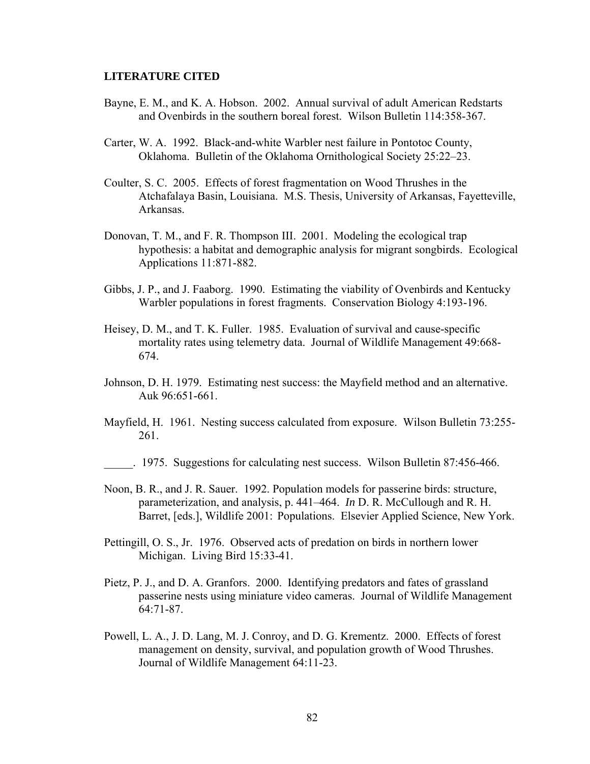## LITERATURE CITED

Bayne, E. M., and K. A. Hobson. 2002. Annual survival of adult American Redstarts and Ovenbirds in the southern boreal forest. Wilson Bulletin 114:358-367.

Carter, W. A. 1992. Black-and-white Warbler nest failure in Pontotoc County, Oklahoma. Bulletin of the Oklahoma Ornithological Society 25:22–23.

Coulter, S. C. 2005. Effects of forest fragmentation on Wood Thrushes in the Atchafalaya Basin, Louisiana. M.S. Thesis, University of Arkansas, Fayetteville, Arkansas.

Donovan, T. M., and F. R. Thompson III. 2001. Modeling the ecological trap hypothesis: a habitat and demographic analysis for migrant songbirds. Ecological Applications 11:871-882.

Gibbs, J. P., and J. Faaborg. 1990. Estimating the viability of Ovenbirds and Kentucky Warbler populations in forest fragments. Conservation Biology 4:193-196.

Heisey, D. M., and T. K. Fuller. 1985. Evaluation of survival and cause-specific mortality rates using telemetry data. Journal of Wildlife Management 49:668-674.

Johnson, D. H. 1979. Estimating nest success: the Mayfield method and an alternative. Auk 96:651-661.

Mayfield, H. 1961. Nesting success calculated from exposure. Wilson Bulletin 73:255-261.

_____. 1975. Suggestions for calculating nest success. Wilson Bulletin 87:456-466.

Noon, B. R., and J. R. Sauer. 1992. Population models for passerine birds: structure, parameterization, and analysis, p. 441–464. *In* D. R. McCullough and R. H. Barret, [eds.], Wildlife 2001: Populations. Elsevier Applied Science, New York.

Pettingill, O. S., Jr. 1976. Observed acts of predation on birds in northern lower Michigan. Living Bird 15:33-41.

Pietz, P. J., and D. A. Granfors. 2000. Identifying predators and fates of grassland passerine nests using miniature video cameras. Journal of Wildlife Management 64:71-87.

Powell, L. A., J. D. Lang, M. J. Conroy, and D. G. Krementz. 2000. Effects of forest management on density, survival, and population growth of Wood Thrushes. Journal of Wildlife Management 64:11-23.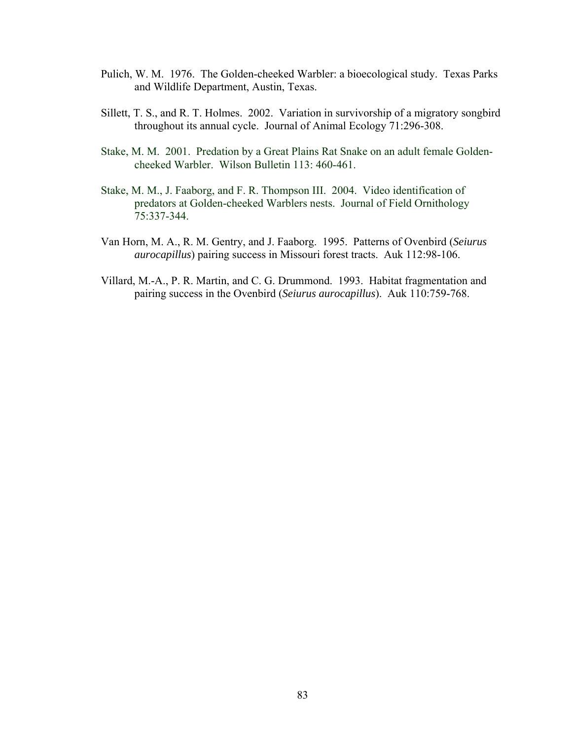Pulich, W. M. 1976. The Golden-cheeked Warbler: a bioecological study. Texas Parks and Wildlife Department, Austin, Texas.

Sillett, T. S., and R. T. Holmes. 2002. Variation in survivorship of a migratory songbird throughout its annual cycle. Journal of Animal Ecology 71:296-308.

Stake, M. M. 2001. Predation by a Great Plains Rat Snake on an adult female Golden-cheeked Warbler. Wilson Bulletin 113: 460-461.

Stake, M. M., J. Faaborg, and F. R. Thompson III. 2004. Video identification of predators at Golden-cheeked Warblers nests. Journal of Field Ornithology 75:337-344.

Van Horn, M. A., R. M. Gentry, and J. Faaborg. 1995. Patterns of Ovenbird (*Seiurus aurocapillus*) pairing success in Missouri forest tracts. Auk 112:98-106.

Villard, M.-A., P. R. Martin, and C. G. Drummond. 1993. Habitat fragmentation and pairing success in the Ovenbird (*Seiurus aurocapillus*). Auk 110:759-768.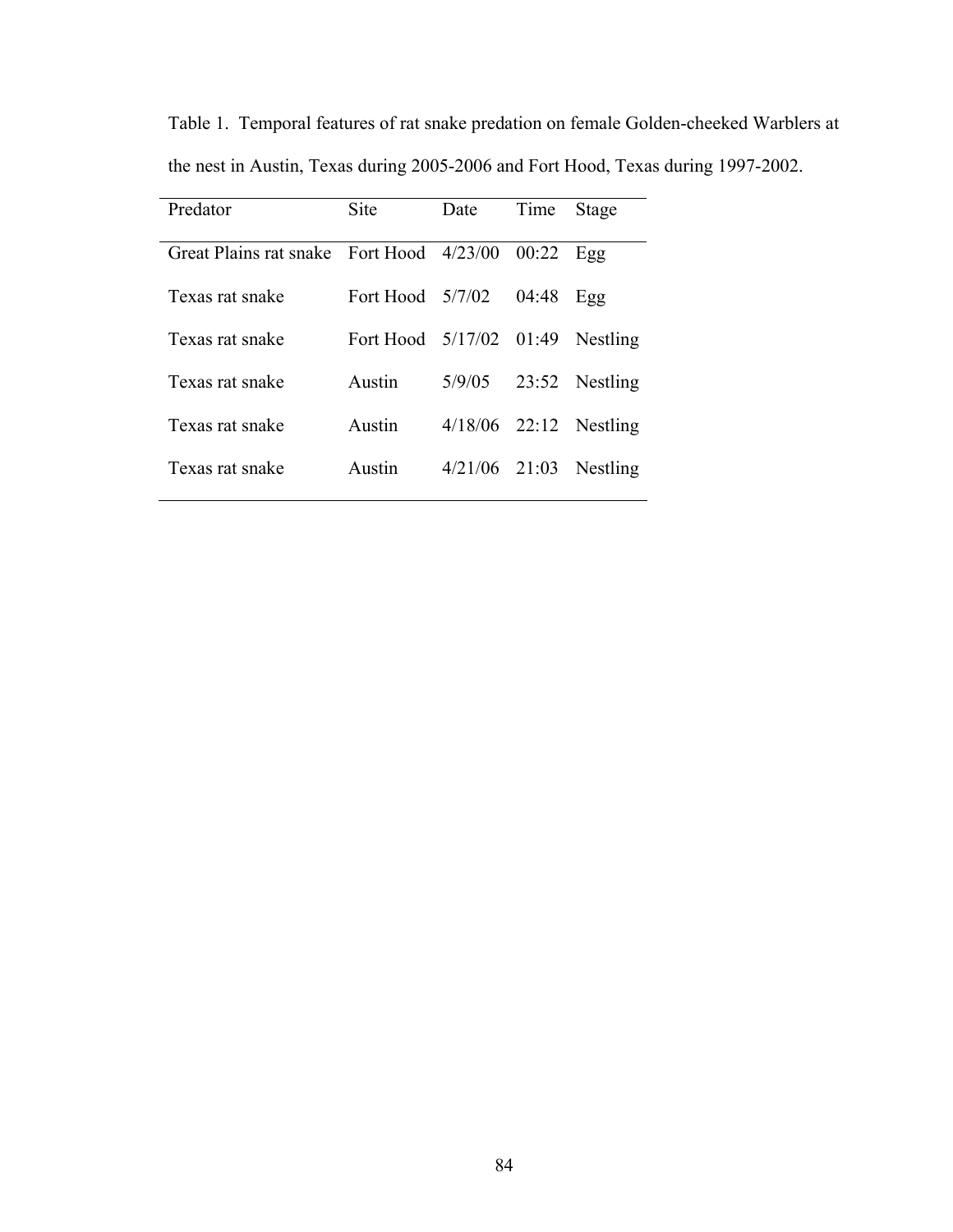Table 1. Temporal features of rat snake predation on female Golden-cheeked Warblers at the nest in Austin, Texas during 2005-2006 and Fort Hood, Texas during 1997-2002.

| Predator | Site | Date | Time | Stage |
|---|---|---|---|---|
| Great Plains rat snake | Fort Hood | 4/23/00 | 00:22 | Egg |
| Texas rat snake | Fort Hood | 5/7/02 | 04:48 | Egg |
| Texas rat snake | Fort Hood | 5/17/02 | 01:49 | Nestling |
| Texas rat snake | Austin | 5/9/05 | 23:52 | Nestling |
| Texas rat snake | Austin | 4/18/06 | 22:12 | Nestling |
| Texas rat snake | Austin | 4/21/06 | 21:03 | Nestling |